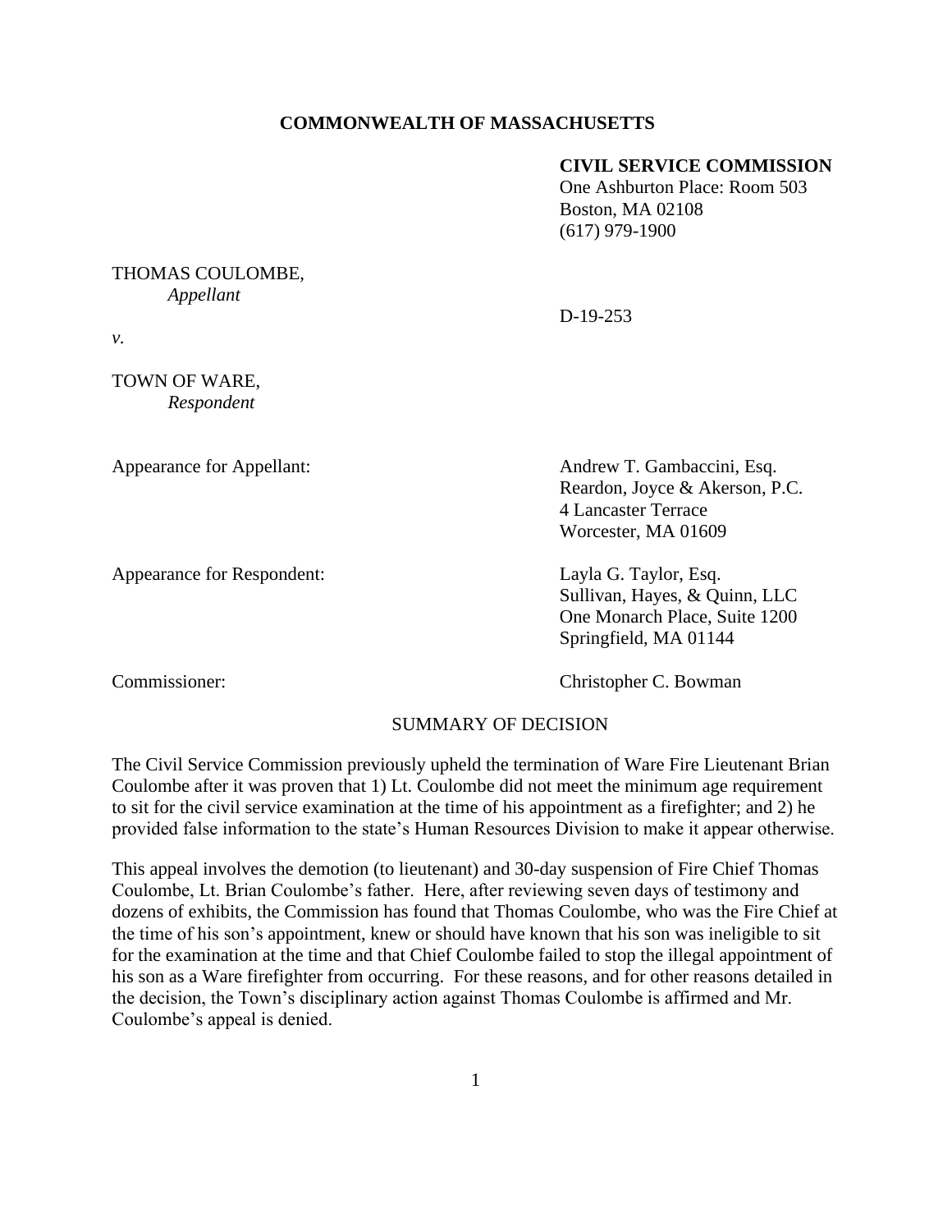**COMMONWEALTH OF MASSACHUSETTS**

**CIVIL SERVICE COMMISSION**
One Ashburton Place: Room 503
Boston, MA 02108
(617) 979-1900

THOMAS COULOMBE,
*Appellant*

D-19-253

*v.*

TOWN OF WARE,
*Respondent*

Appearance for Appellant: Andrew T. Gambaccini, Esq.
Reardon, Joyce & Akerson, P.C.
4 Lancaster Terrace
Worcester, MA 01609

Appearance for Respondent: Layla G. Taylor, Esq.
Sullivan, Hayes, & Quinn, LLC
One Monarch Place, Suite 1200
Springfield, MA 01144

Commissioner: Christopher C. Bowman

SUMMARY OF DECISION

The Civil Service Commission previously upheld the termination of Ware Fire Lieutenant Brian Coulombe after it was proven that 1) Lt. Coulombe did not meet the minimum age requirement to sit for the civil service examination at the time of his appointment as a firefighter; and 2) he provided false information to the state's Human Resources Division to make it appear otherwise.

This appeal involves the demotion (to lieutenant) and 30-day suspension of Fire Chief Thomas Coulombe, Lt. Brian Coulombe's father. Here, after reviewing seven days of testimony and dozens of exhibits, the Commission has found that Thomas Coulombe, who was the Fire Chief at the time of his son's appointment, knew or should have known that his son was ineligible to sit for the examination at the time and that Chief Coulombe failed to stop the illegal appointment of his son as a Ware firefighter from occurring. For these reasons, and for other reasons detailed in the decision, the Town's disciplinary action against Thomas Coulombe is affirmed and Mr. Coulombe's appeal is denied.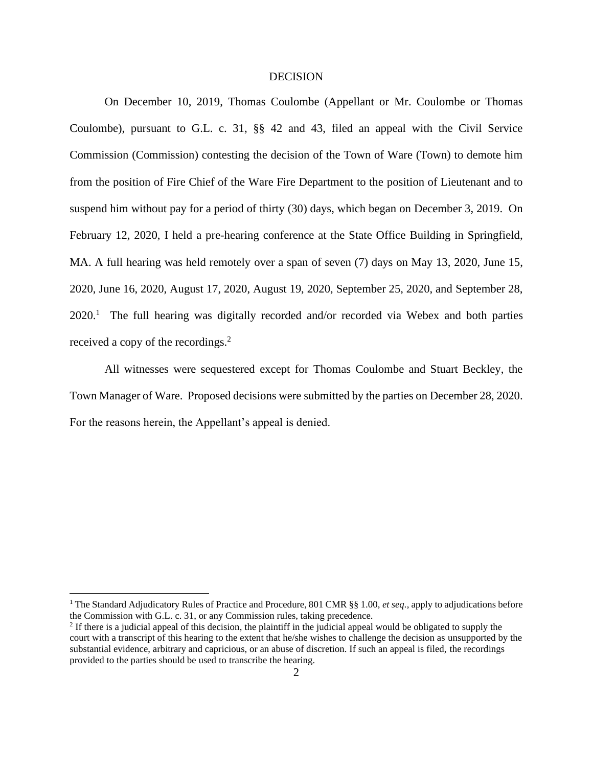## DECISION

On December 10, 2019, Thomas Coulombe (Appellant or Mr. Coulombe or Thomas Coulombe), pursuant to G.L. c. 31, §§ 42 and 43, filed an appeal with the Civil Service Commission (Commission) contesting the decision of the Town of Ware (Town) to demote him from the position of Fire Chief of the Ware Fire Department to the position of Lieutenant and to suspend him without pay for a period of thirty (30) days, which began on December 3, 2019. On February 12, 2020, I held a pre-hearing conference at the State Office Building in Springfield, MA. A full hearing was held remotely over a span of seven (7) days on May 13, 2020, June 15, 2020, June 16, 2020, August 17, 2020, August 19, 2020, September 25, 2020, and September 28, 2020.[1] The full hearing was digitally recorded and/or recorded via Webex and both parties received a copy of the recordings.[2]

All witnesses were sequestered except for Thomas Coulombe and Stuart Beckley, the Town Manager of Ware. Proposed decisions were submitted by the parties on December 28, 2020. For the reasons herein, the Appellant's appeal is denied.

---

[1] The Standard Adjudicatory Rules of Practice and Procedure, 801 CMR §§ 1.00, *et seq.*, apply to adjudications before the Commission with G.L. c. 31, or any Commission rules, taking precedence.

[2] If there is a judicial appeal of this decision, the plaintiff in the judicial appeal would be obligated to supply the court with a transcript of this hearing to the extent that he/she wishes to challenge the decision as unsupported by the substantial evidence, arbitrary and capricious, or an abuse of discretion. If such an appeal is filed, the recordings provided to the parties should be used to transcribe the hearing.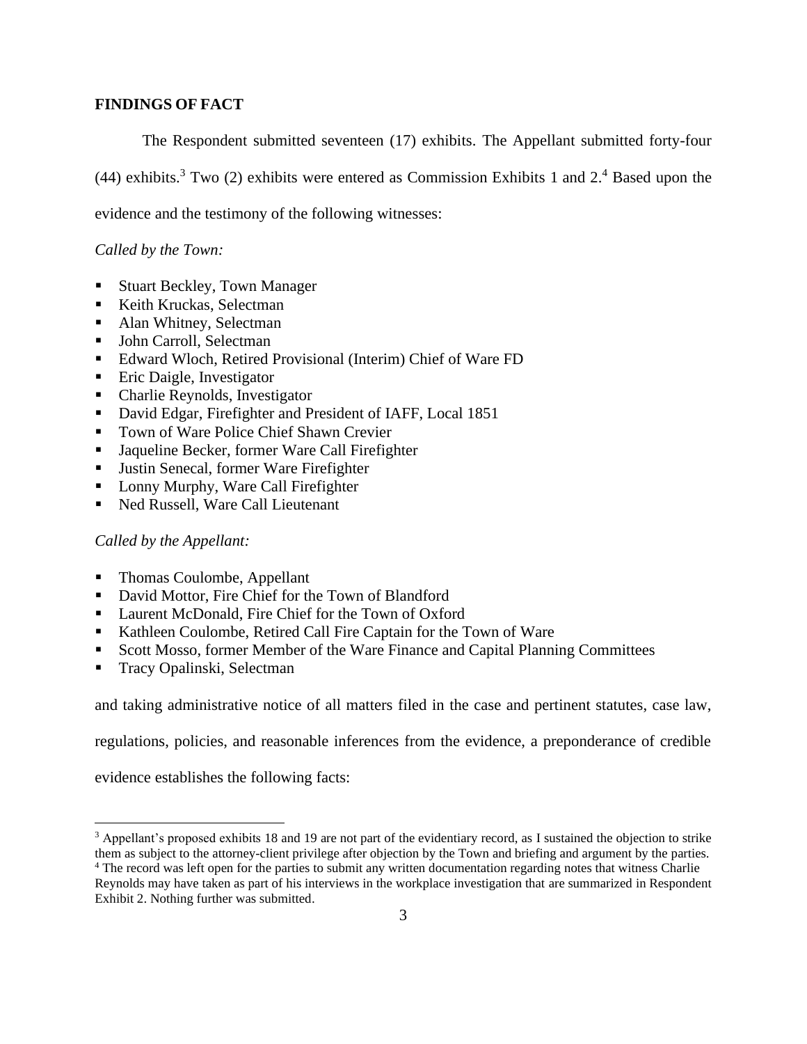**FINDINGS OF FACT**

The Respondent submitted seventeen (17) exhibits. The Appellant submitted forty-four (44) exhibits.[3] Two (2) exhibits were entered as Commission Exhibits 1 and 2.[4] Based upon the evidence and the testimony of the following witnesses:

*Called by the Town:*

- Stuart Beckley, Town Manager
- Keith Kruckas, Selectman
- Alan Whitney, Selectman
- John Carroll, Selectman
- Edward Wloch, Retired Provisional (Interim) Chief of Ware FD
- Eric Daigle, Investigator
- Charlie Reynolds, Investigator
- David Edgar, Firefighter and President of IAFF, Local 1851
- Town of Ware Police Chief Shawn Crevier
- Jaqueline Becker, former Ware Call Firefighter
- Justin Senecal, former Ware Firefighter
- Lonny Murphy, Ware Call Firefighter
- Ned Russell, Ware Call Lieutenant

*Called by the Appellant:*

- Thomas Coulombe, Appellant
- David Mottor, Fire Chief for the Town of Blandford
- Laurent McDonald, Fire Chief for the Town of Oxford
- Kathleen Coulombe, Retired Call Fire Captain for the Town of Ware
- Scott Mosso, former Member of the Ware Finance and Capital Planning Committees
- Tracy Opalinski, Selectman

and taking administrative notice of all matters filed in the case and pertinent statutes, case law, regulations, policies, and reasonable inferences from the evidence, a preponderance of credible evidence establishes the following facts:

---

[3] Appellant's proposed exhibits 18 and 19 are not part of the evidentiary record, as I sustained the objection to strike them as subject to the attorney-client privilege after objection by the Town and briefing and argument by the parties.

[4] The record was left open for the parties to submit any written documentation regarding notes that witness Charlie Reynolds may have taken as part of his interviews in the workplace investigation that are summarized in Respondent Exhibit 2. Nothing further was submitted.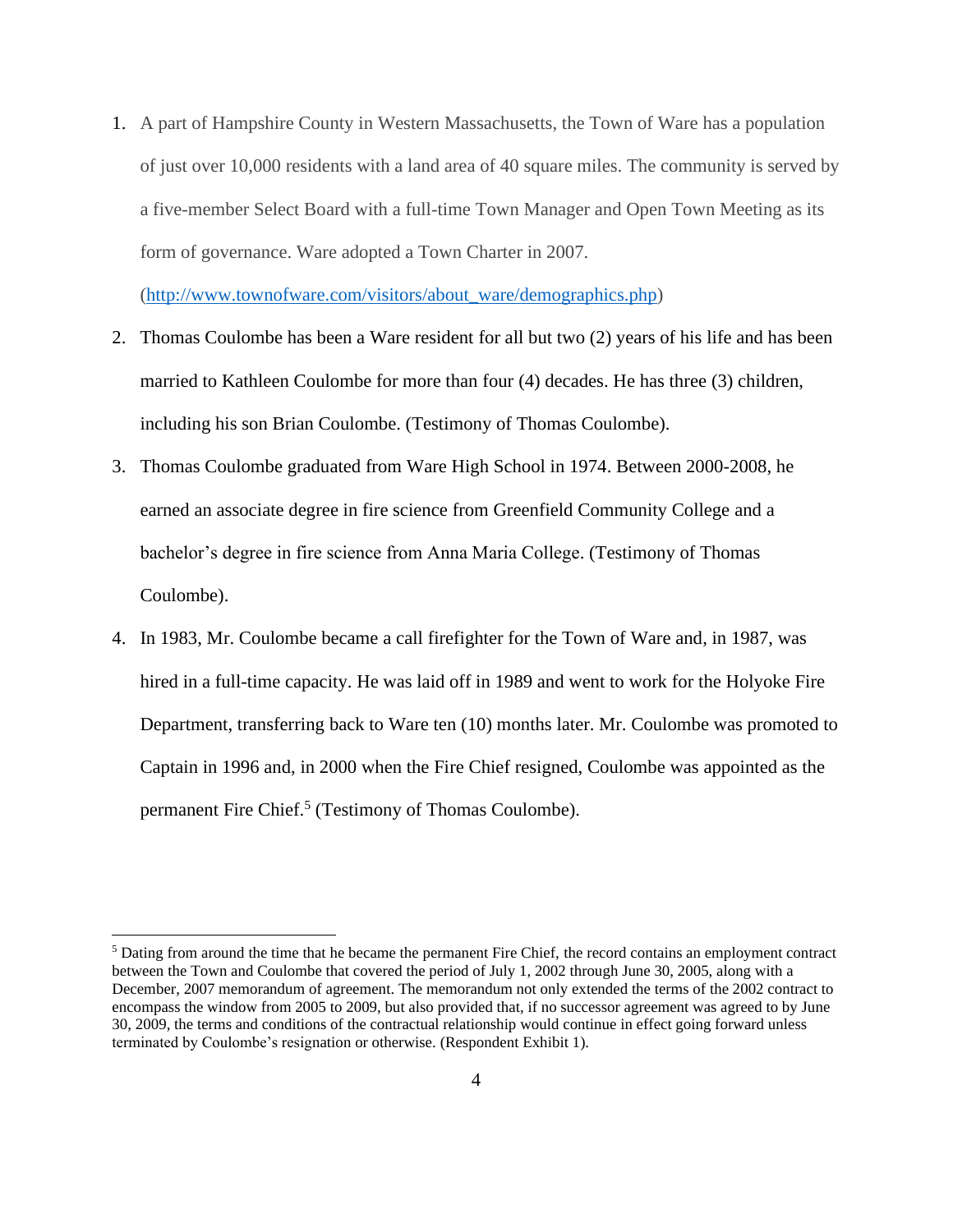1. A part of Hampshire County in Western Massachusetts, the Town of Ware has a population of just over 10,000 residents with a land area of 40 square miles. The community is served by a five-member Select Board with a full-time Town Manager and Open Town Meeting as its form of governance. Ware adopted a Town Charter in 2007. (http://www.townofware.com/visitors/about_ware/demographics.php)

2. Thomas Coulombe has been a Ware resident for all but two (2) years of his life and has been married to Kathleen Coulombe for more than four (4) decades. He has three (3) children, including his son Brian Coulombe. (Testimony of Thomas Coulombe).

3. Thomas Coulombe graduated from Ware High School in 1974. Between 2000-2008, he earned an associate degree in fire science from Greenfield Community College and a bachelor's degree in fire science from Anna Maria College. (Testimony of Thomas Coulombe).

4. In 1983, Mr. Coulombe became a call firefighter for the Town of Ware and, in 1987, was hired in a full-time capacity. He was laid off in 1989 and went to work for the Holyoke Fire Department, transferring back to Ware ten (10) months later. Mr. Coulombe was promoted to Captain in 1996 and, in 2000 when the Fire Chief resigned, Coulombe was appointed as the permanent Fire Chief.[5] (Testimony of Thomas Coulombe).

---

[5] Dating from around the time that he became the permanent Fire Chief, the record contains an employment contract between the Town and Coulombe that covered the period of July 1, 2002 through June 30, 2005, along with a December, 2007 memorandum of agreement. The memorandum not only extended the terms of the 2002 contract to encompass the window from 2005 to 2009, but also provided that, if no successor agreement was agreed to by June 30, 2009, the terms and conditions of the contractual relationship would continue in effect going forward unless terminated by Coulombe's resignation or otherwise. (Respondent Exhibit 1).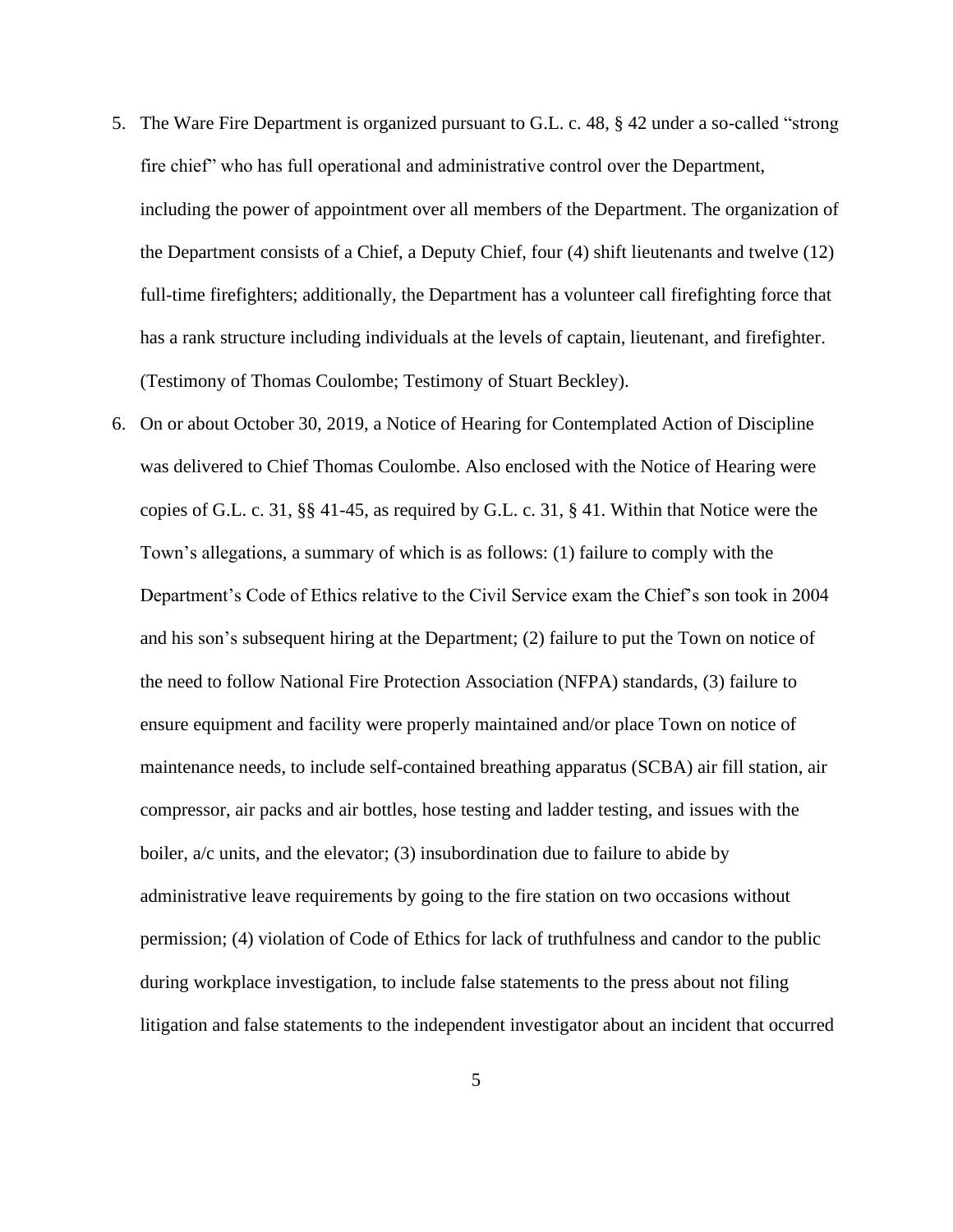5. The Ware Fire Department is organized pursuant to G.L. c. 48, § 42 under a so-called "strong fire chief" who has full operational and administrative control over the Department, including the power of appointment over all members of the Department. The organization of the Department consists of a Chief, a Deputy Chief, four (4) shift lieutenants and twelve (12) full-time firefighters; additionally, the Department has a volunteer call firefighting force that has a rank structure including individuals at the levels of captain, lieutenant, and firefighter. (Testimony of Thomas Coulombe; Testimony of Stuart Beckley).

6. On or about October 30, 2019, a Notice of Hearing for Contemplated Action of Discipline was delivered to Chief Thomas Coulombe. Also enclosed with the Notice of Hearing were copies of G.L. c. 31, §§ 41-45, as required by G.L. c. 31, § 41. Within that Notice were the Town's allegations, a summary of which is as follows: (1) failure to comply with the Department's Code of Ethics relative to the Civil Service exam the Chief's son took in 2004 and his son's subsequent hiring at the Department; (2) failure to put the Town on notice of the need to follow National Fire Protection Association (NFPA) standards, (3) failure to ensure equipment and facility were properly maintained and/or place Town on notice of maintenance needs, to include self-contained breathing apparatus (SCBA) air fill station, air compressor, air packs and air bottles, hose testing and ladder testing, and issues with the boiler, a/c units, and the elevator; (3) insubordination due to failure to abide by administrative leave requirements by going to the fire station on two occasions without permission; (4) violation of Code of Ethics for lack of truthfulness and candor to the public during workplace investigation, to include false statements to the press about not filing litigation and false statements to the independent investigator about an incident that occurred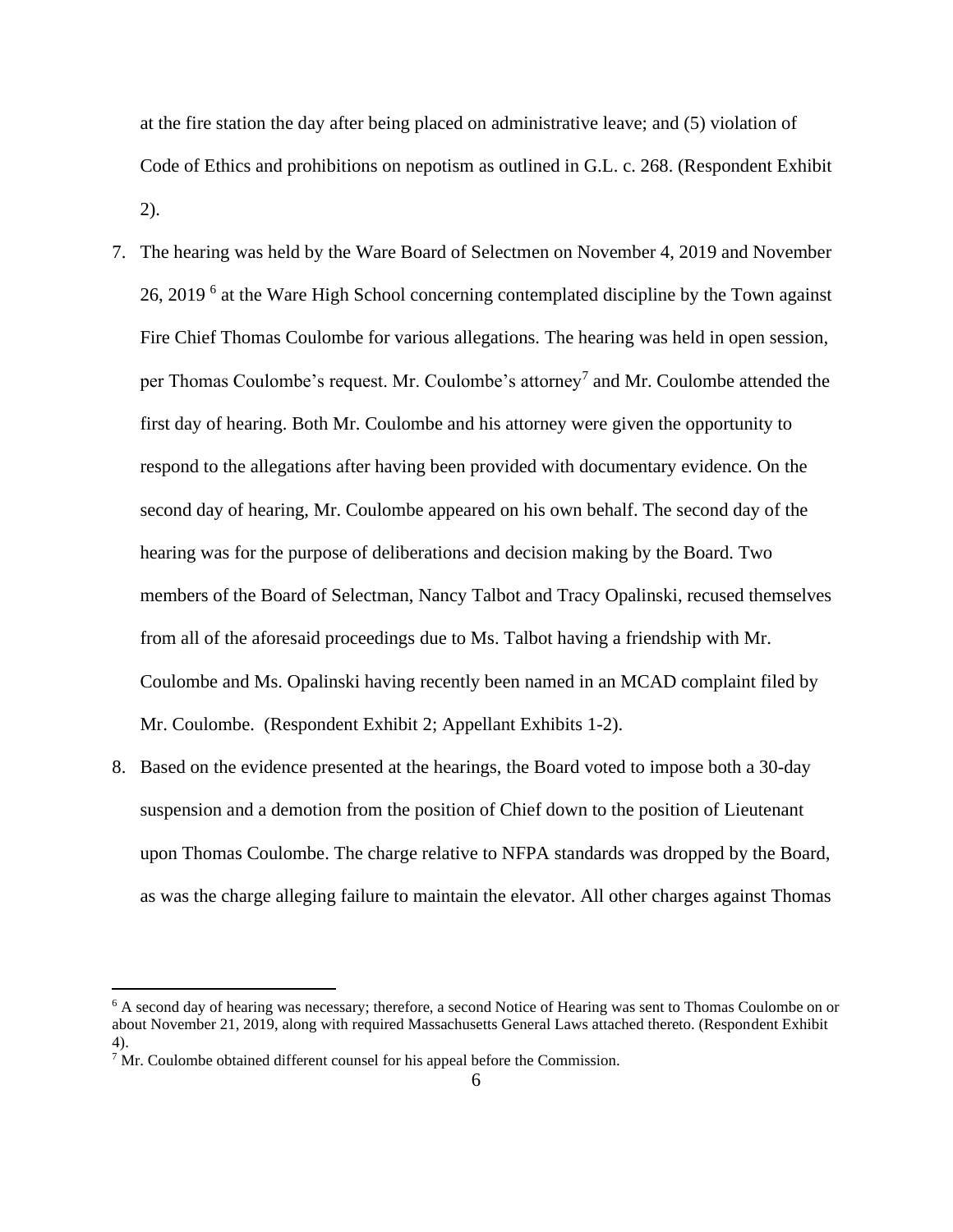at the fire station the day after being placed on administrative leave; and (5) violation of Code of Ethics and prohibitions on nepotism as outlined in G.L. c. 268. (Respondent Exhibit 2).

7. The hearing was held by the Ware Board of Selectmen on November 4, 2019 and November 26, 2019 [6] at the Ware High School concerning contemplated discipline by the Town against Fire Chief Thomas Coulombe for various allegations. The hearing was held in open session, per Thomas Coulombe's request. Mr. Coulombe's attorney[7] and Mr. Coulombe attended the first day of hearing. Both Mr. Coulombe and his attorney were given the opportunity to respond to the allegations after having been provided with documentary evidence. On the second day of hearing, Mr. Coulombe appeared on his own behalf. The second day of the hearing was for the purpose of deliberations and decision making by the Board. Two members of the Board of Selectman, Nancy Talbot and Tracy Opalinski, recused themselves from all of the aforesaid proceedings due to Ms. Talbot having a friendship with Mr. Coulombe and Ms. Opalinski having recently been named in an MCAD complaint filed by Mr. Coulombe. (Respondent Exhibit 2; Appellant Exhibits 1-2).

8. Based on the evidence presented at the hearings, the Board voted to impose both a 30-day suspension and a demotion from the position of Chief down to the position of Lieutenant upon Thomas Coulombe. The charge relative to NFPA standards was dropped by the Board, as was the charge alleging failure to maintain the elevator. All other charges against Thomas

---

[6] A second day of hearing was necessary; therefore, a second Notice of Hearing was sent to Thomas Coulombe on or about November 21, 2019, along with required Massachusetts General Laws attached thereto. (Respondent Exhibit 4).

[7] Mr. Coulombe obtained different counsel for his appeal before the Commission.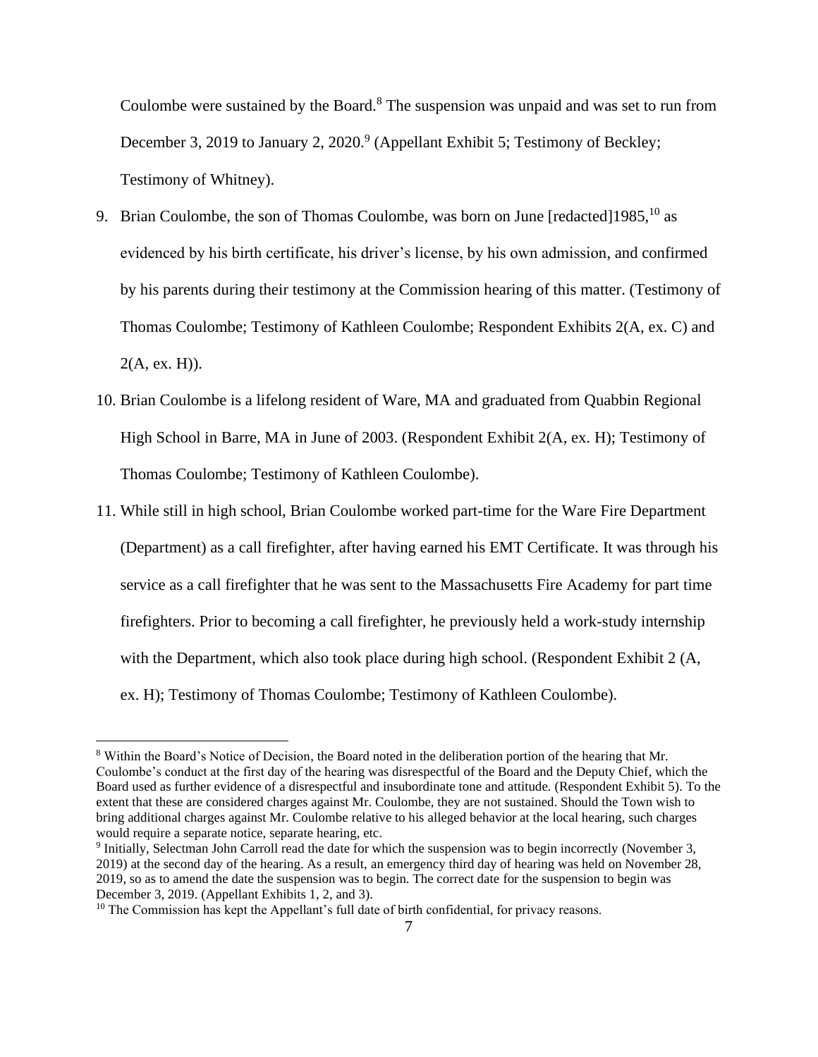Coulombe were sustained by the Board.[8] The suspension was unpaid and was set to run from December 3, 2019 to January 2, 2020.[9] (Appellant Exhibit 5; Testimony of Beckley; Testimony of Whitney).

9. Brian Coulombe, the son of Thomas Coulombe, was born on June [redacted]1985,[10] as evidenced by his birth certificate, his driver's license, by his own admission, and confirmed by his parents during their testimony at the Commission hearing of this matter. (Testimony of Thomas Coulombe; Testimony of Kathleen Coulombe; Respondent Exhibits 2(A, ex. C) and 2(A, ex. H)).

10. Brian Coulombe is a lifelong resident of Ware, MA and graduated from Quabbin Regional High School in Barre, MA in June of 2003. (Respondent Exhibit 2(A, ex. H); Testimony of Thomas Coulombe; Testimony of Kathleen Coulombe).

11. While still in high school, Brian Coulombe worked part-time for the Ware Fire Department (Department) as a call firefighter, after having earned his EMT Certificate. It was through his service as a call firefighter that he was sent to the Massachusetts Fire Academy for part time firefighters. Prior to becoming a call firefighter, he previously held a work-study internship with the Department, which also took place during high school. (Respondent Exhibit 2 (A, ex. H); Testimony of Thomas Coulombe; Testimony of Kathleen Coulombe).

---

[8] Within the Board's Notice of Decision, the Board noted in the deliberation portion of the hearing that Mr. Coulombe's conduct at the first day of the hearing was disrespectful of the Board and the Deputy Chief, which the Board used as further evidence of a disrespectful and insubordinate tone and attitude. (Respondent Exhibit 5). To the extent that these are considered charges against Mr. Coulombe, they are not sustained. Should the Town wish to bring additional charges against Mr. Coulombe relative to his alleged behavior at the local hearing, such charges would require a separate notice, separate hearing, etc.

[9] Initially, Selectman John Carroll read the date for which the suspension was to begin incorrectly (November 3, 2019) at the second day of the hearing. As a result, an emergency third day of hearing was held on November 28, 2019, so as to amend the date the suspension was to begin. The correct date for the suspension to begin was December 3, 2019. (Appellant Exhibits 1, 2, and 3).

[10] The Commission has kept the Appellant's full date of birth confidential, for privacy reasons.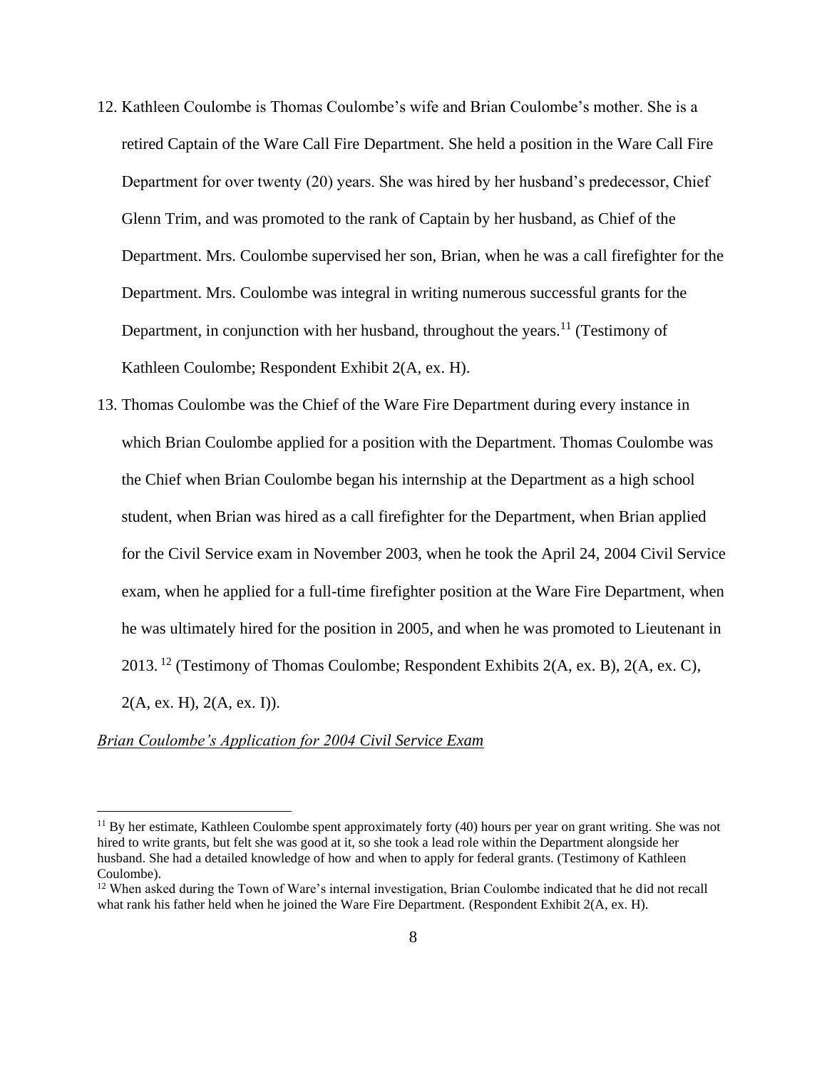12. Kathleen Coulombe is Thomas Coulombe's wife and Brian Coulombe's mother. She is a retired Captain of the Ware Call Fire Department. She held a position in the Ware Call Fire Department for over twenty (20) years. She was hired by her husband's predecessor, Chief Glenn Trim, and was promoted to the rank of Captain by her husband, as Chief of the Department. Mrs. Coulombe supervised her son, Brian, when he was a call firefighter for the Department. Mrs. Coulombe was integral in writing numerous successful grants for the Department, in conjunction with her husband, throughout the years.[11] (Testimony of Kathleen Coulombe; Respondent Exhibit 2(A, ex. H).

13. Thomas Coulombe was the Chief of the Ware Fire Department during every instance in which Brian Coulombe applied for a position with the Department. Thomas Coulombe was the Chief when Brian Coulombe began his internship at the Department as a high school student, when Brian was hired as a call firefighter for the Department, when Brian applied for the Civil Service exam in November 2003, when he took the April 24, 2004 Civil Service exam, when he applied for a full-time firefighter position at the Ware Fire Department, when he was ultimately hired for the position in 2005, and when he was promoted to Lieutenant in 2013.[12] (Testimony of Thomas Coulombe; Respondent Exhibits 2(A, ex. B), 2(A, ex. C), 2(A, ex. H), 2(A, ex. I)).

*Brian Coulombe's Application for 2004 Civil Service Exam*

---

[11] By her estimate, Kathleen Coulombe spent approximately forty (40) hours per year on grant writing. She was not hired to write grants, but felt she was good at it, so she took a lead role within the Department alongside her husband. She had a detailed knowledge of how and when to apply for federal grants. (Testimony of Kathleen Coulombe).

[12] When asked during the Town of Ware's internal investigation, Brian Coulombe indicated that he did not recall what rank his father held when he joined the Ware Fire Department. (Respondent Exhibit 2(A, ex. H).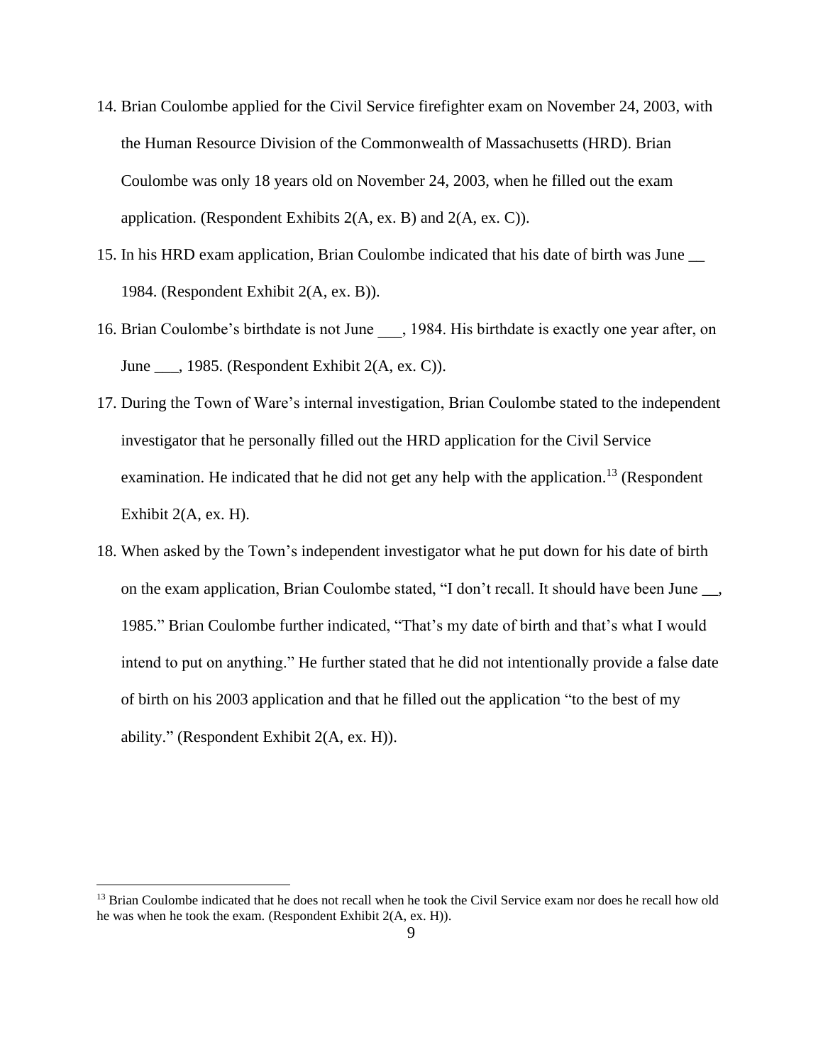14. Brian Coulombe applied for the Civil Service firefighter exam on November 24, 2003, with the Human Resource Division of the Commonwealth of Massachusetts (HRD). Brian Coulombe was only 18 years old on November 24, 2003, when he filled out the exam application. (Respondent Exhibits 2(A, ex. B) and 2(A, ex. C)).

15. In his HRD exam application, Brian Coulombe indicated that his date of birth was June __ 1984. (Respondent Exhibit 2(A, ex. B)).

16. Brian Coulombe's birthdate is not June ___, 1984. His birthdate is exactly one year after, on June ___, 1985. (Respondent Exhibit 2(A, ex. C)).

17. During the Town of Ware's internal investigation, Brian Coulombe stated to the independent investigator that he personally filled out the HRD application for the Civil Service examination. He indicated that he did not get any help with the application.[13] (Respondent Exhibit 2(A, ex. H).

18. When asked by the Town's independent investigator what he put down for his date of birth on the exam application, Brian Coulombe stated, "I don't recall. It should have been June __, 1985." Brian Coulombe further indicated, "That's my date of birth and that's what I would intend to put on anything." He further stated that he did not intentionally provide a false date of birth on his 2003 application and that he filled out the application "to the best of my ability." (Respondent Exhibit 2(A, ex. H)).

[13] Brian Coulombe indicated that he does not recall when he took the Civil Service exam nor does he recall how old he was when he took the exam. (Respondent Exhibit 2(A, ex. H)).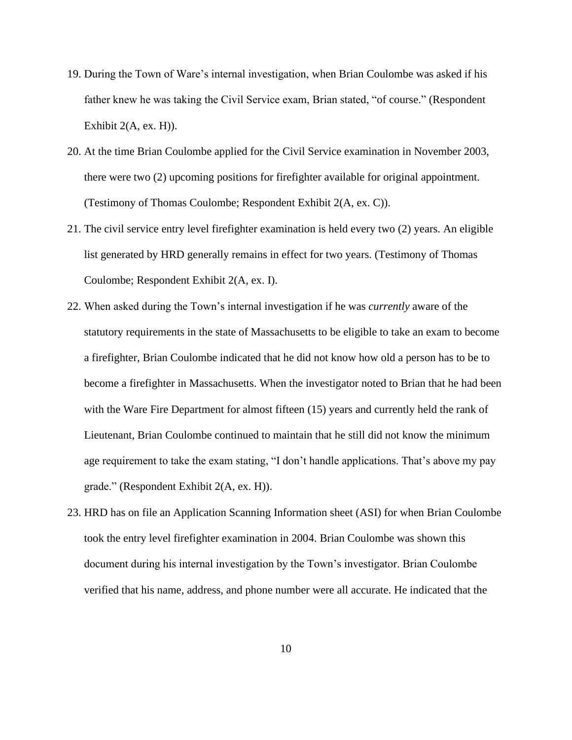19. During the Town of Ware's internal investigation, when Brian Coulombe was asked if his father knew he was taking the Civil Service exam, Brian stated, "of course." (Respondent Exhibit 2(A, ex. H)).

20. At the time Brian Coulombe applied for the Civil Service examination in November 2003, there were two (2) upcoming positions for firefighter available for original appointment. (Testimony of Thomas Coulombe; Respondent Exhibit 2(A, ex. C)).

21. The civil service entry level firefighter examination is held every two (2) years. An eligible list generated by HRD generally remains in effect for two years. (Testimony of Thomas Coulombe; Respondent Exhibit 2(A, ex. I).

22. When asked during the Town's internal investigation if he was *currently* aware of the statutory requirements in the state of Massachusetts to be eligible to take an exam to become a firefighter, Brian Coulombe indicated that he did not know how old a person has to be to become a firefighter in Massachusetts. When the investigator noted to Brian that he had been with the Ware Fire Department for almost fifteen (15) years and currently held the rank of Lieutenant, Brian Coulombe continued to maintain that he still did not know the minimum age requirement to take the exam stating, "I don't handle applications. That's above my pay grade." (Respondent Exhibit 2(A, ex. H)).

23. HRD has on file an Application Scanning Information sheet (ASI) for when Brian Coulombe took the entry level firefighter examination in 2004. Brian Coulombe was shown this document during his internal investigation by the Town's investigator. Brian Coulombe verified that his name, address, and phone number were all accurate. He indicated that the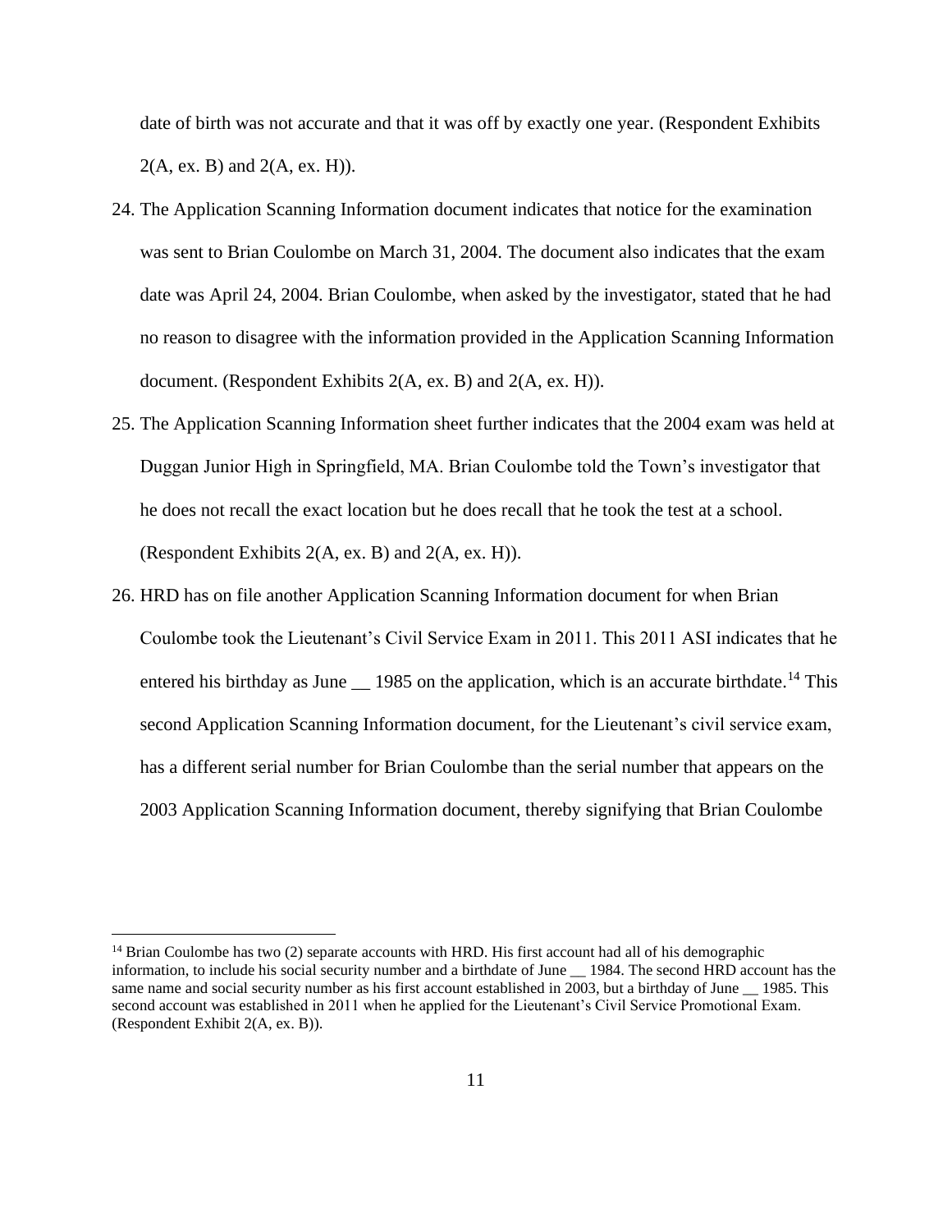date of birth was not accurate and that it was off by exactly one year. (Respondent Exhibits 2(A, ex. B) and 2(A, ex. H)).

24. The Application Scanning Information document indicates that notice for the examination was sent to Brian Coulombe on March 31, 2004. The document also indicates that the exam date was April 24, 2004. Brian Coulombe, when asked by the investigator, stated that he had no reason to disagree with the information provided in the Application Scanning Information document. (Respondent Exhibits 2(A, ex. B) and 2(A, ex. H)).

25. The Application Scanning Information sheet further indicates that the 2004 exam was held at Duggan Junior High in Springfield, MA. Brian Coulombe told the Town's investigator that he does not recall the exact location but he does recall that he took the test at a school. (Respondent Exhibits 2(A, ex. B) and 2(A, ex. H)).

26. HRD has on file another Application Scanning Information document for when Brian Coulombe took the Lieutenant's Civil Service Exam in 2011. This 2011 ASI indicates that he entered his birthday as June __ 1985 on the application, which is an accurate birthdate.[14] This second Application Scanning Information document, for the Lieutenant's civil service exam, has a different serial number for Brian Coulombe than the serial number that appears on the 2003 Application Scanning Information document, thereby signifying that Brian Coulombe

---

[14] Brian Coulombe has two (2) separate accounts with HRD. His first account had all of his demographic information, to include his social security number and a birthdate of June __ 1984. The second HRD account has the same name and social security number as his first account established in 2003, but a birthday of June __ 1985. This second account was established in 2011 when he applied for the Lieutenant's Civil Service Promotional Exam. (Respondent Exhibit 2(A, ex. B)).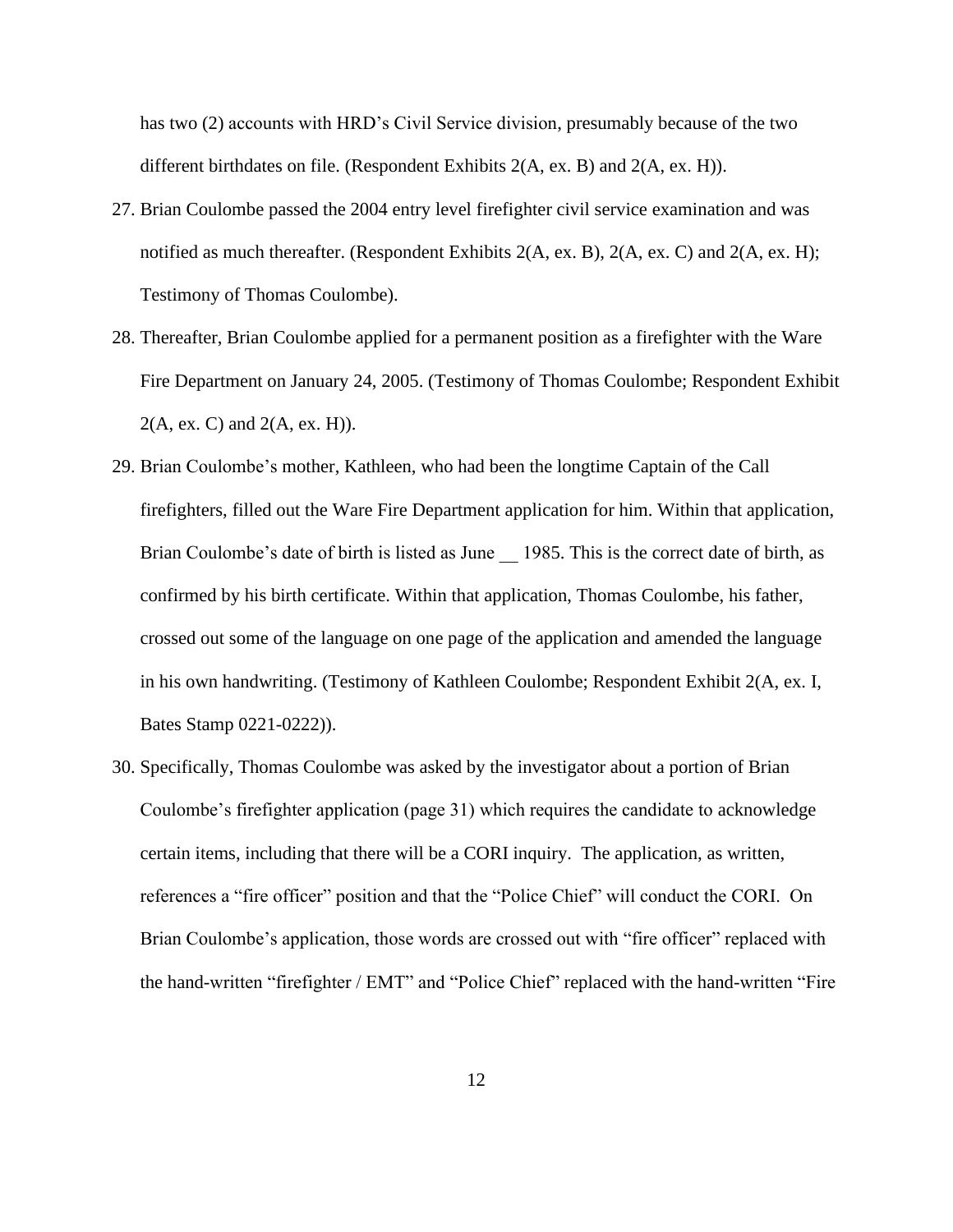has two (2) accounts with HRD's Civil Service division, presumably because of the two different birthdates on file. (Respondent Exhibits 2(A, ex. B) and 2(A, ex. H)).

27. Brian Coulombe passed the 2004 entry level firefighter civil service examination and was notified as much thereafter. (Respondent Exhibits 2(A, ex. B), 2(A, ex. C) and 2(A, ex. H); Testimony of Thomas Coulombe).

28. Thereafter, Brian Coulombe applied for a permanent position as a firefighter with the Ware Fire Department on January 24, 2005. (Testimony of Thomas Coulombe; Respondent Exhibit 2(A, ex. C) and 2(A, ex. H)).

29. Brian Coulombe's mother, Kathleen, who had been the longtime Captain of the Call firefighters, filled out the Ware Fire Department application for him. Within that application, Brian Coulombe's date of birth is listed as June __ 1985. This is the correct date of birth, as confirmed by his birth certificate. Within that application, Thomas Coulombe, his father, crossed out some of the language on one page of the application and amended the language in his own handwriting. (Testimony of Kathleen Coulombe; Respondent Exhibit 2(A, ex. I, Bates Stamp 0221-0222)).

30. Specifically, Thomas Coulombe was asked by the investigator about a portion of Brian Coulombe's firefighter application (page 31) which requires the candidate to acknowledge certain items, including that there will be a CORI inquiry. The application, as written, references a "fire officer" position and that the "Police Chief" will conduct the CORI. On Brian Coulombe's application, those words are crossed out with "fire officer" replaced with the hand-written "firefighter / EMT" and "Police Chief" replaced with the hand-written "Fire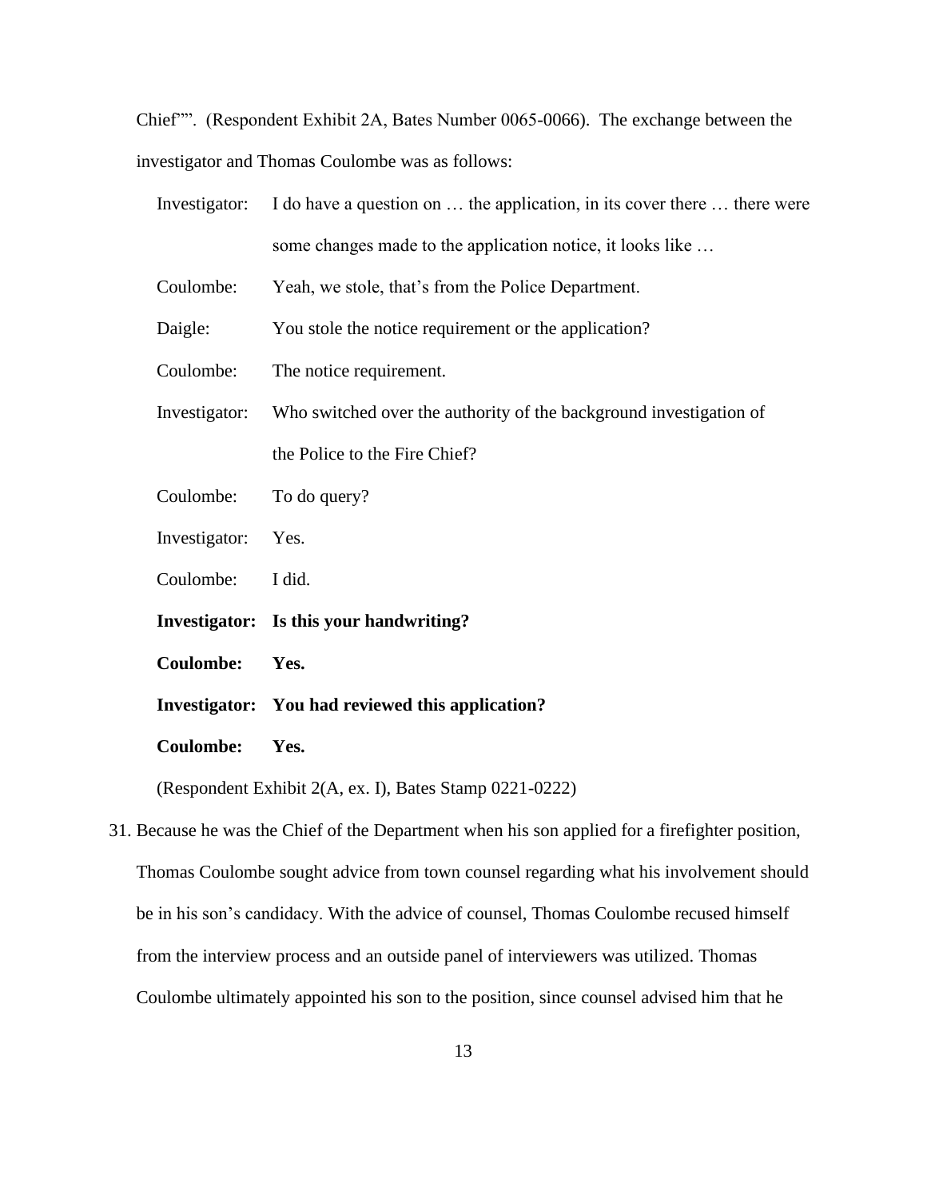Chief"". (Respondent Exhibit 2A, Bates Number 0065-0066). The exchange between the investigator and Thomas Coulombe was as follows:

Investigator: I do have a question on … the application, in its cover there … there were some changes made to the application notice, it looks like …

Coulombe: Yeah, we stole, that's from the Police Department.

Daigle: You stole the notice requirement or the application?

Coulombe: The notice requirement.

Investigator: Who switched over the authority of the background investigation of the Police to the Fire Chief?

Coulombe: To do query?

Investigator: Yes.

Coulombe: I did.

**Investigator: Is this your handwriting?**

**Coulombe: Yes.**

**Investigator: You had reviewed this application?**

**Coulombe: Yes.**

(Respondent Exhibit 2(A, ex. I), Bates Stamp 0221-0222)

31. Because he was the Chief of the Department when his son applied for a firefighter position, Thomas Coulombe sought advice from town counsel regarding what his involvement should be in his son's candidacy. With the advice of counsel, Thomas Coulombe recused himself from the interview process and an outside panel of interviewers was utilized. Thomas Coulombe ultimately appointed his son to the position, since counsel advised him that he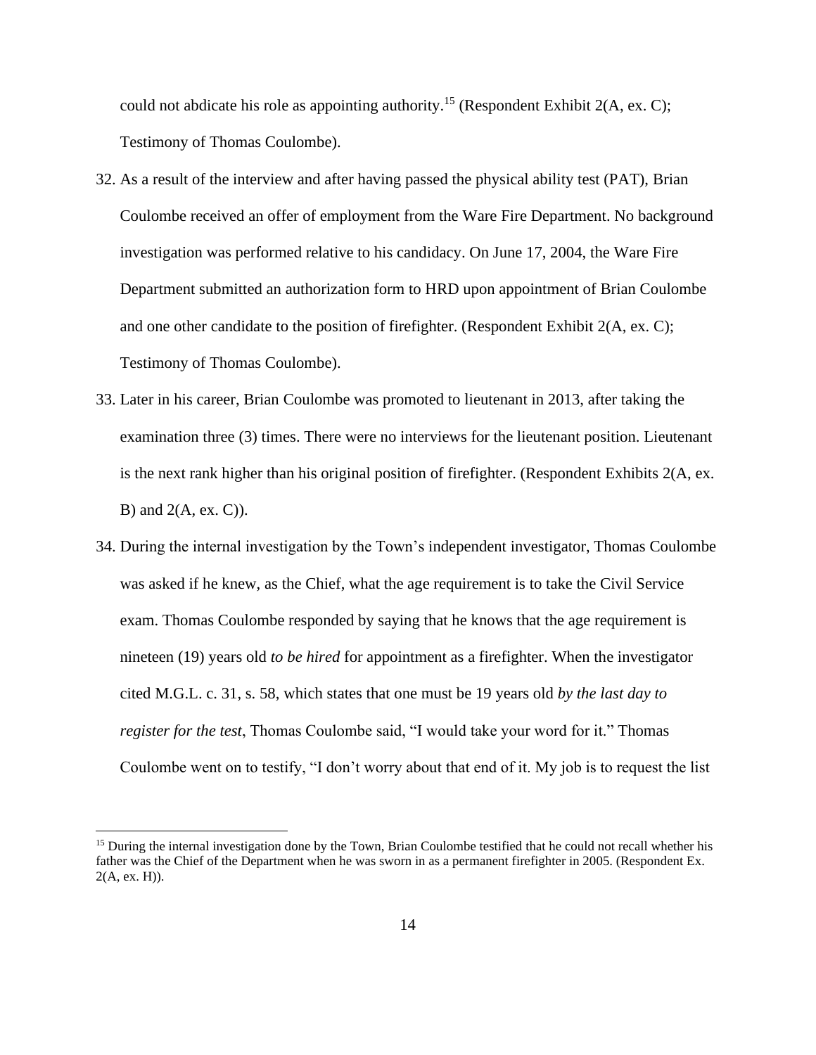could not abdicate his role as appointing authority.[15] (Respondent Exhibit 2(A, ex. C); Testimony of Thomas Coulombe).

32. As a result of the interview and after having passed the physical ability test (PAT), Brian Coulombe received an offer of employment from the Ware Fire Department. No background investigation was performed relative to his candidacy. On June 17, 2004, the Ware Fire Department submitted an authorization form to HRD upon appointment of Brian Coulombe and one other candidate to the position of firefighter. (Respondent Exhibit 2(A, ex. C); Testimony of Thomas Coulombe).

33. Later in his career, Brian Coulombe was promoted to lieutenant in 2013, after taking the examination three (3) times. There were no interviews for the lieutenant position. Lieutenant is the next rank higher than his original position of firefighter. (Respondent Exhibits 2(A, ex. B) and 2(A, ex. C)).

34. During the internal investigation by the Town's independent investigator, Thomas Coulombe was asked if he knew, as the Chief, what the age requirement is to take the Civil Service exam. Thomas Coulombe responded by saying that he knows that the age requirement is nineteen (19) years old *to be hired* for appointment as a firefighter. When the investigator cited M.G.L. c. 31, s. 58, which states that one must be 19 years old *by the last day to register for the test*, Thomas Coulombe said, "I would take your word for it." Thomas Coulombe went on to testify, "I don't worry about that end of it. My job is to request the list

[15] During the internal investigation done by the Town, Brian Coulombe testified that he could not recall whether his father was the Chief of the Department when he was sworn in as a permanent firefighter in 2005. (Respondent Ex. 2(A, ex. H)).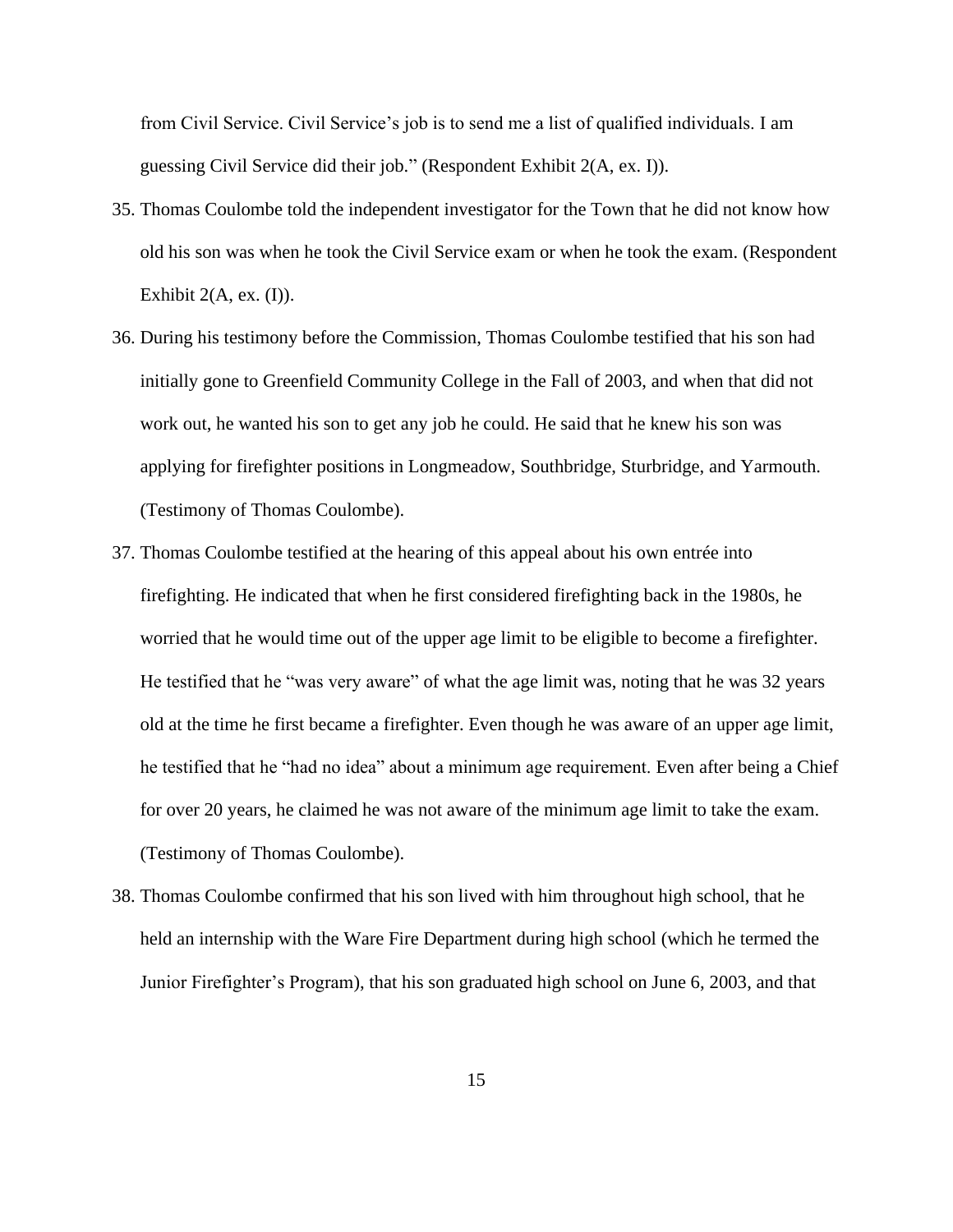from Civil Service. Civil Service's job is to send me a list of qualified individuals. I am guessing Civil Service did their job." (Respondent Exhibit 2(A, ex. I)).

35. Thomas Coulombe told the independent investigator for the Town that he did not know how old his son was when he took the Civil Service exam or when he took the exam. (Respondent Exhibit 2(A, ex. (I)).
36. During his testimony before the Commission, Thomas Coulombe testified that his son had initially gone to Greenfield Community College in the Fall of 2003, and when that did not work out, he wanted his son to get any job he could. He said that he knew his son was applying for firefighter positions in Longmeadow, Southbridge, Sturbridge, and Yarmouth. (Testimony of Thomas Coulombe).
37. Thomas Coulombe testified at the hearing of this appeal about his own entrée into firefighting. He indicated that when he first considered firefighting back in the 1980s, he worried that he would time out of the upper age limit to be eligible to become a firefighter. He testified that he "was very aware" of what the age limit was, noting that he was 32 years old at the time he first became a firefighter. Even though he was aware of an upper age limit, he testified that he "had no idea" about a minimum age requirement. Even after being a Chief for over 20 years, he claimed he was not aware of the minimum age limit to take the exam. (Testimony of Thomas Coulombe).
38. Thomas Coulombe confirmed that his son lived with him throughout high school, that he held an internship with the Ware Fire Department during high school (which he termed the Junior Firefighter's Program), that his son graduated high school on June 6, 2003, and that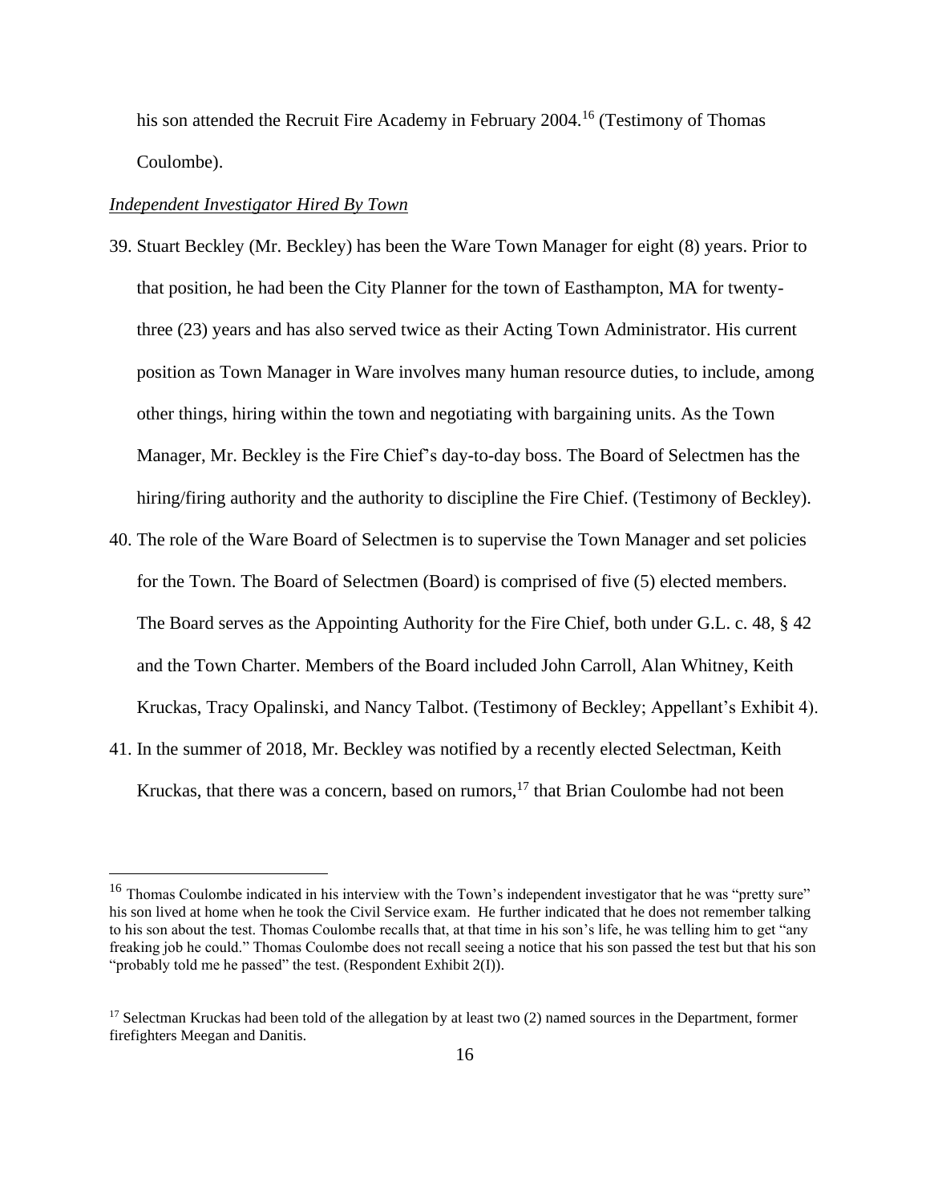his son attended the Recruit Fire Academy in February 2004.[16] (Testimony of Thomas Coulombe).

*Independent Investigator Hired By Town*

39. Stuart Beckley (Mr. Beckley) has been the Ware Town Manager for eight (8) years. Prior to that position, he had been the City Planner for the town of Easthampton, MA for twenty-three (23) years and has also served twice as their Acting Town Administrator. His current position as Town Manager in Ware involves many human resource duties, to include, among other things, hiring within the town and negotiating with bargaining units. As the Town Manager, Mr. Beckley is the Fire Chief's day-to-day boss. The Board of Selectmen has the hiring/firing authority and the authority to discipline the Fire Chief. (Testimony of Beckley).
40. The role of the Ware Board of Selectmen is to supervise the Town Manager and set policies for the Town. The Board of Selectmen (Board) is comprised of five (5) elected members. The Board serves as the Appointing Authority for the Fire Chief, both under G.L. c. 48, § 42 and the Town Charter. Members of the Board included John Carroll, Alan Whitney, Keith Kruckas, Tracy Opalinski, and Nancy Talbot. (Testimony of Beckley; Appellant's Exhibit 4).
41. In the summer of 2018, Mr. Beckley was notified by a recently elected Selectman, Keith Kruckas, that there was a concern, based on rumors,[17] that Brian Coulombe had not been

---

[16] Thomas Coulombe indicated in his interview with the Town's independent investigator that he was "pretty sure" his son lived at home when he took the Civil Service exam. He further indicated that he does not remember talking to his son about the test. Thomas Coulombe recalls that, at that time in his son's life, he was telling him to get "any freaking job he could." Thomas Coulombe does not recall seeing a notice that his son passed the test but that his son "probably told me he passed" the test. (Respondent Exhibit 2(I)).

[17] Selectman Kruckas had been told of the allegation by at least two (2) named sources in the Department, former firefighters Meegan and Danitis.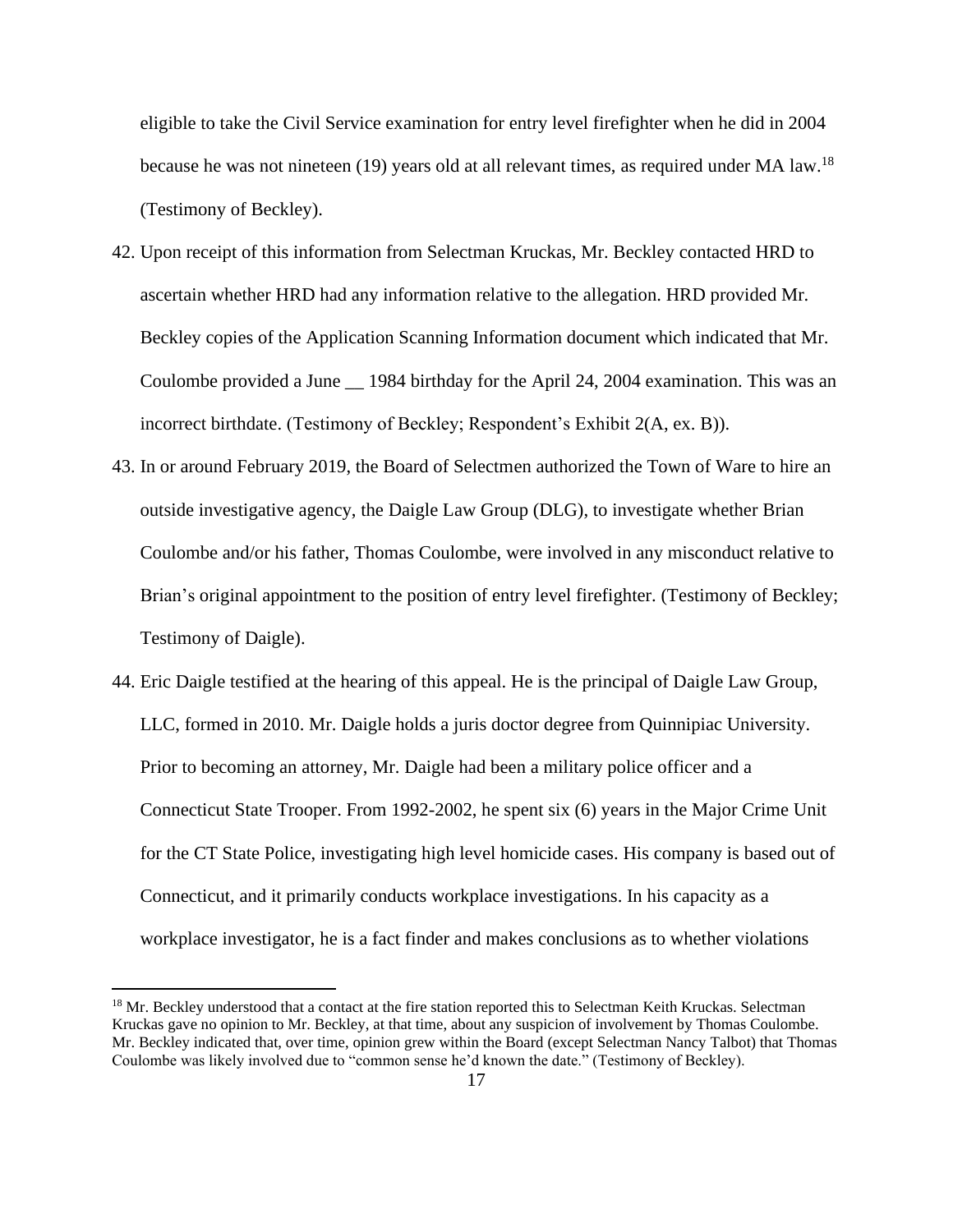eligible to take the Civil Service examination for entry level firefighter when he did in 2004 because he was not nineteen (19) years old at all relevant times, as required under MA law.[18] (Testimony of Beckley).

42. Upon receipt of this information from Selectman Kruckas, Mr. Beckley contacted HRD to ascertain whether HRD had any information relative to the allegation. HRD provided Mr. Beckley copies of the Application Scanning Information document which indicated that Mr. Coulombe provided a June __ 1984 birthday for the April 24, 2004 examination. This was an incorrect birthdate. (Testimony of Beckley; Respondent's Exhibit 2(A, ex. B)).

43. In or around February 2019, the Board of Selectmen authorized the Town of Ware to hire an outside investigative agency, the Daigle Law Group (DLG), to investigate whether Brian Coulombe and/or his father, Thomas Coulombe, were involved in any misconduct relative to Brian's original appointment to the position of entry level firefighter. (Testimony of Beckley; Testimony of Daigle).

44. Eric Daigle testified at the hearing of this appeal. He is the principal of Daigle Law Group, LLC, formed in 2010. Mr. Daigle holds a juris doctor degree from Quinnipiac University. Prior to becoming an attorney, Mr. Daigle had been a military police officer and a Connecticut State Trooper. From 1992-2002, he spent six (6) years in the Major Crime Unit for the CT State Police, investigating high level homicide cases. His company is based out of Connecticut, and it primarily conducts workplace investigations. In his capacity as a workplace investigator, he is a fact finder and makes conclusions as to whether violations

[18] Mr. Beckley understood that a contact at the fire station reported this to Selectman Keith Kruckas. Selectman Kruckas gave no opinion to Mr. Beckley, at that time, about any suspicion of involvement by Thomas Coulombe. Mr. Beckley indicated that, over time, opinion grew within the Board (except Selectman Nancy Talbot) that Thomas Coulombe was likely involved due to "common sense he'd known the date." (Testimony of Beckley).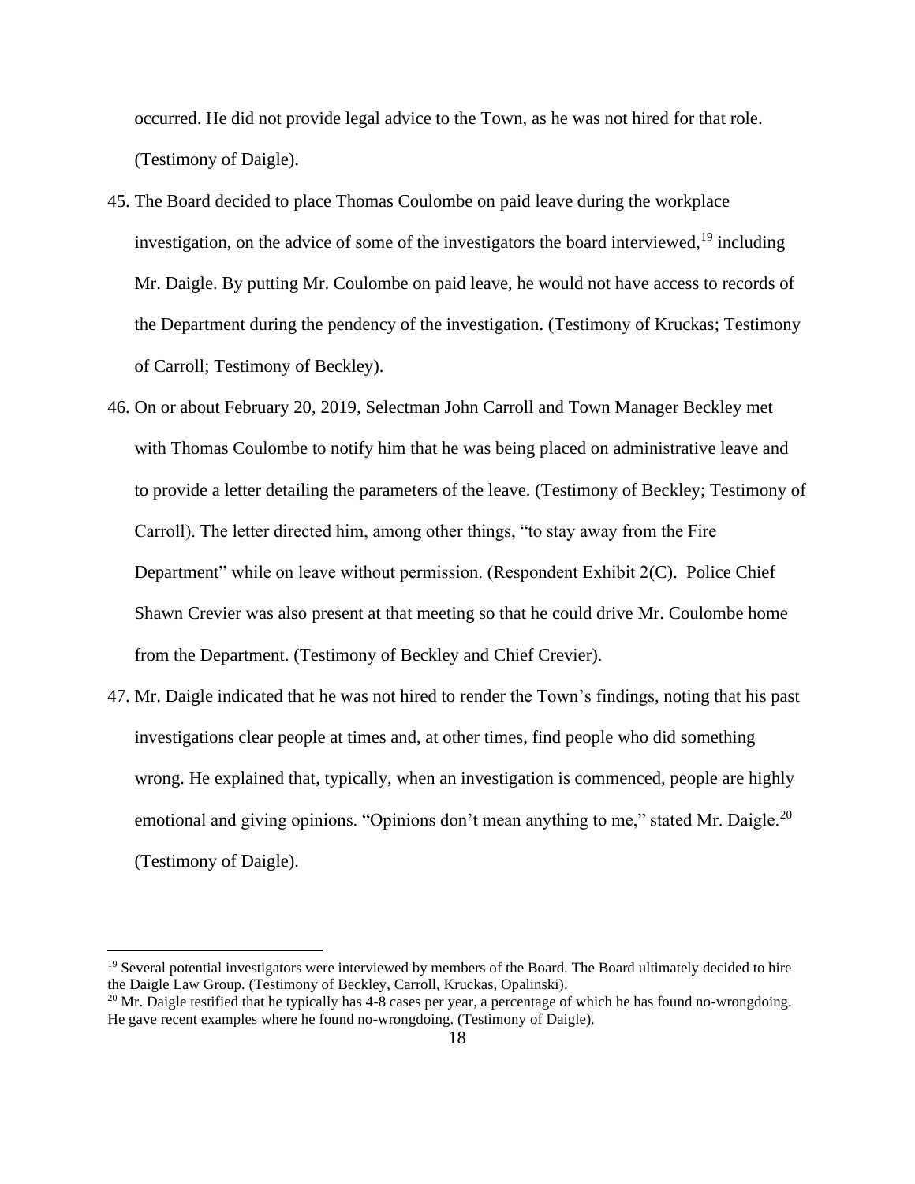occurred. He did not provide legal advice to the Town, as he was not hired for that role. (Testimony of Daigle).

45. The Board decided to place Thomas Coulombe on paid leave during the workplace investigation, on the advice of some of the investigators the board interviewed,[19] including Mr. Daigle. By putting Mr. Coulombe on paid leave, he would not have access to records of the Department during the pendency of the investigation. (Testimony of Kruckas; Testimony of Carroll; Testimony of Beckley).

46. On or about February 20, 2019, Selectman John Carroll and Town Manager Beckley met with Thomas Coulombe to notify him that he was being placed on administrative leave and to provide a letter detailing the parameters of the leave. (Testimony of Beckley; Testimony of Carroll). The letter directed him, among other things, "to stay away from the Fire Department" while on leave without permission. (Respondent Exhibit 2(C). Police Chief Shawn Crevier was also present at that meeting so that he could drive Mr. Coulombe home from the Department. (Testimony of Beckley and Chief Crevier).

47. Mr. Daigle indicated that he was not hired to render the Town's findings, noting that his past investigations clear people at times and, at other times, find people who did something wrong. He explained that, typically, when an investigation is commenced, people are highly emotional and giving opinions. "Opinions don't mean anything to me," stated Mr. Daigle.[20] (Testimony of Daigle).

---

[19] Several potential investigators were interviewed by members of the Board. The Board ultimately decided to hire the Daigle Law Group. (Testimony of Beckley, Carroll, Kruckas, Opalinski).

[20] Mr. Daigle testified that he typically has 4-8 cases per year, a percentage of which he has found no-wrongdoing. He gave recent examples where he found no-wrongdoing. (Testimony of Daigle).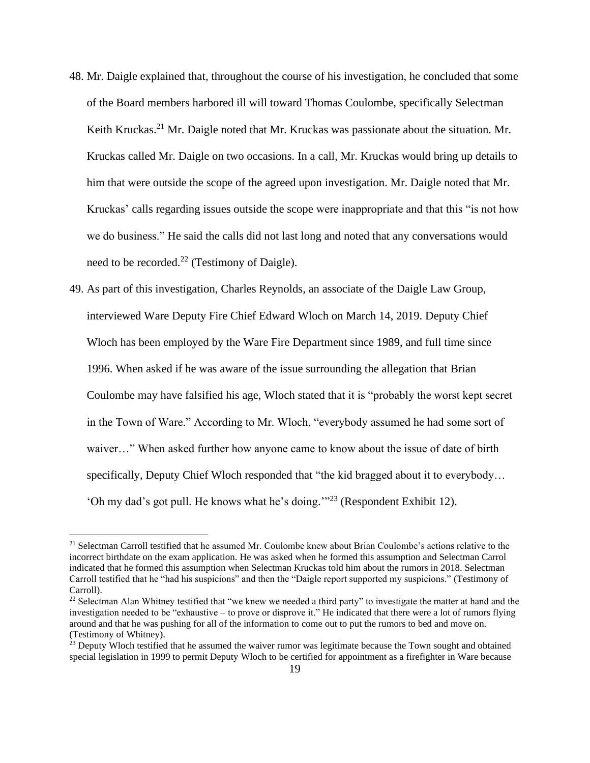48. Mr. Daigle explained that, throughout the course of his investigation, he concluded that some of the Board members harbored ill will toward Thomas Coulombe, specifically Selectman Keith Kruckas.[21] Mr. Daigle noted that Mr. Kruckas was passionate about the situation. Mr. Kruckas called Mr. Daigle on two occasions. In a call, Mr. Kruckas would bring up details to him that were outside the scope of the agreed upon investigation. Mr. Daigle noted that Mr. Kruckas' calls regarding issues outside the scope were inappropriate and that this "is not how we do business." He said the calls did not last long and noted that any conversations would need to be recorded.[22] (Testimony of Daigle).

49. As part of this investigation, Charles Reynolds, an associate of the Daigle Law Group, interviewed Ware Deputy Fire Chief Edward Wloch on March 14, 2019. Deputy Chief Wloch has been employed by the Ware Fire Department since 1989, and full time since 1996. When asked if he was aware of the issue surrounding the allegation that Brian Coulombe may have falsified his age, Wloch stated that it is "probably the worst kept secret in the Town of Ware." According to Mr. Wloch, "everybody assumed he had some sort of waiver…" When asked further how anyone came to know about the issue of date of birth specifically, Deputy Chief Wloch responded that "the kid bragged about it to everybody… 'Oh my dad's got pull. He knows what he's doing.'"[23] (Respondent Exhibit 12).

---

[21] Selectman Carroll testified that he assumed Mr. Coulombe knew about Brian Coulombe's actions relative to the incorrect birthdate on the exam application. He was asked when he formed this assumption and Selectman Carrol indicated that he formed this assumption when Selectman Kruckas told him about the rumors in 2018. Selectman Carroll testified that he "had his suspicions" and then the "Daigle report supported my suspicions." (Testimony of Carroll).

[22] Selectman Alan Whitney testified that "we knew we needed a third party" to investigate the matter at hand and the investigation needed to be "exhaustive – to prove or disprove it." He indicated that there were a lot of rumors flying around and that he was pushing for all of the information to come out to put the rumors to bed and move on. (Testimony of Whitney).

[23] Deputy Wloch testified that he assumed the waiver rumor was legitimate because the Town sought and obtained special legislation in 1999 to permit Deputy Wloch to be certified for appointment as a firefighter in Ware because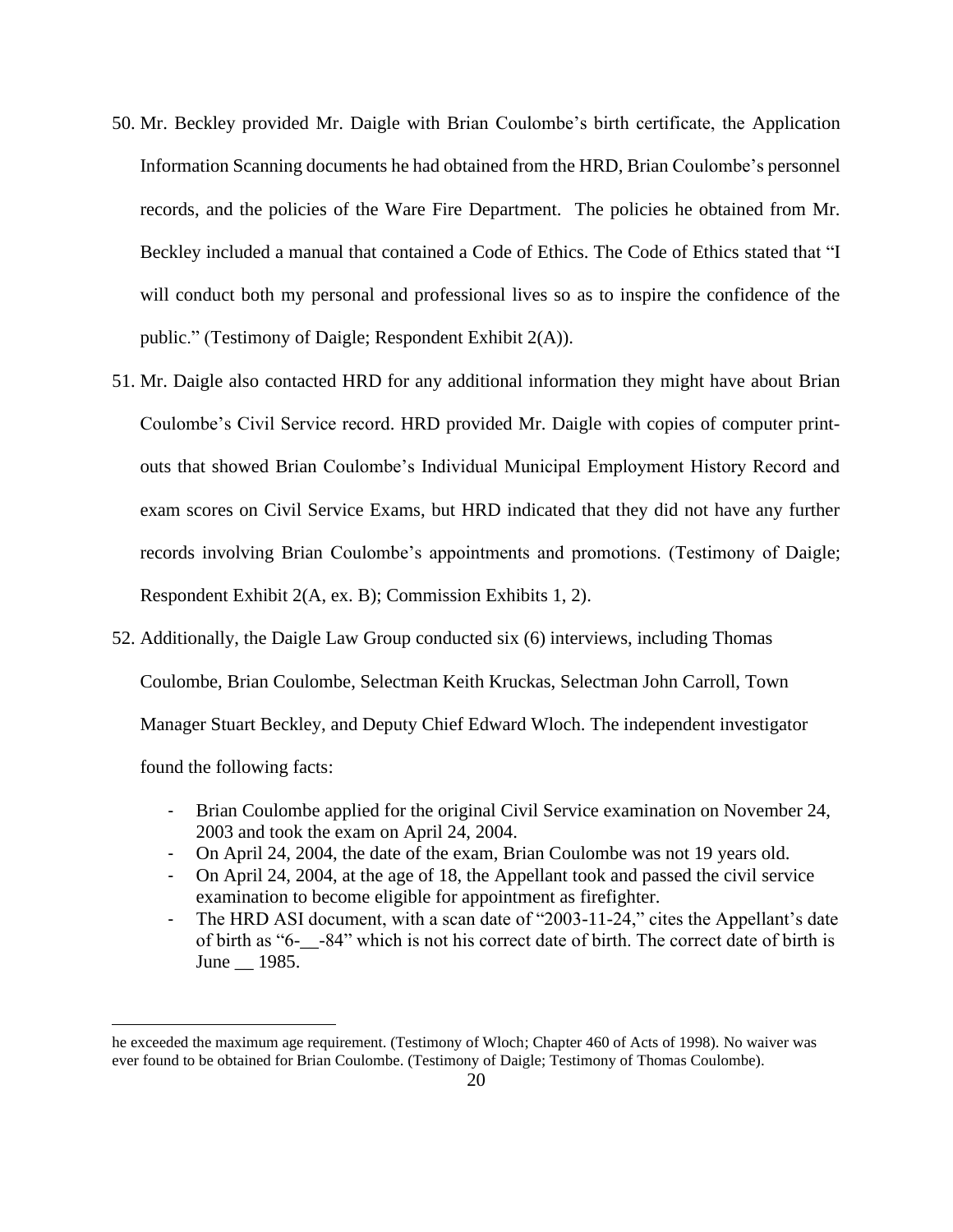50. Mr. Beckley provided Mr. Daigle with Brian Coulombe's birth certificate, the Application Information Scanning documents he had obtained from the HRD, Brian Coulombe's personnel records, and the policies of the Ware Fire Department. The policies he obtained from Mr. Beckley included a manual that contained a Code of Ethics. The Code of Ethics stated that "I will conduct both my personal and professional lives so as to inspire the confidence of the public." (Testimony of Daigle; Respondent Exhibit 2(A)).

51. Mr. Daigle also contacted HRD for any additional information they might have about Brian Coulombe's Civil Service record. HRD provided Mr. Daigle with copies of computer print-outs that showed Brian Coulombe's Individual Municipal Employment History Record and exam scores on Civil Service Exams, but HRD indicated that they did not have any further records involving Brian Coulombe's appointments and promotions. (Testimony of Daigle; Respondent Exhibit 2(A, ex. B); Commission Exhibits 1, 2).

52. Additionally, the Daigle Law Group conducted six (6) interviews, including Thomas Coulombe, Brian Coulombe, Selectman Keith Kruckas, Selectman John Carroll, Town Manager Stuart Beckley, and Deputy Chief Edward Wloch. The independent investigator found the following facts:

    - Brian Coulombe applied for the original Civil Service examination on November 24, 2003 and took the exam on April 24, 2004.
    - On April 24, 2004, the date of the exam, Brian Coulombe was not 19 years old.
    - On April 24, 2004, at the age of 18, the Appellant took and passed the civil service examination to become eligible for appointment as firefighter.
    - The HRD ASI document, with a scan date of "2003-11-24," cites the Appellant's date of birth as "6-__-84" which is not his correct date of birth. The correct date of birth is June __ 1985.

---

he exceeded the maximum age requirement. (Testimony of Wloch; Chapter 460 of Acts of 1998). No waiver was ever found to be obtained for Brian Coulombe. (Testimony of Daigle; Testimony of Thomas Coulombe).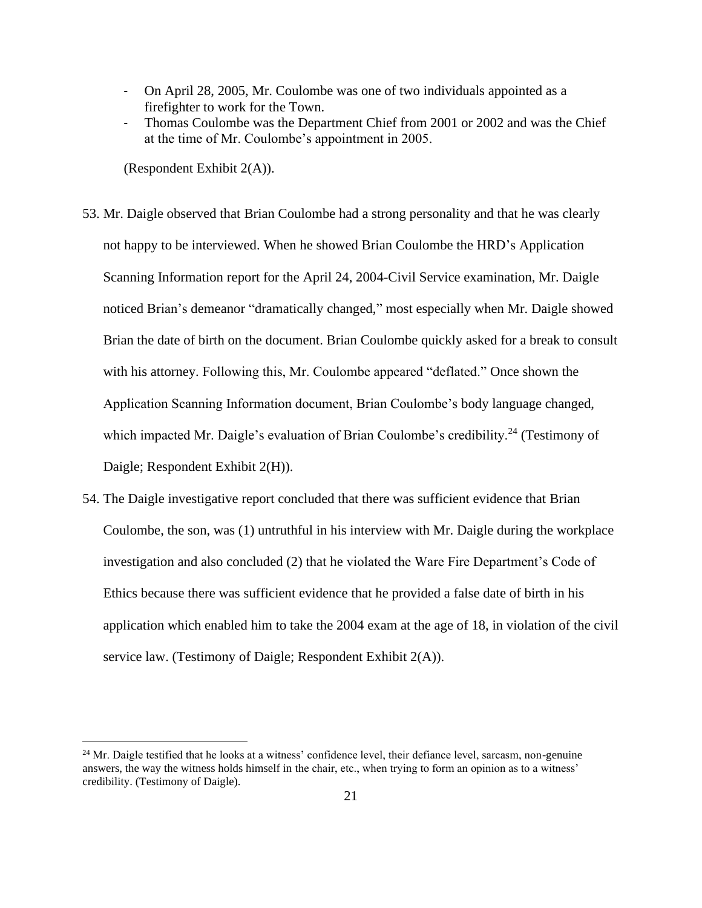- On April 28, 2005, Mr. Coulombe was one of two individuals appointed as a firefighter to work for the Town.
- Thomas Coulombe was the Department Chief from 2001 or 2002 and was the Chief at the time of Mr. Coulombe's appointment in 2005.

(Respondent Exhibit 2(A)).

53. Mr. Daigle observed that Brian Coulombe had a strong personality and that he was clearly not happy to be interviewed. When he showed Brian Coulombe the HRD's Application Scanning Information report for the April 24, 2004-Civil Service examination, Mr. Daigle noticed Brian's demeanor "dramatically changed," most especially when Mr. Daigle showed Brian the date of birth on the document. Brian Coulombe quickly asked for a break to consult with his attorney. Following this, Mr. Coulombe appeared "deflated." Once shown the Application Scanning Information document, Brian Coulombe's body language changed, which impacted Mr. Daigle's evaluation of Brian Coulombe's credibility.[24] (Testimony of Daigle; Respondent Exhibit 2(H)).

54. The Daigle investigative report concluded that there was sufficient evidence that Brian Coulombe, the son, was (1) untruthful in his interview with Mr. Daigle during the workplace investigation and also concluded (2) that he violated the Ware Fire Department's Code of Ethics because there was sufficient evidence that he provided a false date of birth in his application which enabled him to take the 2004 exam at the age of 18, in violation of the civil service law. (Testimony of Daigle; Respondent Exhibit 2(A)).

[24] Mr. Daigle testified that he looks at a witness' confidence level, their defiance level, sarcasm, non-genuine answers, the way the witness holds himself in the chair, etc., when trying to form an opinion as to a witness' credibility. (Testimony of Daigle).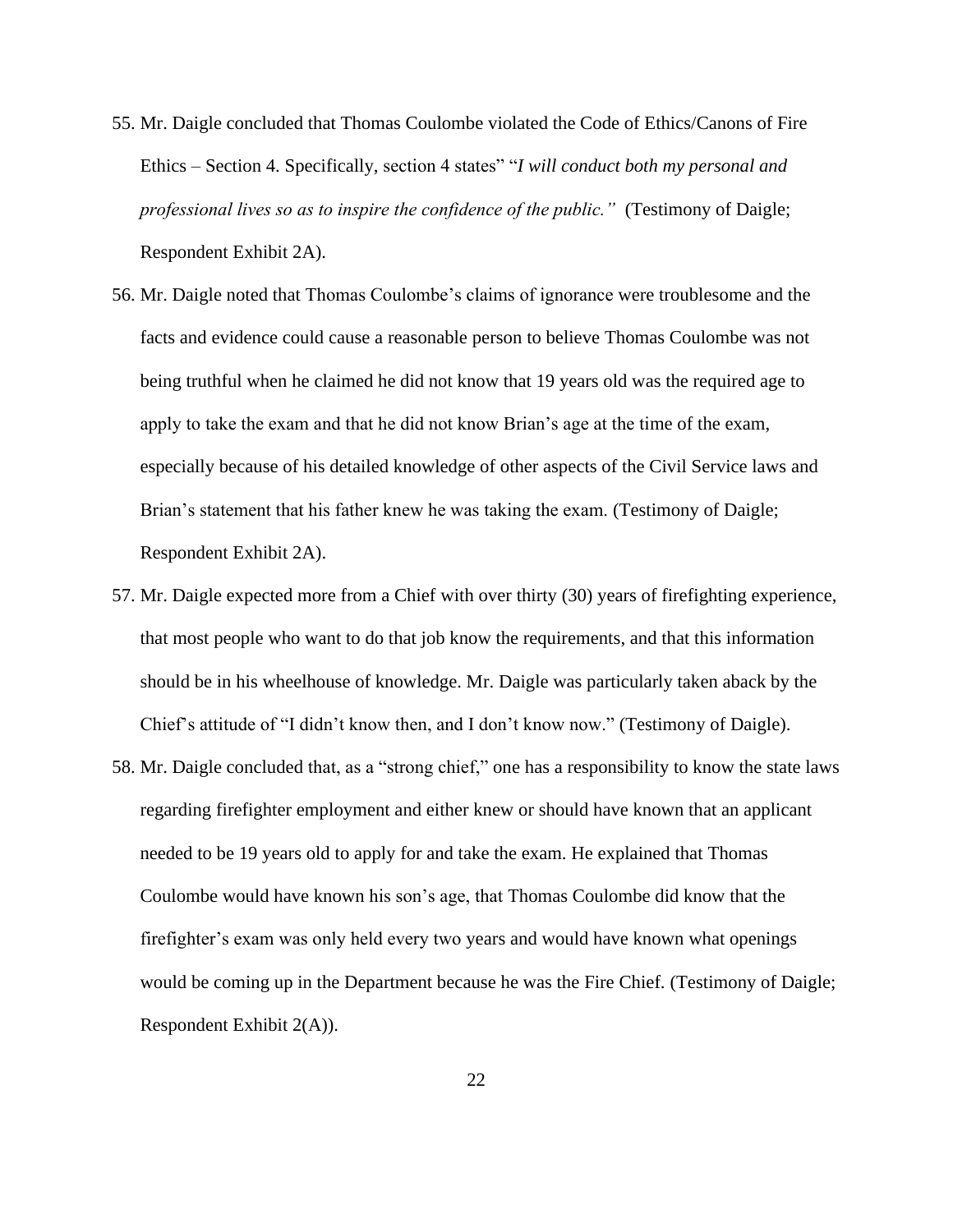55. Mr. Daigle concluded that Thomas Coulombe violated the Code of Ethics/Canons of Fire Ethics – Section 4. Specifically, section 4 states" "*I will conduct both my personal and professional lives so as to inspire the confidence of the public.*" (Testimony of Daigle; Respondent Exhibit 2A).

56. Mr. Daigle noted that Thomas Coulombe's claims of ignorance were troublesome and the facts and evidence could cause a reasonable person to believe Thomas Coulombe was not being truthful when he claimed he did not know that 19 years old was the required age to apply to take the exam and that he did not know Brian's age at the time of the exam, especially because of his detailed knowledge of other aspects of the Civil Service laws and Brian's statement that his father knew he was taking the exam. (Testimony of Daigle; Respondent Exhibit 2A).

57. Mr. Daigle expected more from a Chief with over thirty (30) years of firefighting experience, that most people who want to do that job know the requirements, and that this information should be in his wheelhouse of knowledge. Mr. Daigle was particularly taken aback by the Chief's attitude of "I didn't know then, and I don't know now." (Testimony of Daigle).

58. Mr. Daigle concluded that, as a "strong chief," one has a responsibility to know the state laws regarding firefighter employment and either knew or should have known that an applicant needed to be 19 years old to apply for and take the exam. He explained that Thomas Coulombe would have known his son's age, that Thomas Coulombe did know that the firefighter's exam was only held every two years and would have known what openings would be coming up in the Department because he was the Fire Chief. (Testimony of Daigle; Respondent Exhibit 2(A)).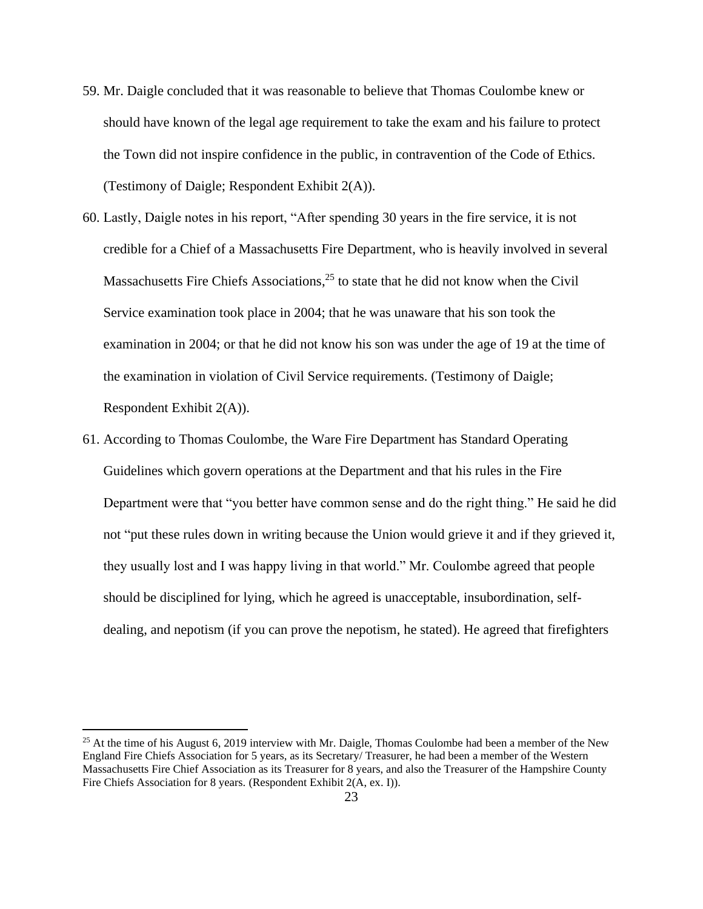59. Mr. Daigle concluded that it was reasonable to believe that Thomas Coulombe knew or should have known of the legal age requirement to take the exam and his failure to protect the Town did not inspire confidence in the public, in contravention of the Code of Ethics. (Testimony of Daigle; Respondent Exhibit 2(A)).

60. Lastly, Daigle notes in his report, "After spending 30 years in the fire service, it is not credible for a Chief of a Massachusetts Fire Department, who is heavily involved in several Massachusetts Fire Chiefs Associations,[25] to state that he did not know when the Civil Service examination took place in 2004; that he was unaware that his son took the examination in 2004; or that he did not know his son was under the age of 19 at the time of the examination in violation of Civil Service requirements. (Testimony of Daigle; Respondent Exhibit 2(A)).

61. According to Thomas Coulombe, the Ware Fire Department has Standard Operating Guidelines which govern operations at the Department and that his rules in the Fire Department were that "you better have common sense and do the right thing." He said he did not "put these rules down in writing because the Union would grieve it and if they grieved it, they usually lost and I was happy living in that world." Mr. Coulombe agreed that people should be disciplined for lying, which he agreed is unacceptable, insubordination, self-dealing, and nepotism (if you can prove the nepotism, he stated). He agreed that firefighters

[25] At the time of his August 6, 2019 interview with Mr. Daigle, Thomas Coulombe had been a member of the New England Fire Chiefs Association for 5 years, as its Secretary/ Treasurer, he had been a member of the Western Massachusetts Fire Chief Association as its Treasurer for 8 years, and also the Treasurer of the Hampshire County Fire Chiefs Association for 8 years. (Respondent Exhibit 2(A, ex. I)).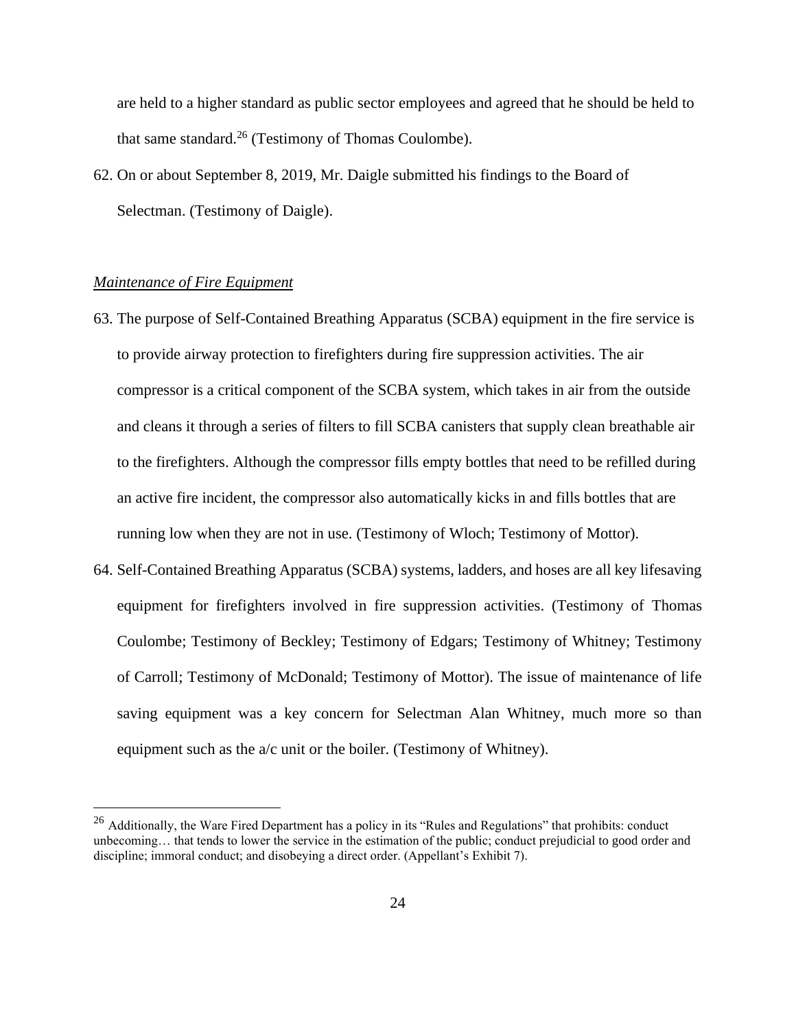are held to a higher standard as public sector employees and agreed that he should be held to that same standard.[26] (Testimony of Thomas Coulombe).

62. On or about September 8, 2019, Mr. Daigle submitted his findings to the Board of Selectman. (Testimony of Daigle).

*Maintenance of Fire Equipment*

63. The purpose of Self-Contained Breathing Apparatus (SCBA) equipment in the fire service is to provide airway protection to firefighters during fire suppression activities. The air compressor is a critical component of the SCBA system, which takes in air from the outside and cleans it through a series of filters to fill SCBA canisters that supply clean breathable air to the firefighters. Although the compressor fills empty bottles that need to be refilled during an active fire incident, the compressor also automatically kicks in and fills bottles that are running low when they are not in use. (Testimony of Wloch; Testimony of Mottor).

64. Self-Contained Breathing Apparatus (SCBA) systems, ladders, and hoses are all key lifesaving equipment for firefighters involved in fire suppression activities. (Testimony of Thomas Coulombe; Testimony of Beckley; Testimony of Edgars; Testimony of Whitney; Testimony of Carroll; Testimony of McDonald; Testimony of Mottor). The issue of maintenance of life saving equipment was a key concern for Selectman Alan Whitney, much more so than equipment such as the a/c unit or the boiler. (Testimony of Whitney).

[26] Additionally, the Ware Fired Department has a policy in its "Rules and Regulations" that prohibits: conduct unbecoming… that tends to lower the service in the estimation of the public; conduct prejudicial to good order and discipline; immoral conduct; and disobeying a direct order. (Appellant's Exhibit 7).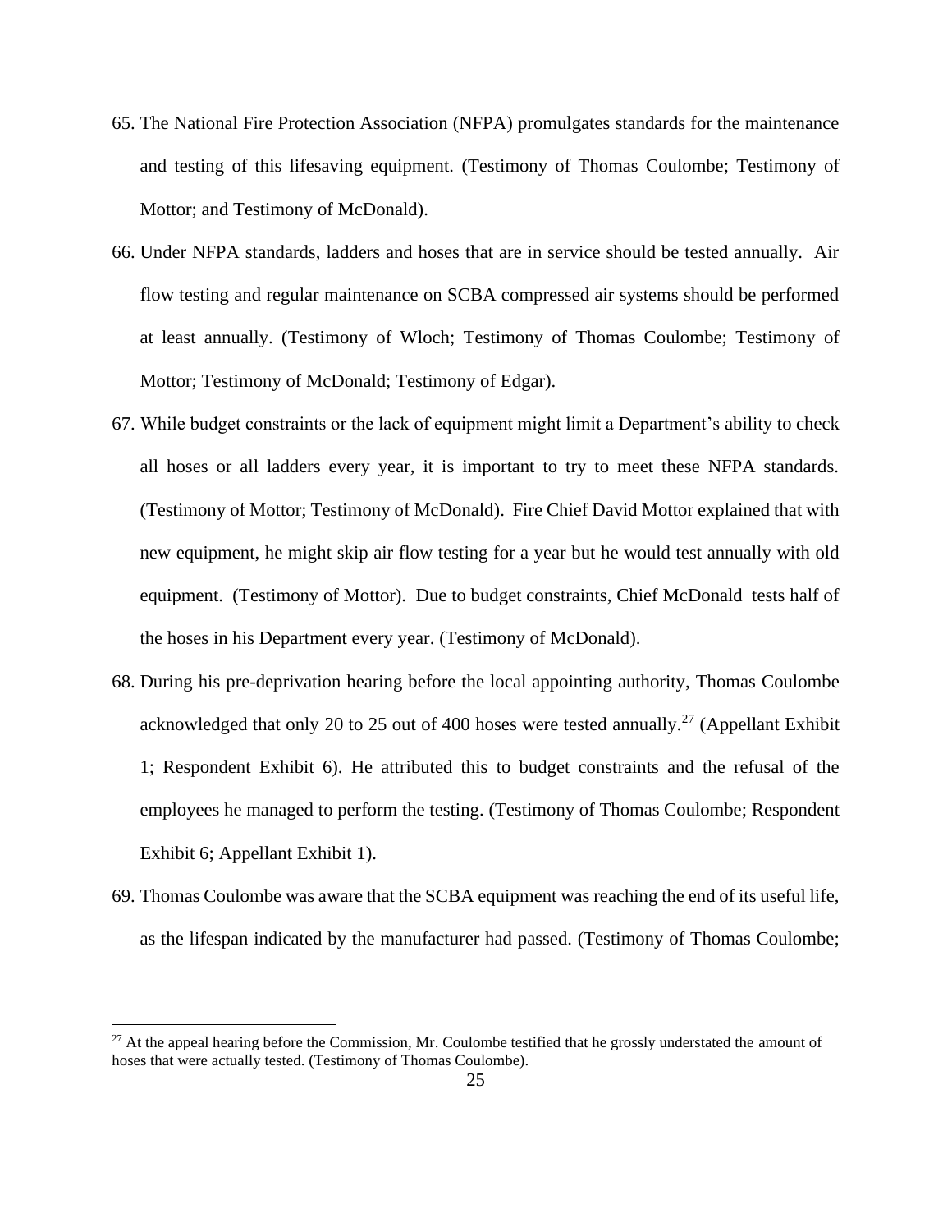65. The National Fire Protection Association (NFPA) promulgates standards for the maintenance and testing of this lifesaving equipment. (Testimony of Thomas Coulombe; Testimony of Mottor; and Testimony of McDonald).

66. Under NFPA standards, ladders and hoses that are in service should be tested annually. Air flow testing and regular maintenance on SCBA compressed air systems should be performed at least annually. (Testimony of Wloch; Testimony of Thomas Coulombe; Testimony of Mottor; Testimony of McDonald; Testimony of Edgar).

67. While budget constraints or the lack of equipment might limit a Department's ability to check all hoses or all ladders every year, it is important to try to meet these NFPA standards. (Testimony of Mottor; Testimony of McDonald). Fire Chief David Mottor explained that with new equipment, he might skip air flow testing for a year but he would test annually with old equipment. (Testimony of Mottor). Due to budget constraints, Chief McDonald tests half of the hoses in his Department every year. (Testimony of McDonald).

68. During his pre-deprivation hearing before the local appointing authority, Thomas Coulombe acknowledged that only 20 to 25 out of 400 hoses were tested annually.[27] (Appellant Exhibit 1; Respondent Exhibit 6). He attributed this to budget constraints and the refusal of the employees he managed to perform the testing. (Testimony of Thomas Coulombe; Respondent Exhibit 6; Appellant Exhibit 1).

69. Thomas Coulombe was aware that the SCBA equipment was reaching the end of its useful life, as the lifespan indicated by the manufacturer had passed. (Testimony of Thomas Coulombe;

[27] At the appeal hearing before the Commission, Mr. Coulombe testified that he grossly understated the amount of hoses that were actually tested. (Testimony of Thomas Coulombe).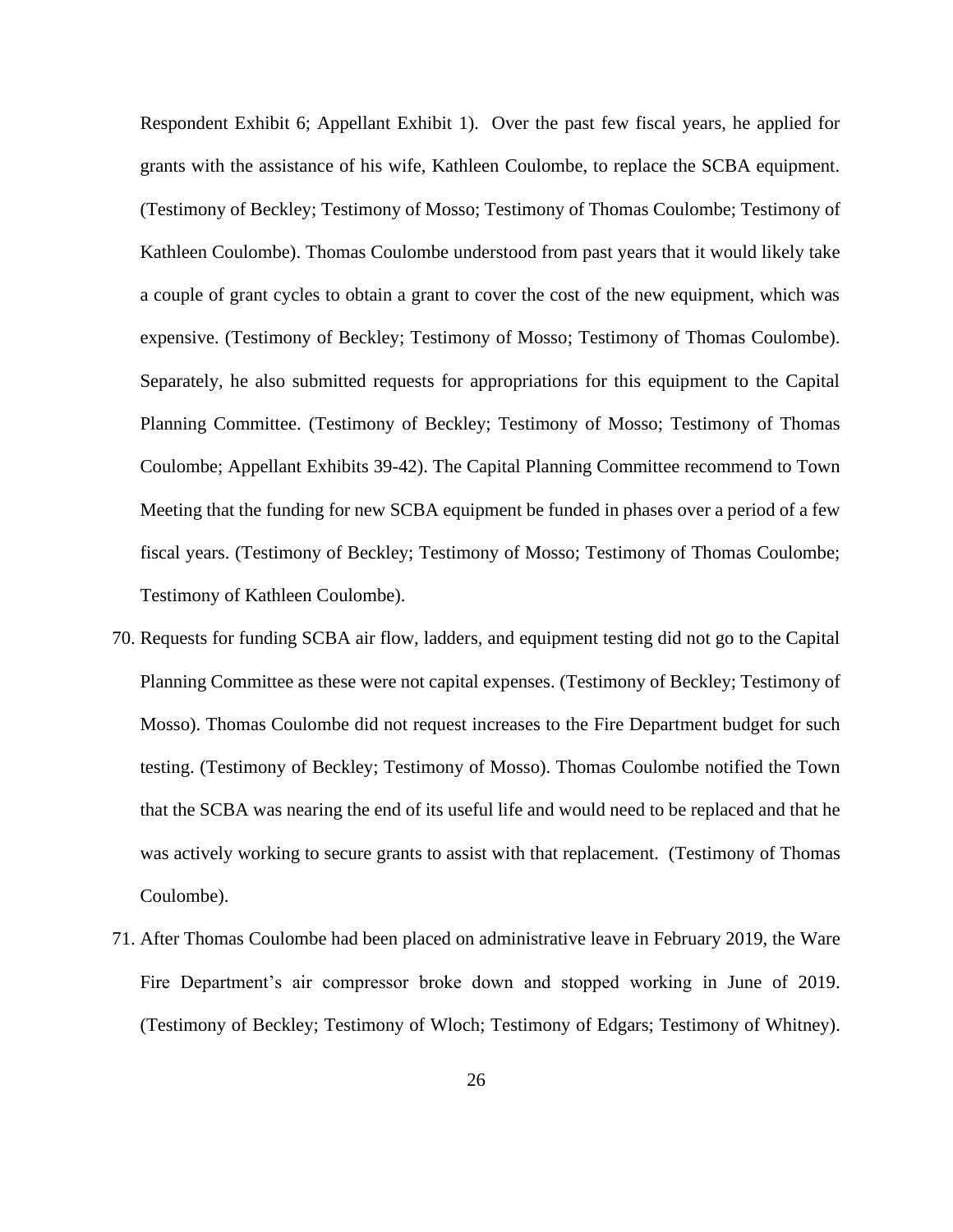Respondent Exhibit 6; Appellant Exhibit 1). Over the past few fiscal years, he applied for grants with the assistance of his wife, Kathleen Coulombe, to replace the SCBA equipment. (Testimony of Beckley; Testimony of Mosso; Testimony of Thomas Coulombe; Testimony of Kathleen Coulombe). Thomas Coulombe understood from past years that it would likely take a couple of grant cycles to obtain a grant to cover the cost of the new equipment, which was expensive. (Testimony of Beckley; Testimony of Mosso; Testimony of Thomas Coulombe). Separately, he also submitted requests for appropriations for this equipment to the Capital Planning Committee. (Testimony of Beckley; Testimony of Mosso; Testimony of Thomas Coulombe; Appellant Exhibits 39-42). The Capital Planning Committee recommend to Town Meeting that the funding for new SCBA equipment be funded in phases over a period of a few fiscal years. (Testimony of Beckley; Testimony of Mosso; Testimony of Thomas Coulombe; Testimony of Kathleen Coulombe).

70. Requests for funding SCBA air flow, ladders, and equipment testing did not go to the Capital Planning Committee as these were not capital expenses. (Testimony of Beckley; Testimony of Mosso). Thomas Coulombe did not request increases to the Fire Department budget for such testing. (Testimony of Beckley; Testimony of Mosso). Thomas Coulombe notified the Town that the SCBA was nearing the end of its useful life and would need to be replaced and that he was actively working to secure grants to assist with that replacement. (Testimony of Thomas Coulombe).

71. After Thomas Coulombe had been placed on administrative leave in February 2019, the Ware Fire Department's air compressor broke down and stopped working in June of 2019. (Testimony of Beckley; Testimony of Wloch; Testimony of Edgars; Testimony of Whitney).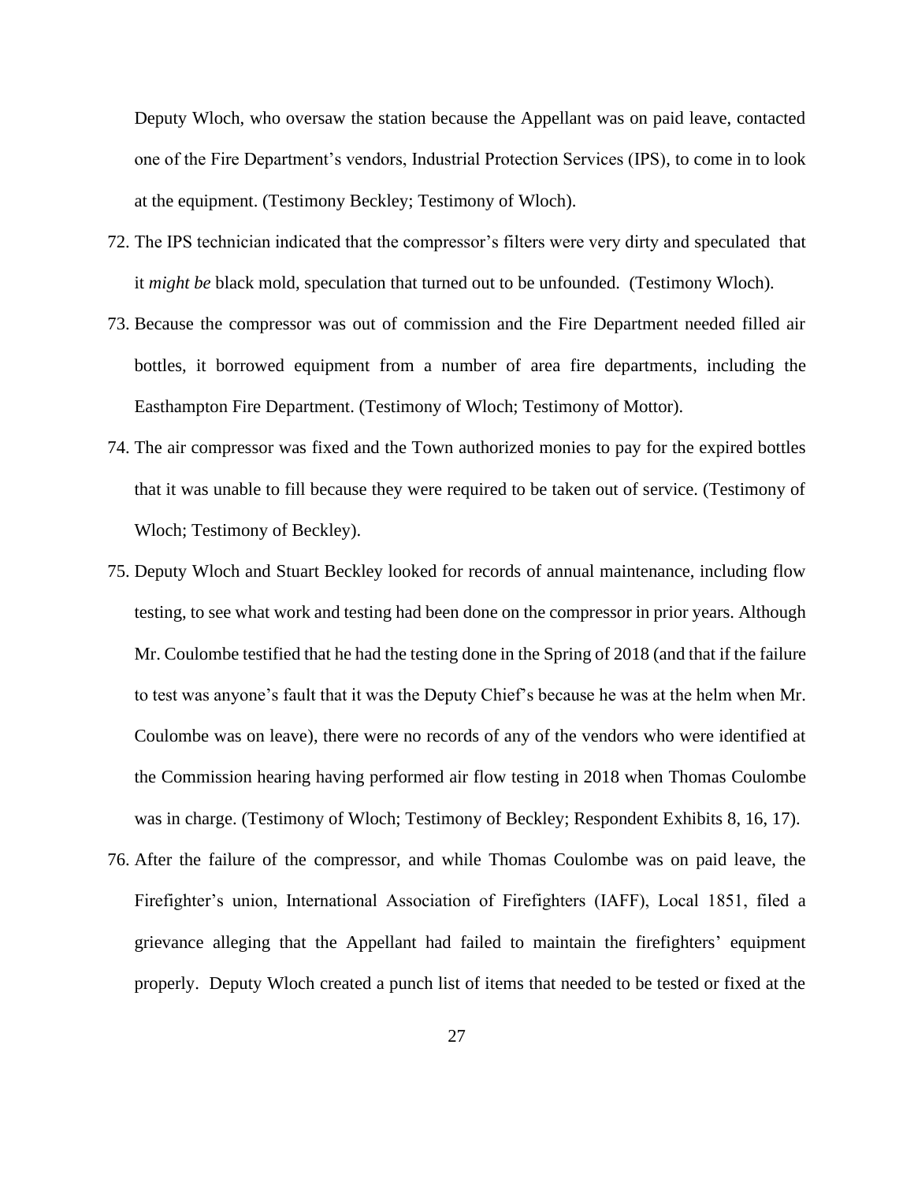Deputy Wloch, who oversaw the station because the Appellant was on paid leave, contacted one of the Fire Department's vendors, Industrial Protection Services (IPS), to come in to look at the equipment. (Testimony Beckley; Testimony of Wloch).

72. The IPS technician indicated that the compressor's filters were very dirty and speculated that it *might be* black mold, speculation that turned out to be unfounded. (Testimony Wloch).
73. Because the compressor was out of commission and the Fire Department needed filled air bottles, it borrowed equipment from a number of area fire departments, including the Easthampton Fire Department. (Testimony of Wloch; Testimony of Mottor).
74. The air compressor was fixed and the Town authorized monies to pay for the expired bottles that it was unable to fill because they were required to be taken out of service. (Testimony of Wloch; Testimony of Beckley).
75. Deputy Wloch and Stuart Beckley looked for records of annual maintenance, including flow testing, to see what work and testing had been done on the compressor in prior years. Although Mr. Coulombe testified that he had the testing done in the Spring of 2018 (and that if the failure to test was anyone's fault that it was the Deputy Chief's because he was at the helm when Mr. Coulombe was on leave), there were no records of any of the vendors who were identified at the Commission hearing having performed air flow testing in 2018 when Thomas Coulombe was in charge. (Testimony of Wloch; Testimony of Beckley; Respondent Exhibits 8, 16, 17).
76. After the failure of the compressor, and while Thomas Coulombe was on paid leave, the Firefighter's union, International Association of Firefighters (IAFF), Local 1851, filed a grievance alleging that the Appellant had failed to maintain the firefighters' equipment properly. Deputy Wloch created a punch list of items that needed to be tested or fixed at the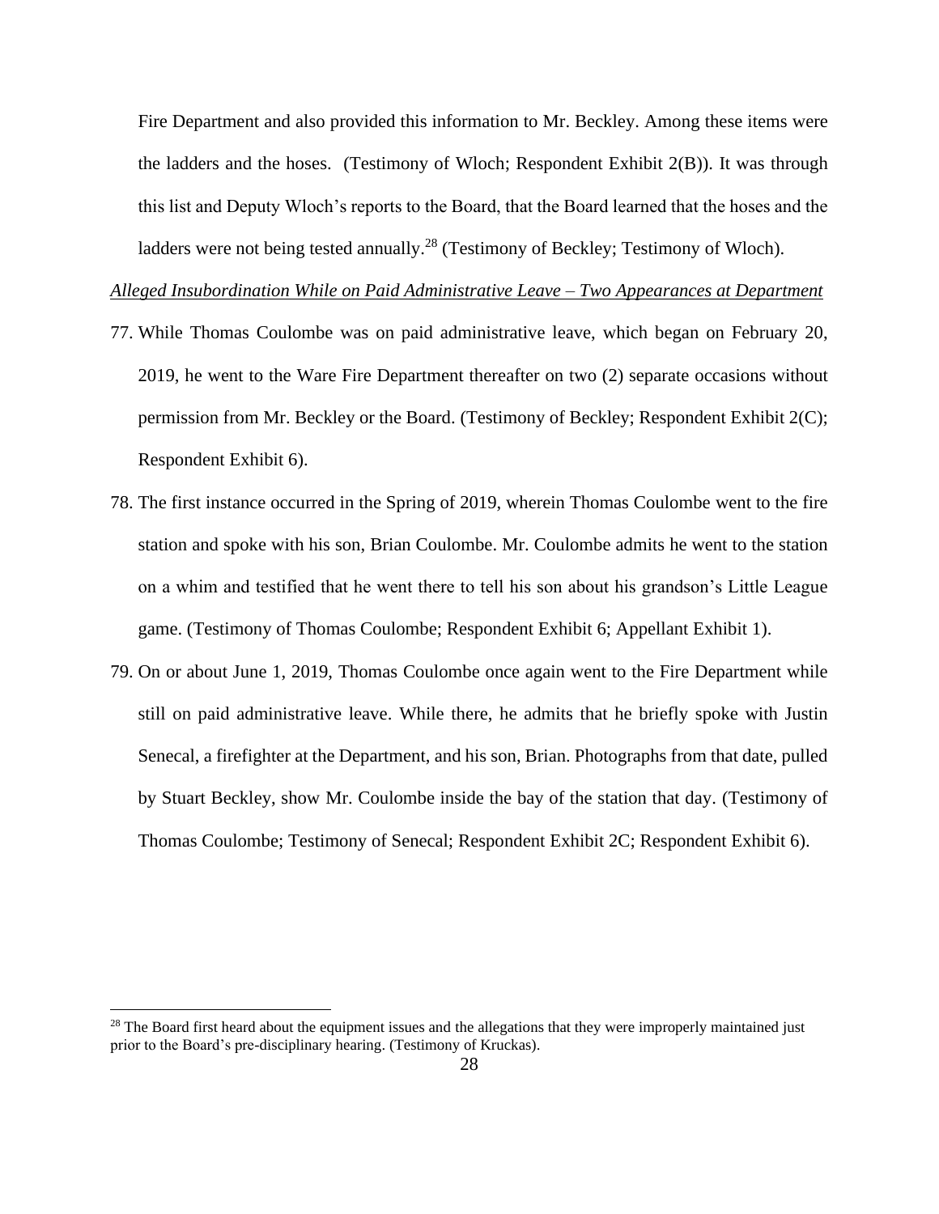Fire Department and also provided this information to Mr. Beckley. Among these items were the ladders and the hoses. (Testimony of Wloch; Respondent Exhibit 2(B)). It was through this list and Deputy Wloch's reports to the Board, that the Board learned that the hoses and the ladders were not being tested annually.[28] (Testimony of Beckley; Testimony of Wloch).

*Alleged Insubordination While on Paid Administrative Leave – Two Appearances at Department*

77. While Thomas Coulombe was on paid administrative leave, which began on February 20, 2019, he went to the Ware Fire Department thereafter on two (2) separate occasions without permission from Mr. Beckley or the Board. (Testimony of Beckley; Respondent Exhibit 2(C); Respondent Exhibit 6).

78. The first instance occurred in the Spring of 2019, wherein Thomas Coulombe went to the fire station and spoke with his son, Brian Coulombe. Mr. Coulombe admits he went to the station on a whim and testified that he went there to tell his son about his grandson's Little League game. (Testimony of Thomas Coulombe; Respondent Exhibit 6; Appellant Exhibit 1).

79. On or about June 1, 2019, Thomas Coulombe once again went to the Fire Department while still on paid administrative leave. While there, he admits that he briefly spoke with Justin Senecal, a firefighter at the Department, and his son, Brian. Photographs from that date, pulled by Stuart Beckley, show Mr. Coulombe inside the bay of the station that day. (Testimony of Thomas Coulombe; Testimony of Senecal; Respondent Exhibit 2C; Respondent Exhibit 6).

---

[28] The Board first heard about the equipment issues and the allegations that they were improperly maintained just prior to the Board's pre-disciplinary hearing. (Testimony of Kruckas).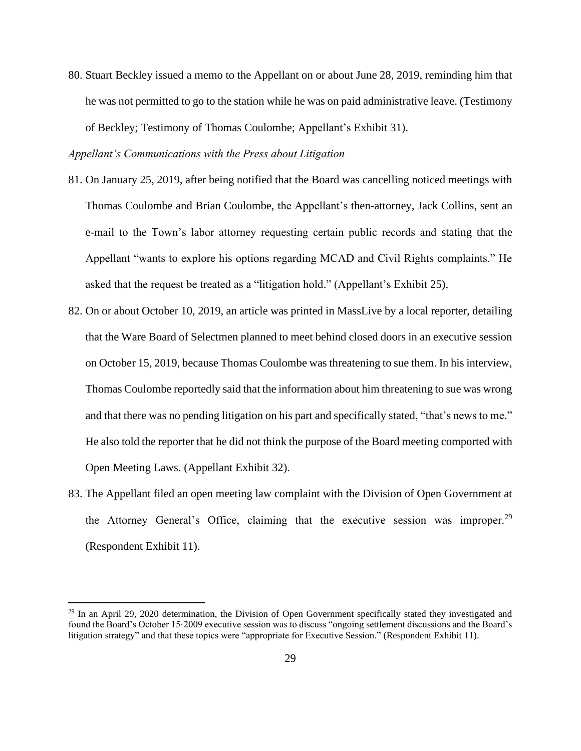80. Stuart Beckley issued a memo to the Appellant on or about June 28, 2019, reminding him that he was not permitted to go to the station while he was on paid administrative leave. (Testimony of Beckley; Testimony of Thomas Coulombe; Appellant's Exhibit 31).

*Appellant's Communications with the Press about Litigation*

81. On January 25, 2019, after being notified that the Board was cancelling noticed meetings with Thomas Coulombe and Brian Coulombe, the Appellant's then-attorney, Jack Collins, sent an e-mail to the Town's labor attorney requesting certain public records and stating that the Appellant "wants to explore his options regarding MCAD and Civil Rights complaints." He asked that the request be treated as a "litigation hold." (Appellant's Exhibit 25).

82. On or about October 10, 2019, an article was printed in MassLive by a local reporter, detailing that the Ware Board of Selectmen planned to meet behind closed doors in an executive session on October 15, 2019, because Thomas Coulombe was threatening to sue them. In his interview, Thomas Coulombe reportedly said that the information about him threatening to sue was wrong and that there was no pending litigation on his part and specifically stated, "that's news to me." He also told the reporter that he did not think the purpose of the Board meeting comported with Open Meeting Laws. (Appellant Exhibit 32).

83. The Appellant filed an open meeting law complaint with the Division of Open Government at the Attorney General's Office, claiming that the executive session was improper.[29] (Respondent Exhibit 11).

[29] In an April 29, 2020 determination, the Division of Open Government specifically stated they investigated and found the Board's October 15, 2009 executive session was to discuss "ongoing settlement discussions and the Board's litigation strategy" and that these topics were "appropriate for Executive Session." (Respondent Exhibit 11).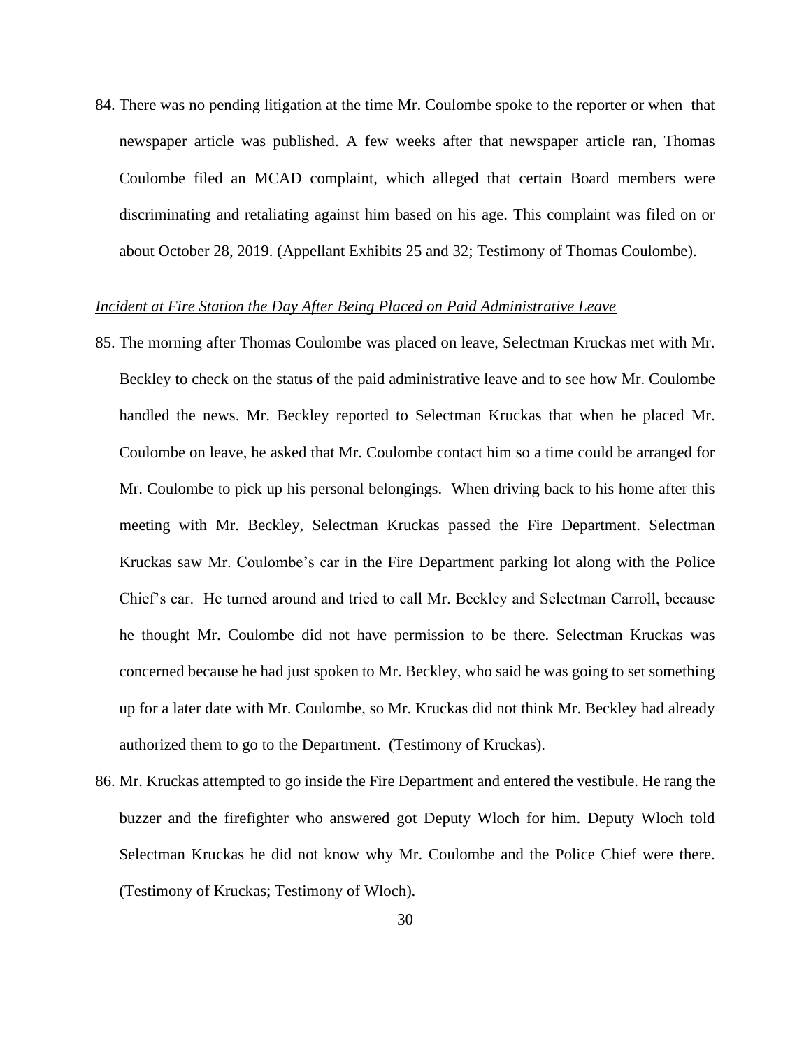84. There was no pending litigation at the time Mr. Coulombe spoke to the reporter or when that newspaper article was published. A few weeks after that newspaper article ran, Thomas Coulombe filed an MCAD complaint, which alleged that certain Board members were discriminating and retaliating against him based on his age. This complaint was filed on or about October 28, 2019. (Appellant Exhibits 25 and 32; Testimony of Thomas Coulombe).

*Incident at Fire Station the Day After Being Placed on Paid Administrative Leave*

85. The morning after Thomas Coulombe was placed on leave, Selectman Kruckas met with Mr. Beckley to check on the status of the paid administrative leave and to see how Mr. Coulombe handled the news. Mr. Beckley reported to Selectman Kruckas that when he placed Mr. Coulombe on leave, he asked that Mr. Coulombe contact him so a time could be arranged for Mr. Coulombe to pick up his personal belongings. When driving back to his home after this meeting with Mr. Beckley, Selectman Kruckas passed the Fire Department. Selectman Kruckas saw Mr. Coulombe's car in the Fire Department parking lot along with the Police Chief's car. He turned around and tried to call Mr. Beckley and Selectman Carroll, because he thought Mr. Coulombe did not have permission to be there. Selectman Kruckas was concerned because he had just spoken to Mr. Beckley, who said he was going to set something up for a later date with Mr. Coulombe, so Mr. Kruckas did not think Mr. Beckley had already authorized them to go to the Department. (Testimony of Kruckas).

86. Mr. Kruckas attempted to go inside the Fire Department and entered the vestibule. He rang the buzzer and the firefighter who answered got Deputy Wloch for him. Deputy Wloch told Selectman Kruckas he did not know why Mr. Coulombe and the Police Chief were there. (Testimony of Kruckas; Testimony of Wloch).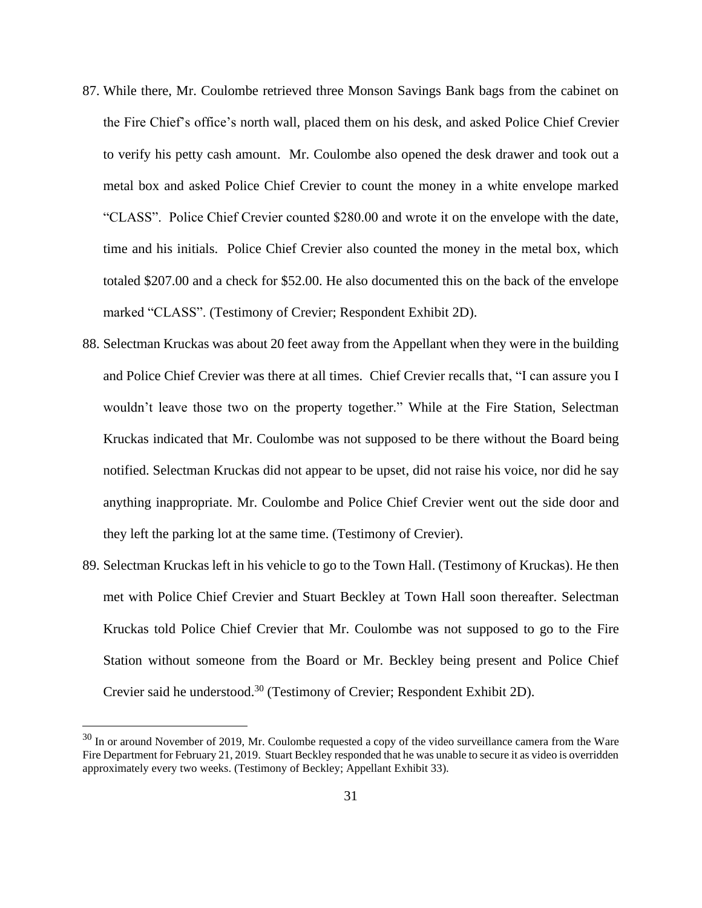87. While there, Mr. Coulombe retrieved three Monson Savings Bank bags from the cabinet on the Fire Chief's office's north wall, placed them on his desk, and asked Police Chief Crevier to verify his petty cash amount. Mr. Coulombe also opened the desk drawer and took out a metal box and asked Police Chief Crevier to count the money in a white envelope marked "CLASS". Police Chief Crevier counted $280.00 and wrote it on the envelope with the date, time and his initials. Police Chief Crevier also counted the money in the metal box, which totaled $207.00 and a check for $52.00. He also documented this on the back of the envelope marked "CLASS". (Testimony of Crevier; Respondent Exhibit 2D).

88. Selectman Kruckas was about 20 feet away from the Appellant when they were in the building and Police Chief Crevier was there at all times. Chief Crevier recalls that, "I can assure you I wouldn't leave those two on the property together." While at the Fire Station, Selectman Kruckas indicated that Mr. Coulombe was not supposed to be there without the Board being notified. Selectman Kruckas did not appear to be upset, did not raise his voice, nor did he say anything inappropriate. Mr. Coulombe and Police Chief Crevier went out the side door and they left the parking lot at the same time. (Testimony of Crevier).

89. Selectman Kruckas left in his vehicle to go to the Town Hall. (Testimony of Kruckas). He then met with Police Chief Crevier and Stuart Beckley at Town Hall soon thereafter. Selectman Kruckas told Police Chief Crevier that Mr. Coulombe was not supposed to go to the Fire Station without someone from the Board or Mr. Beckley being present and Police Chief Crevier said he understood.[30] (Testimony of Crevier; Respondent Exhibit 2D).

[30] In or around November of 2019, Mr. Coulombe requested a copy of the video surveillance camera from the Ware Fire Department for February 21, 2019. Stuart Beckley responded that he was unable to secure it as video is overridden approximately every two weeks. (Testimony of Beckley; Appellant Exhibit 33).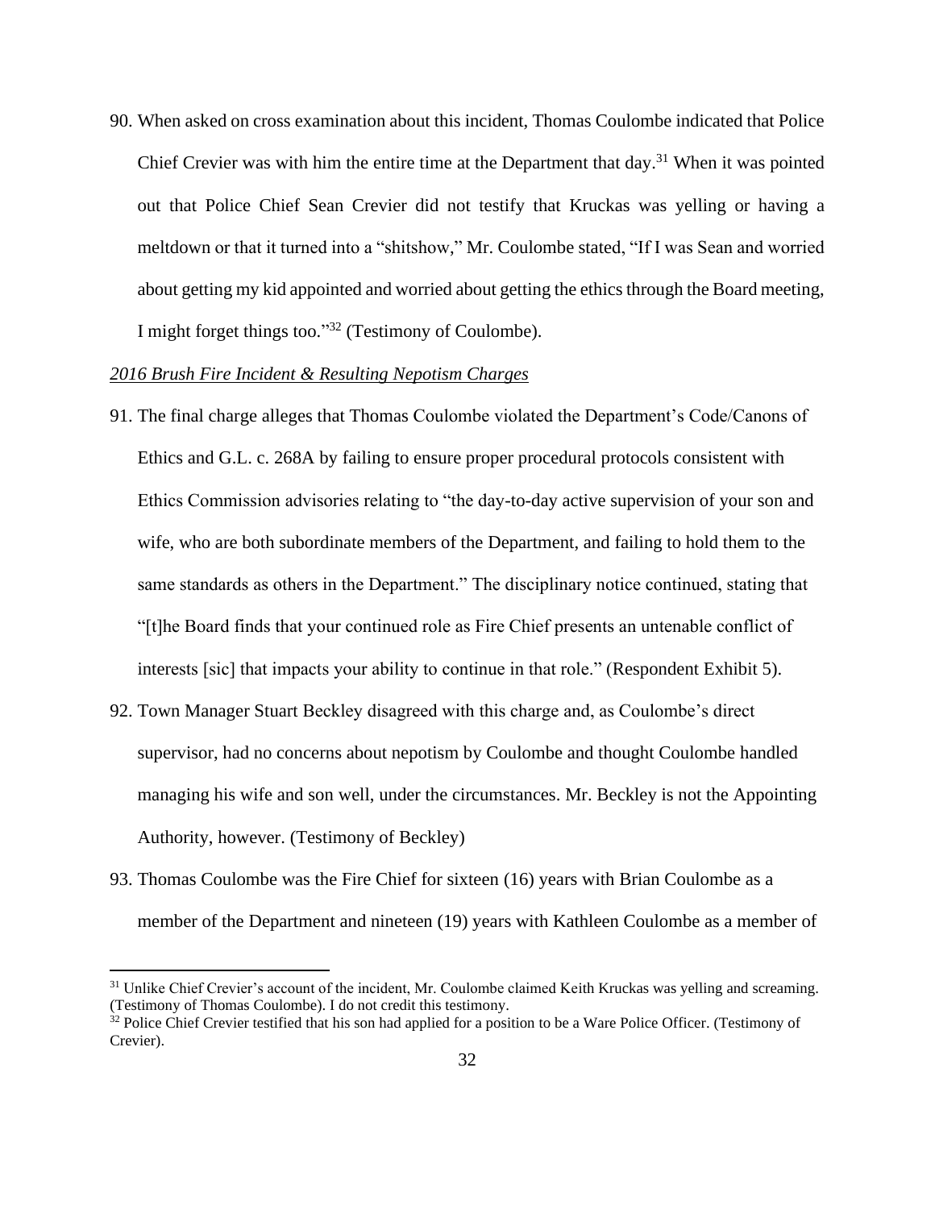90. When asked on cross examination about this incident, Thomas Coulombe indicated that Police Chief Crevier was with him the entire time at the Department that day.[31] When it was pointed out that Police Chief Sean Crevier did not testify that Kruckas was yelling or having a meltdown or that it turned into a "shitshow," Mr. Coulombe stated, "If I was Sean and worried about getting my kid appointed and worried about getting the ethics through the Board meeting, I might forget things too."[32] (Testimony of Coulombe).

*2016 Brush Fire Incident & Resulting Nepotism Charges*

91. The final charge alleges that Thomas Coulombe violated the Department's Code/Canons of Ethics and G.L. c. 268A by failing to ensure proper procedural protocols consistent with Ethics Commission advisories relating to "the day-to-day active supervision of your son and wife, who are both subordinate members of the Department, and failing to hold them to the same standards as others in the Department." The disciplinary notice continued, stating that "[t]he Board finds that your continued role as Fire Chief presents an untenable conflict of interests [sic] that impacts your ability to continue in that role." (Respondent Exhibit 5).

92. Town Manager Stuart Beckley disagreed with this charge and, as Coulombe's direct supervisor, had no concerns about nepotism by Coulombe and thought Coulombe handled managing his wife and son well, under the circumstances. Mr. Beckley is not the Appointing Authority, however. (Testimony of Beckley)

93. Thomas Coulombe was the Fire Chief for sixteen (16) years with Brian Coulombe as a member of the Department and nineteen (19) years with Kathleen Coulombe as a member of

[31] Unlike Chief Crevier's account of the incident, Mr. Coulombe claimed Keith Kruckas was yelling and screaming. (Testimony of Thomas Coulombe). I do not credit this testimony.

[32] Police Chief Crevier testified that his son had applied for a position to be a Ware Police Officer. (Testimony of Crevier).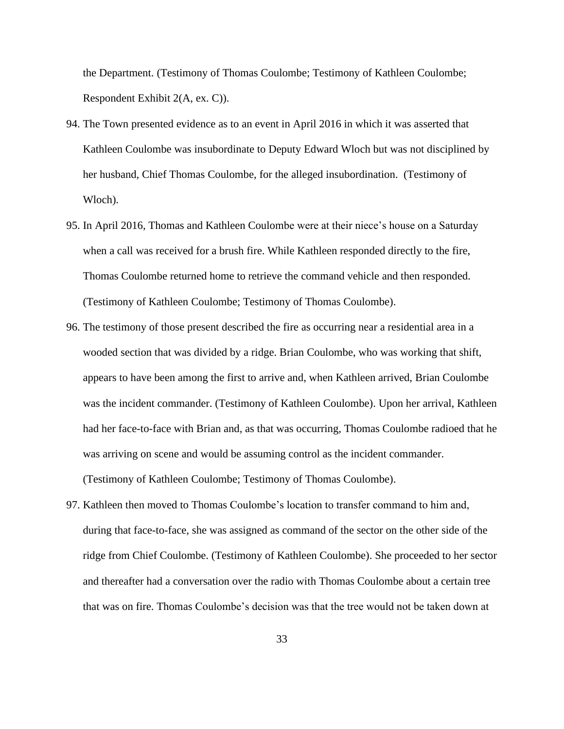the Department. (Testimony of Thomas Coulombe; Testimony of Kathleen Coulombe; Respondent Exhibit 2(A, ex. C)).

94. The Town presented evidence as to an event in April 2016 in which it was asserted that Kathleen Coulombe was insubordinate to Deputy Edward Wloch but was not disciplined by her husband, Chief Thomas Coulombe, for the alleged insubordination. (Testimony of Wloch).

95. In April 2016, Thomas and Kathleen Coulombe were at their niece's house on a Saturday when a call was received for a brush fire. While Kathleen responded directly to the fire, Thomas Coulombe returned home to retrieve the command vehicle and then responded. (Testimony of Kathleen Coulombe; Testimony of Thomas Coulombe).

96. The testimony of those present described the fire as occurring near a residential area in a wooded section that was divided by a ridge. Brian Coulombe, who was working that shift, appears to have been among the first to arrive and, when Kathleen arrived, Brian Coulombe was the incident commander. (Testimony of Kathleen Coulombe). Upon her arrival, Kathleen had her face-to-face with Brian and, as that was occurring, Thomas Coulombe radioed that he was arriving on scene and would be assuming control as the incident commander. (Testimony of Kathleen Coulombe; Testimony of Thomas Coulombe).

97. Kathleen then moved to Thomas Coulombe's location to transfer command to him and, during that face-to-face, she was assigned as command of the sector on the other side of the ridge from Chief Coulombe. (Testimony of Kathleen Coulombe). She proceeded to her sector and thereafter had a conversation over the radio with Thomas Coulombe about a certain tree that was on fire. Thomas Coulombe's decision was that the tree would not be taken down at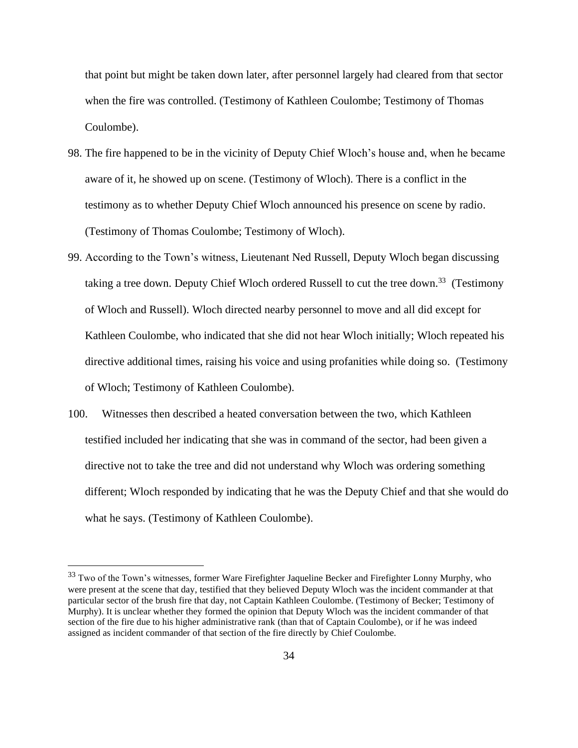that point but might be taken down later, after personnel largely had cleared from that sector when the fire was controlled. (Testimony of Kathleen Coulombe; Testimony of Thomas Coulombe).

98. The fire happened to be in the vicinity of Deputy Chief Wloch's house and, when he became aware of it, he showed up on scene. (Testimony of Wloch). There is a conflict in the testimony as to whether Deputy Chief Wloch announced his presence on scene by radio. (Testimony of Thomas Coulombe; Testimony of Wloch).

99. According to the Town's witness, Lieutenant Ned Russell, Deputy Wloch began discussing taking a tree down. Deputy Chief Wloch ordered Russell to cut the tree down.[33] (Testimony of Wloch and Russell). Wloch directed nearby personnel to move and all did except for Kathleen Coulombe, who indicated that she did not hear Wloch initially; Wloch repeated his directive additional times, raising his voice and using profanities while doing so. (Testimony of Wloch; Testimony of Kathleen Coulombe).

100. Witnesses then described a heated conversation between the two, which Kathleen testified included her indicating that she was in command of the sector, had been given a directive not to take the tree and did not understand why Wloch was ordering something different; Wloch responded by indicating that he was the Deputy Chief and that she would do what he says. (Testimony of Kathleen Coulombe).

[33] Two of the Town's witnesses, former Ware Firefighter Jaqueline Becker and Firefighter Lonny Murphy, who were present at the scene that day, testified that they believed Deputy Wloch was the incident commander at that particular sector of the brush fire that day, not Captain Kathleen Coulombe. (Testimony of Becker; Testimony of Murphy). It is unclear whether they formed the opinion that Deputy Wloch was the incident commander of that section of the fire due to his higher administrative rank (than that of Captain Coulombe), or if he was indeed assigned as incident commander of that section of the fire directly by Chief Coulombe.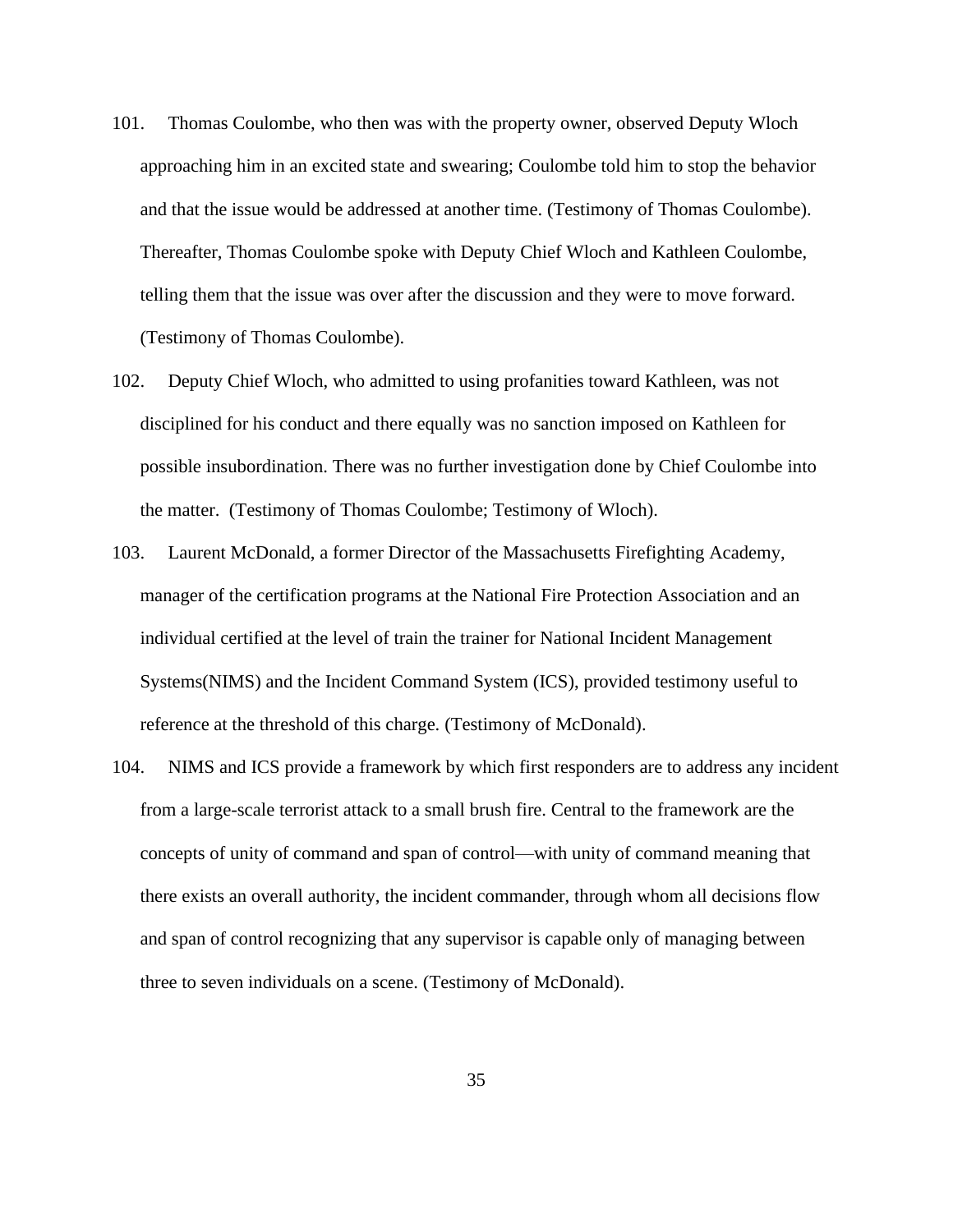101. Thomas Coulombe, who then was with the property owner, observed Deputy Wloch approaching him in an excited state and swearing; Coulombe told him to stop the behavior and that the issue would be addressed at another time. (Testimony of Thomas Coulombe). Thereafter, Thomas Coulombe spoke with Deputy Chief Wloch and Kathleen Coulombe, telling them that the issue was over after the discussion and they were to move forward. (Testimony of Thomas Coulombe).

102. Deputy Chief Wloch, who admitted to using profanities toward Kathleen, was not disciplined for his conduct and there equally was no sanction imposed on Kathleen for possible insubordination. There was no further investigation done by Chief Coulombe into the matter. (Testimony of Thomas Coulombe; Testimony of Wloch).

103. Laurent McDonald, a former Director of the Massachusetts Firefighting Academy, manager of the certification programs at the National Fire Protection Association and an individual certified at the level of train the trainer for National Incident Management Systems(NIMS) and the Incident Command System (ICS), provided testimony useful to reference at the threshold of this charge. (Testimony of McDonald).

104. NIMS and ICS provide a framework by which first responders are to address any incident from a large-scale terrorist attack to a small brush fire. Central to the framework are the concepts of unity of command and span of control—with unity of command meaning that there exists an overall authority, the incident commander, through whom all decisions flow and span of control recognizing that any supervisor is capable only of managing between three to seven individuals on a scene. (Testimony of McDonald).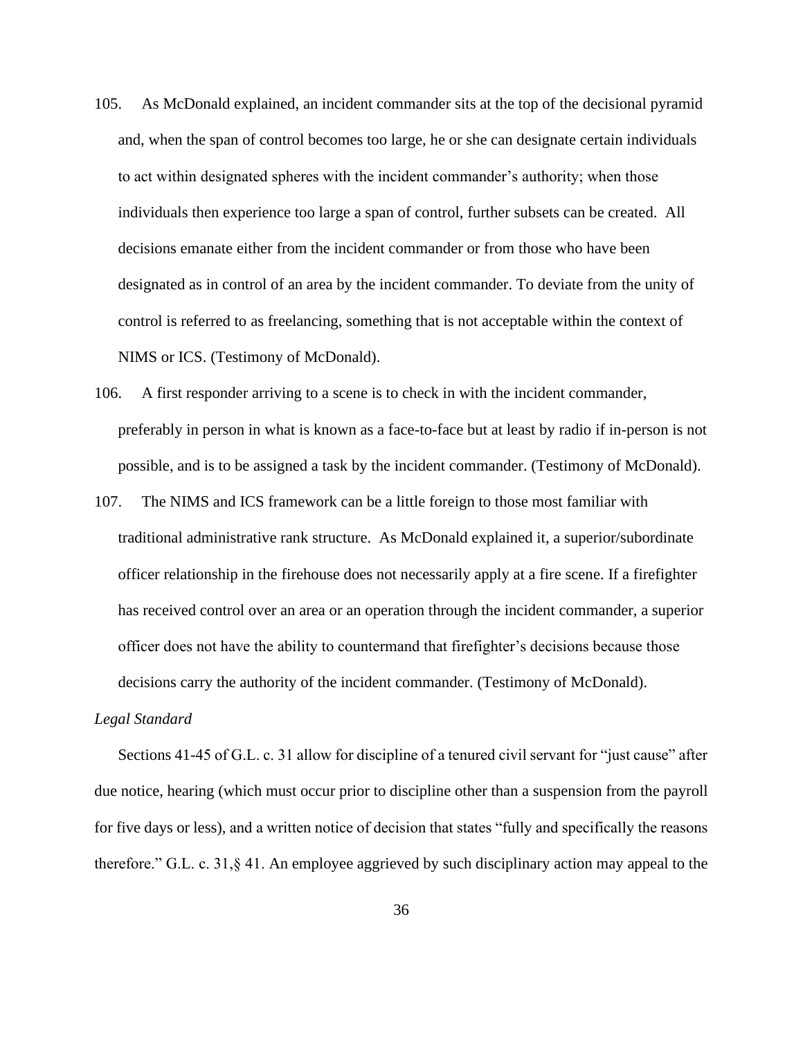105. As McDonald explained, an incident commander sits at the top of the decisional pyramid and, when the span of control becomes too large, he or she can designate certain individuals to act within designated spheres with the incident commander's authority; when those individuals then experience too large a span of control, further subsets can be created. All decisions emanate either from the incident commander or from those who have been designated as in control of an area by the incident commander. To deviate from the unity of control is referred to as freelancing, something that is not acceptable within the context of NIMS or ICS. (Testimony of McDonald).

106. A first responder arriving to a scene is to check in with the incident commander, preferably in person in what is known as a face-to-face but at least by radio if in-person is not possible, and is to be assigned a task by the incident commander. (Testimony of McDonald).

107. The NIMS and ICS framework can be a little foreign to those most familiar with traditional administrative rank structure. As McDonald explained it, a superior/subordinate officer relationship in the firehouse does not necessarily apply at a fire scene. If a firefighter has received control over an area or an operation through the incident commander, a superior officer does not have the ability to countermand that firefighter's decisions because those decisions carry the authority of the incident commander. (Testimony of McDonald).

*Legal Standard*

Sections 41-45 of G.L. c. 31 allow for discipline of a tenured civil servant for "just cause" after due notice, hearing (which must occur prior to discipline other than a suspension from the payroll for five days or less), and a written notice of decision that states "fully and specifically the reasons therefore." G.L. c. 31,§ 41. An employee aggrieved by such disciplinary action may appeal to the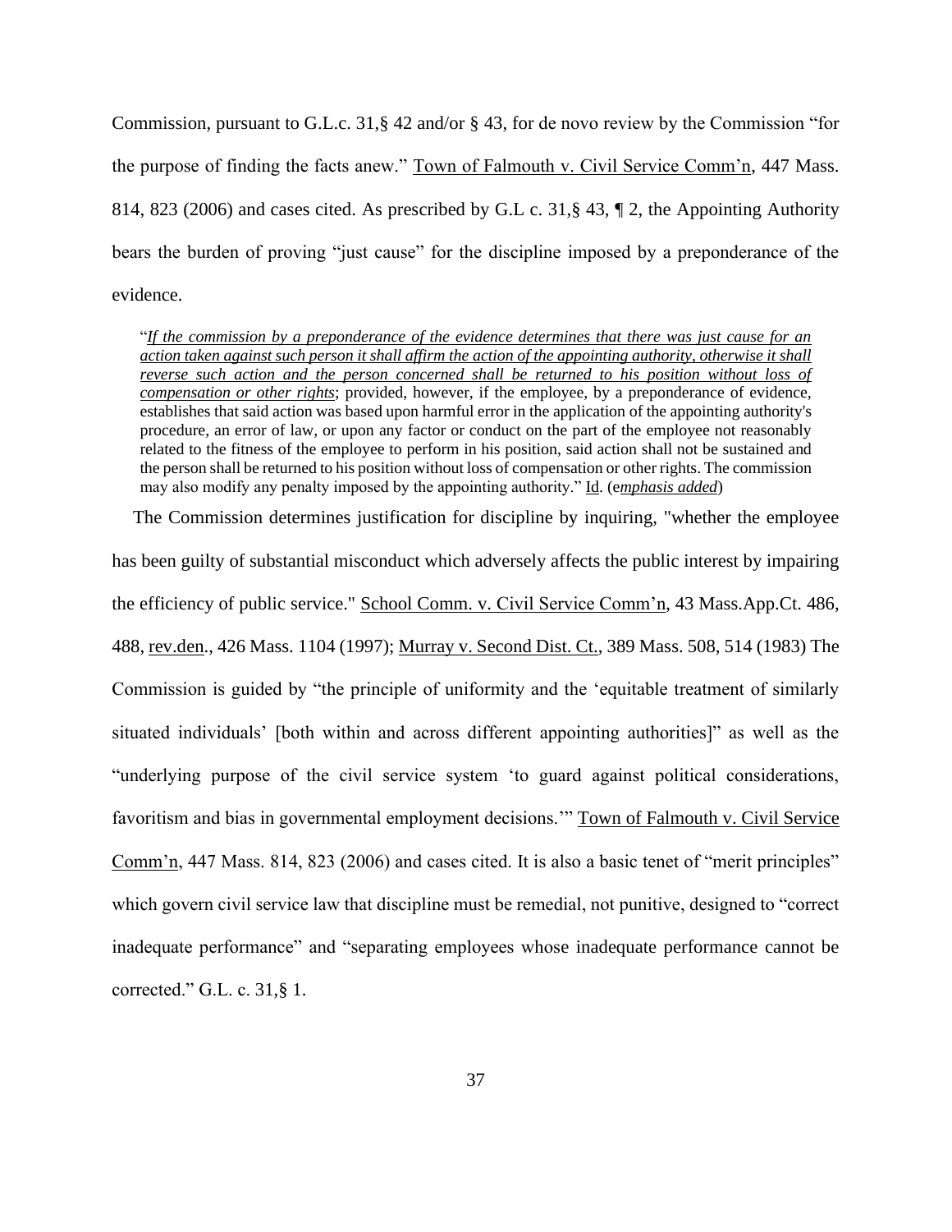Commission, pursuant to G.L.c. 31,§ 42 and/or § 43, for de novo review by the Commission "for the purpose of finding the facts anew." Town of Falmouth v. Civil Service Comm'n, 447 Mass. 814, 823 (2006) and cases cited. As prescribed by G.L c. 31,§ 43, ¶ 2, the Appointing Authority bears the burden of proving "just cause" for the discipline imposed by a preponderance of the evidence.

> "*If the commission by a preponderance of the evidence determines that there was just cause for an action taken against such person it shall affirm the action of the appointing authority, otherwise it shall reverse such action and the person concerned shall be returned to his position without loss of compensation or other rights*; provided, however, if the employee, by a preponderance of evidence, establishes that said action was based upon harmful error in the application of the appointing authority's procedure, an error of law, or upon any factor or conduct on the part of the employee not reasonably related to the fitness of the employee to perform in his position, said action shall not be sustained and the person shall be returned to his position without loss of compensation or other rights. The commission may also modify any penalty imposed by the appointing authority." Id. (e*mphasis added*)

The Commission determines justification for discipline by inquiring, "whether the employee has been guilty of substantial misconduct which adversely affects the public interest by impairing the efficiency of public service." School Comm. v. Civil Service Comm'n, 43 Mass.App.Ct. 486, 488, rev.den., 426 Mass. 1104 (1997); Murray v. Second Dist. Ct., 389 Mass. 508, 514 (1983) The Commission is guided by "the principle of uniformity and the 'equitable treatment of similarly situated individuals' [both within and across different appointing authorities]" as well as the "underlying purpose of the civil service system 'to guard against political considerations, favoritism and bias in governmental employment decisions.'" Town of Falmouth v. Civil Service Comm'n, 447 Mass. 814, 823 (2006) and cases cited. It is also a basic tenet of "merit principles" which govern civil service law that discipline must be remedial, not punitive, designed to "correct inadequate performance" and "separating employees whose inadequate performance cannot be corrected." G.L. c. 31,§ 1.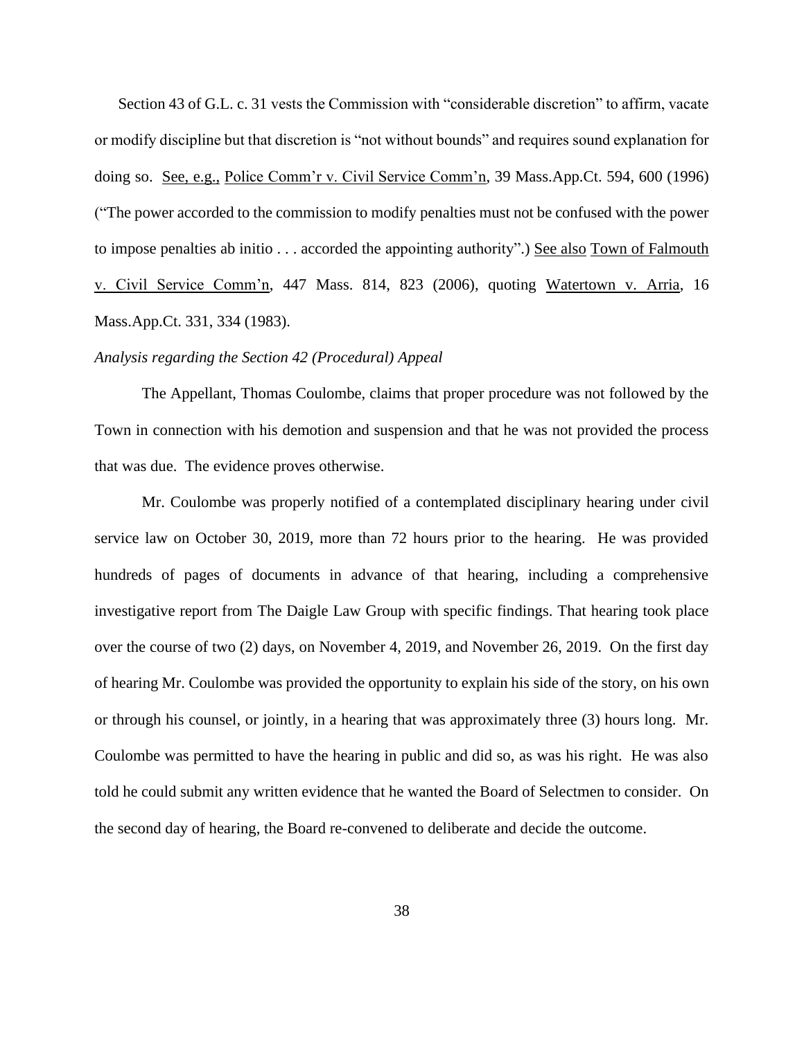Section 43 of G.L. c. 31 vests the Commission with "considerable discretion" to affirm, vacate or modify discipline but that discretion is "not without bounds" and requires sound explanation for doing so. See, e.g., Police Comm'r v. Civil Service Comm'n, 39 Mass.App.Ct. 594, 600 (1996) ("The power accorded to the commission to modify penalties must not be confused with the power to impose penalties ab initio . . . accorded the appointing authority".) See also Town of Falmouth v. Civil Service Comm'n, 447 Mass. 814, 823 (2006), quoting Watertown v. Arria, 16 Mass.App.Ct. 331, 334 (1983).

*Analysis regarding the Section 42 (Procedural) Appeal*

The Appellant, Thomas Coulombe, claims that proper procedure was not followed by the Town in connection with his demotion and suspension and that he was not provided the process that was due. The evidence proves otherwise.

Mr. Coulombe was properly notified of a contemplated disciplinary hearing under civil service law on October 30, 2019, more than 72 hours prior to the hearing. He was provided hundreds of pages of documents in advance of that hearing, including a comprehensive investigative report from The Daigle Law Group with specific findings. That hearing took place over the course of two (2) days, on November 4, 2019, and November 26, 2019. On the first day of hearing Mr. Coulombe was provided the opportunity to explain his side of the story, on his own or through his counsel, or jointly, in a hearing that was approximately three (3) hours long. Mr. Coulombe was permitted to have the hearing in public and did so, as was his right. He was also told he could submit any written evidence that he wanted the Board of Selectmen to consider. On the second day of hearing, the Board re-convened to deliberate and decide the outcome.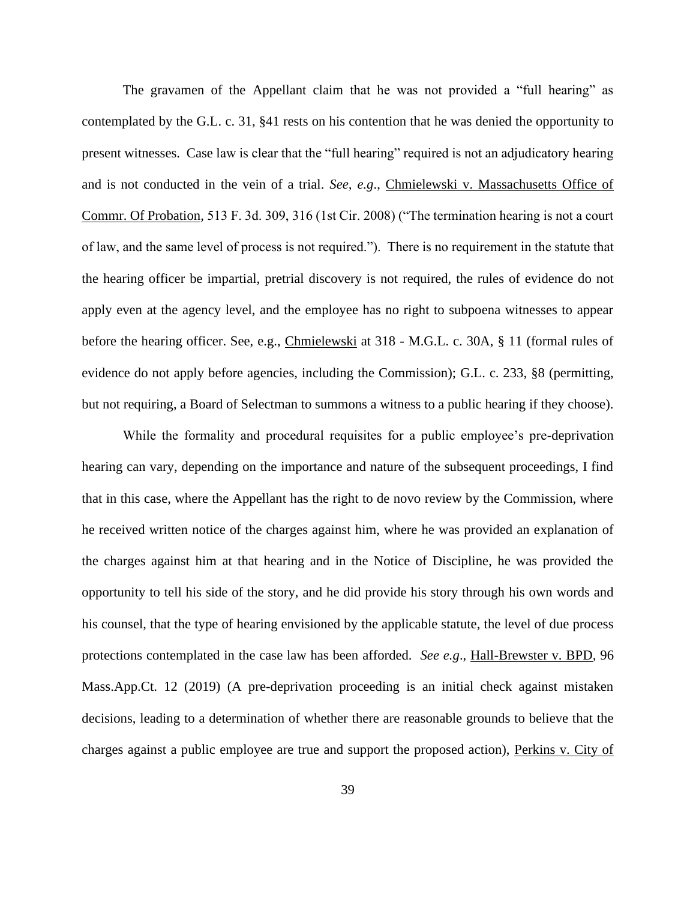The gravamen of the Appellant claim that he was not provided a "full hearing" as contemplated by the G.L. c. 31, §41 rests on his contention that he was denied the opportunity to present witnesses. Case law is clear that the "full hearing" required is not an adjudicatory hearing and is not conducted in the vein of a trial. *See, e.g*., Chmielewski v. Massachusetts Office of Commr. Of Probation, 513 F. 3d. 309, 316 (1st Cir. 2008) ("The termination hearing is not a court of law, and the same level of process is not required."). There is no requirement in the statute that the hearing officer be impartial, pretrial discovery is not required, the rules of evidence do not apply even at the agency level, and the employee has no right to subpoena witnesses to appear before the hearing officer. See, e.g., Chmielewski at 318 - M.G.L. c. 30A, § 11 (formal rules of evidence do not apply before agencies, including the Commission); G.L. c. 233, §8 (permitting, but not requiring, a Board of Selectman to summons a witness to a public hearing if they choose).

While the formality and procedural requisites for a public employee's pre-deprivation hearing can vary, depending on the importance and nature of the subsequent proceedings, I find that in this case, where the Appellant has the right to de novo review by the Commission, where he received written notice of the charges against him, where he was provided an explanation of the charges against him at that hearing and in the Notice of Discipline, he was provided the opportunity to tell his side of the story, and he did provide his story through his own words and his counsel, that the type of hearing envisioned by the applicable statute, the level of due process protections contemplated in the case law has been afforded. *See e.g*., Hall-Brewster v. BPD, 96 Mass.App.Ct. 12 (2019) (A pre-deprivation proceeding is an initial check against mistaken decisions, leading to a determination of whether there are reasonable grounds to believe that the charges against a public employee are true and support the proposed action), Perkins v. City of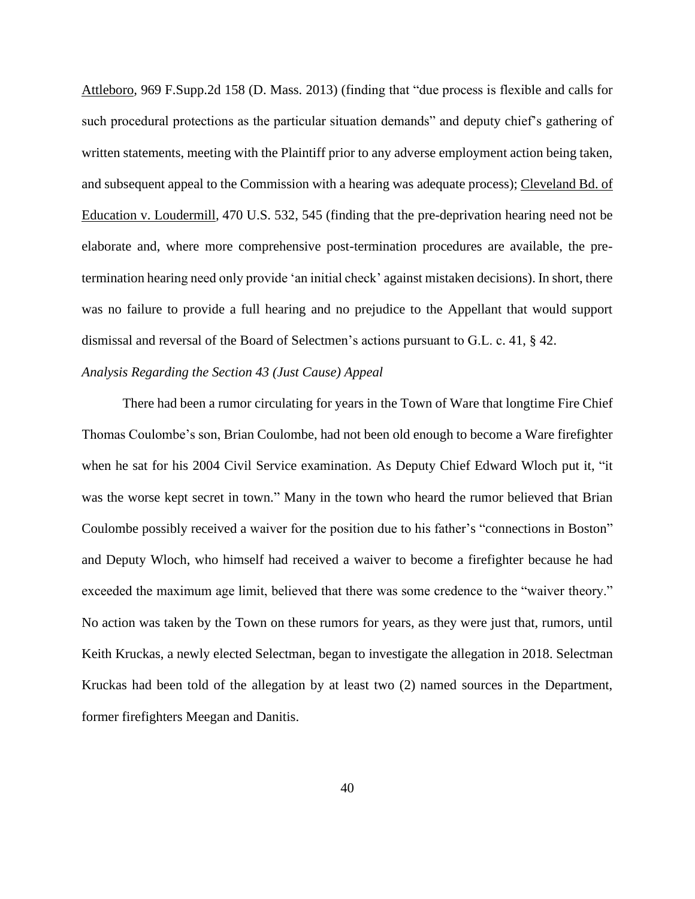Attleboro, 969 F.Supp.2d 158 (D. Mass. 2013) (finding that "due process is flexible and calls for such procedural protections as the particular situation demands" and deputy chief's gathering of written statements, meeting with the Plaintiff prior to any adverse employment action being taken, and subsequent appeal to the Commission with a hearing was adequate process); Cleveland Bd. of Education v. Loudermill, 470 U.S. 532, 545 (finding that the pre-deprivation hearing need not be elaborate and, where more comprehensive post-termination procedures are available, the pre-termination hearing need only provide 'an initial check' against mistaken decisions). In short, there was no failure to provide a full hearing and no prejudice to the Appellant that would support dismissal and reversal of the Board of Selectmen's actions pursuant to G.L. c. 41, § 42.

*Analysis Regarding the Section 43 (Just Cause) Appeal*

There had been a rumor circulating for years in the Town of Ware that longtime Fire Chief Thomas Coulombe's son, Brian Coulombe, had not been old enough to become a Ware firefighter when he sat for his 2004 Civil Service examination. As Deputy Chief Edward Wloch put it, "it was the worse kept secret in town." Many in the town who heard the rumor believed that Brian Coulombe possibly received a waiver for the position due to his father's "connections in Boston" and Deputy Wloch, who himself had received a waiver to become a firefighter because he had exceeded the maximum age limit, believed that there was some credence to the "waiver theory." No action was taken by the Town on these rumors for years, as they were just that, rumors, until Keith Kruckas, a newly elected Selectman, began to investigate the allegation in 2018. Selectman Kruckas had been told of the allegation by at least two (2) named sources in the Department, former firefighters Meegan and Danitis.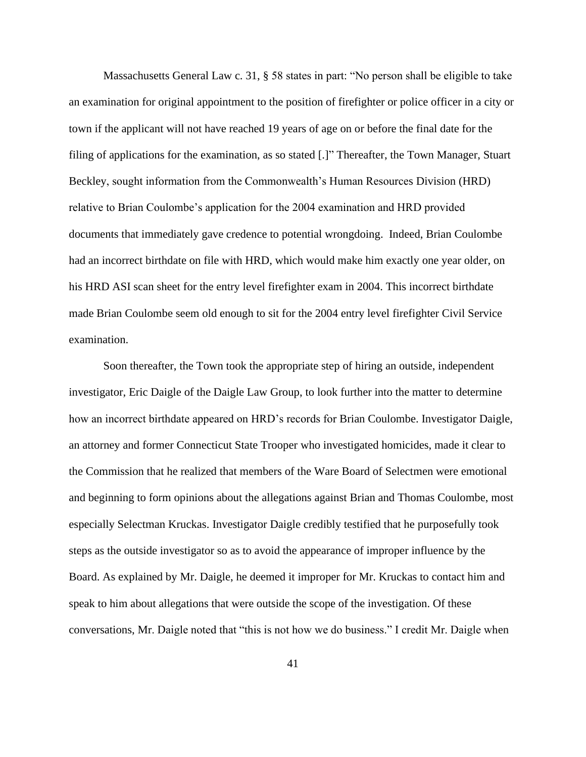Massachusetts General Law c. 31, § 58 states in part: "No person shall be eligible to take an examination for original appointment to the position of firefighter or police officer in a city or town if the applicant will not have reached 19 years of age on or before the final date for the filing of applications for the examination, as so stated [.]" Thereafter, the Town Manager, Stuart Beckley, sought information from the Commonwealth's Human Resources Division (HRD) relative to Brian Coulombe's application for the 2004 examination and HRD provided documents that immediately gave credence to potential wrongdoing. Indeed, Brian Coulombe had an incorrect birthdate on file with HRD, which would make him exactly one year older, on his HRD ASI scan sheet for the entry level firefighter exam in 2004. This incorrect birthdate made Brian Coulombe seem old enough to sit for the 2004 entry level firefighter Civil Service examination.

Soon thereafter, the Town took the appropriate step of hiring an outside, independent investigator, Eric Daigle of the Daigle Law Group, to look further into the matter to determine how an incorrect birthdate appeared on HRD's records for Brian Coulombe. Investigator Daigle, an attorney and former Connecticut State Trooper who investigated homicides, made it clear to the Commission that he realized that members of the Ware Board of Selectmen were emotional and beginning to form opinions about the allegations against Brian and Thomas Coulombe, most especially Selectman Kruckas. Investigator Daigle credibly testified that he purposefully took steps as the outside investigator so as to avoid the appearance of improper influence by the Board. As explained by Mr. Daigle, he deemed it improper for Mr. Kruckas to contact him and speak to him about allegations that were outside the scope of the investigation. Of these conversations, Mr. Daigle noted that "this is not how we do business." I credit Mr. Daigle when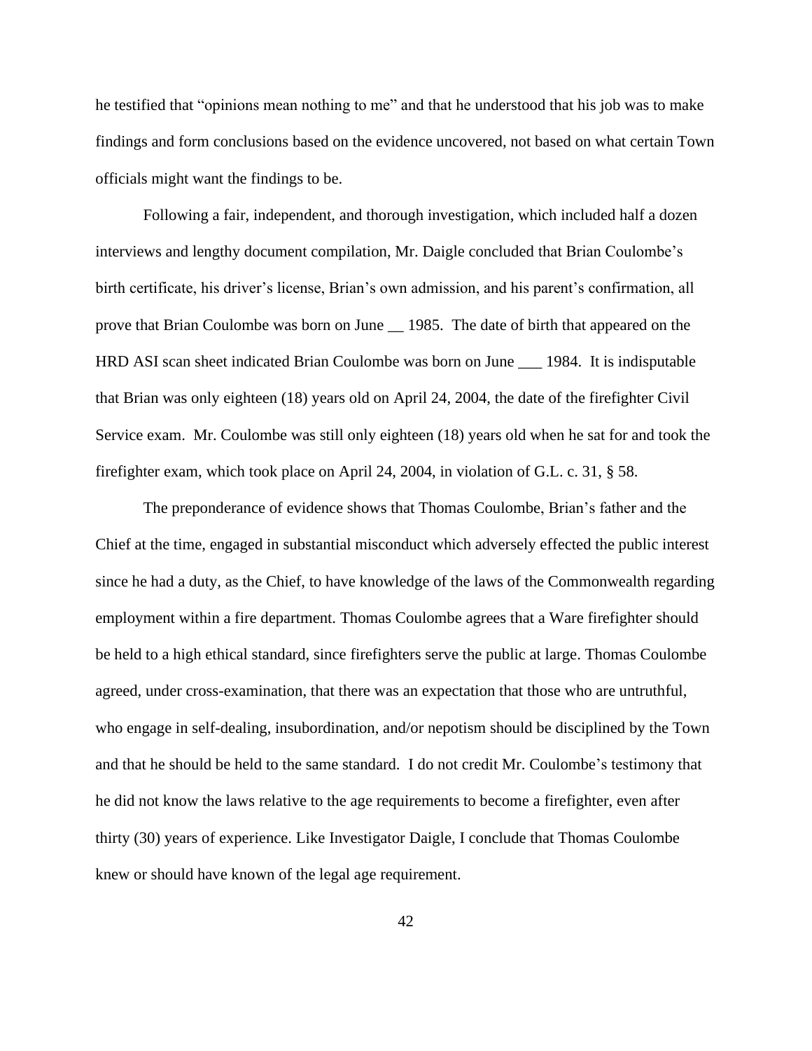he testified that "opinions mean nothing to me" and that he understood that his job was to make findings and form conclusions based on the evidence uncovered, not based on what certain Town officials might want the findings to be.

Following a fair, independent, and thorough investigation, which included half a dozen interviews and lengthy document compilation, Mr. Daigle concluded that Brian Coulombe's birth certificate, his driver's license, Brian's own admission, and his parent's confirmation, all prove that Brian Coulombe was born on June __ 1985. The date of birth that appeared on the HRD ASI scan sheet indicated Brian Coulombe was born on June ___ 1984. It is indisputable that Brian was only eighteen (18) years old on April 24, 2004, the date of the firefighter Civil Service exam. Mr. Coulombe was still only eighteen (18) years old when he sat for and took the firefighter exam, which took place on April 24, 2004, in violation of G.L. c. 31, § 58.

The preponderance of evidence shows that Thomas Coulombe, Brian's father and the Chief at the time, engaged in substantial misconduct which adversely effected the public interest since he had a duty, as the Chief, to have knowledge of the laws of the Commonwealth regarding employment within a fire department. Thomas Coulombe agrees that a Ware firefighter should be held to a high ethical standard, since firefighters serve the public at large. Thomas Coulombe agreed, under cross-examination, that there was an expectation that those who are untruthful, who engage in self-dealing, insubordination, and/or nepotism should be disciplined by the Town and that he should be held to the same standard. I do not credit Mr. Coulombe's testimony that he did not know the laws relative to the age requirements to become a firefighter, even after thirty (30) years of experience. Like Investigator Daigle, I conclude that Thomas Coulombe knew or should have known of the legal age requirement.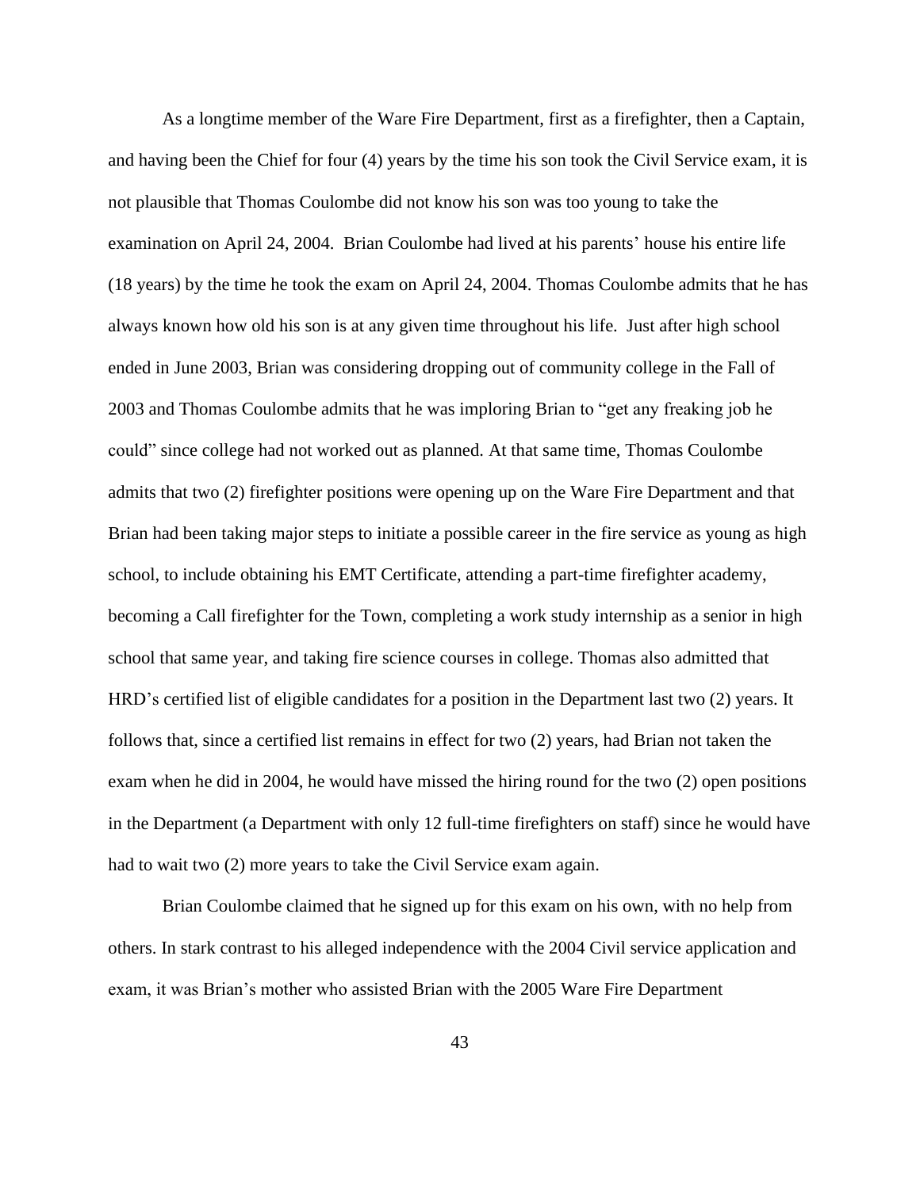As a longtime member of the Ware Fire Department, first as a firefighter, then a Captain, and having been the Chief for four (4) years by the time his son took the Civil Service exam, it is not plausible that Thomas Coulombe did not know his son was too young to take the examination on April 24, 2004. Brian Coulombe had lived at his parents' house his entire life (18 years) by the time he took the exam on April 24, 2004. Thomas Coulombe admits that he has always known how old his son is at any given time throughout his life. Just after high school ended in June 2003, Brian was considering dropping out of community college in the Fall of 2003 and Thomas Coulombe admits that he was imploring Brian to "get any freaking job he could" since college had not worked out as planned. At that same time, Thomas Coulombe admits that two (2) firefighter positions were opening up on the Ware Fire Department and that Brian had been taking major steps to initiate a possible career in the fire service as young as high school, to include obtaining his EMT Certificate, attending a part-time firefighter academy, becoming a Call firefighter for the Town, completing a work study internship as a senior in high school that same year, and taking fire science courses in college. Thomas also admitted that HRD's certified list of eligible candidates for a position in the Department last two (2) years. It follows that, since a certified list remains in effect for two (2) years, had Brian not taken the exam when he did in 2004, he would have missed the hiring round for the two (2) open positions in the Department (a Department with only 12 full-time firefighters on staff) since he would have had to wait two (2) more years to take the Civil Service exam again.

Brian Coulombe claimed that he signed up for this exam on his own, with no help from others. In stark contrast to his alleged independence with the 2004 Civil service application and exam, it was Brian's mother who assisted Brian with the 2005 Ware Fire Department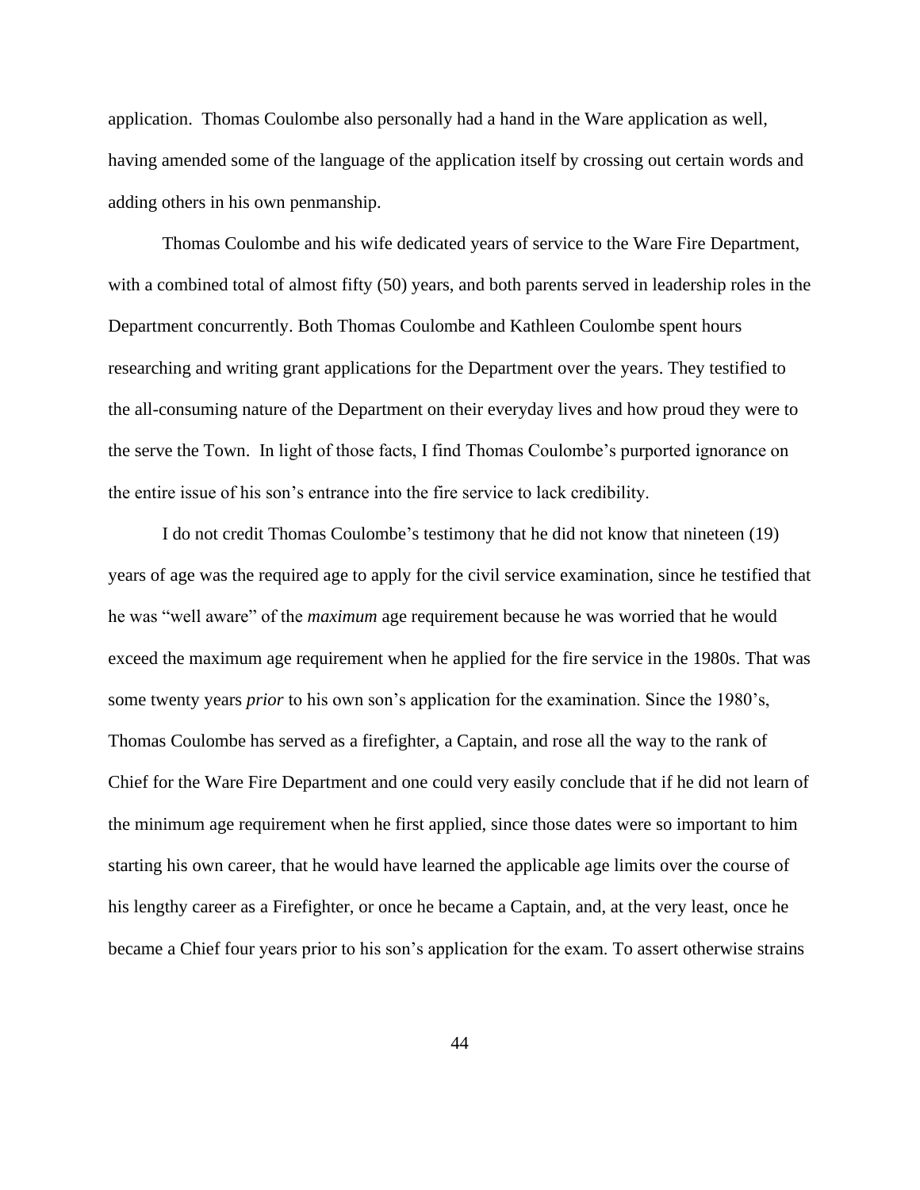application. Thomas Coulombe also personally had a hand in the Ware application as well, having amended some of the language of the application itself by crossing out certain words and adding others in his own penmanship.

Thomas Coulombe and his wife dedicated years of service to the Ware Fire Department, with a combined total of almost fifty (50) years, and both parents served in leadership roles in the Department concurrently. Both Thomas Coulombe and Kathleen Coulombe spent hours researching and writing grant applications for the Department over the years. They testified to the all-consuming nature of the Department on their everyday lives and how proud they were to the serve the Town. In light of those facts, I find Thomas Coulombe's purported ignorance on the entire issue of his son's entrance into the fire service to lack credibility.

I do not credit Thomas Coulombe's testimony that he did not know that nineteen (19) years of age was the required age to apply for the civil service examination, since he testified that he was "well aware" of the *maximum* age requirement because he was worried that he would exceed the maximum age requirement when he applied for the fire service in the 1980s. That was some twenty years *prior* to his own son's application for the examination. Since the 1980's, Thomas Coulombe has served as a firefighter, a Captain, and rose all the way to the rank of Chief for the Ware Fire Department and one could very easily conclude that if he did not learn of the minimum age requirement when he first applied, since those dates were so important to him starting his own career, that he would have learned the applicable age limits over the course of his lengthy career as a Firefighter, or once he became a Captain, and, at the very least, once he became a Chief four years prior to his son's application for the exam. To assert otherwise strains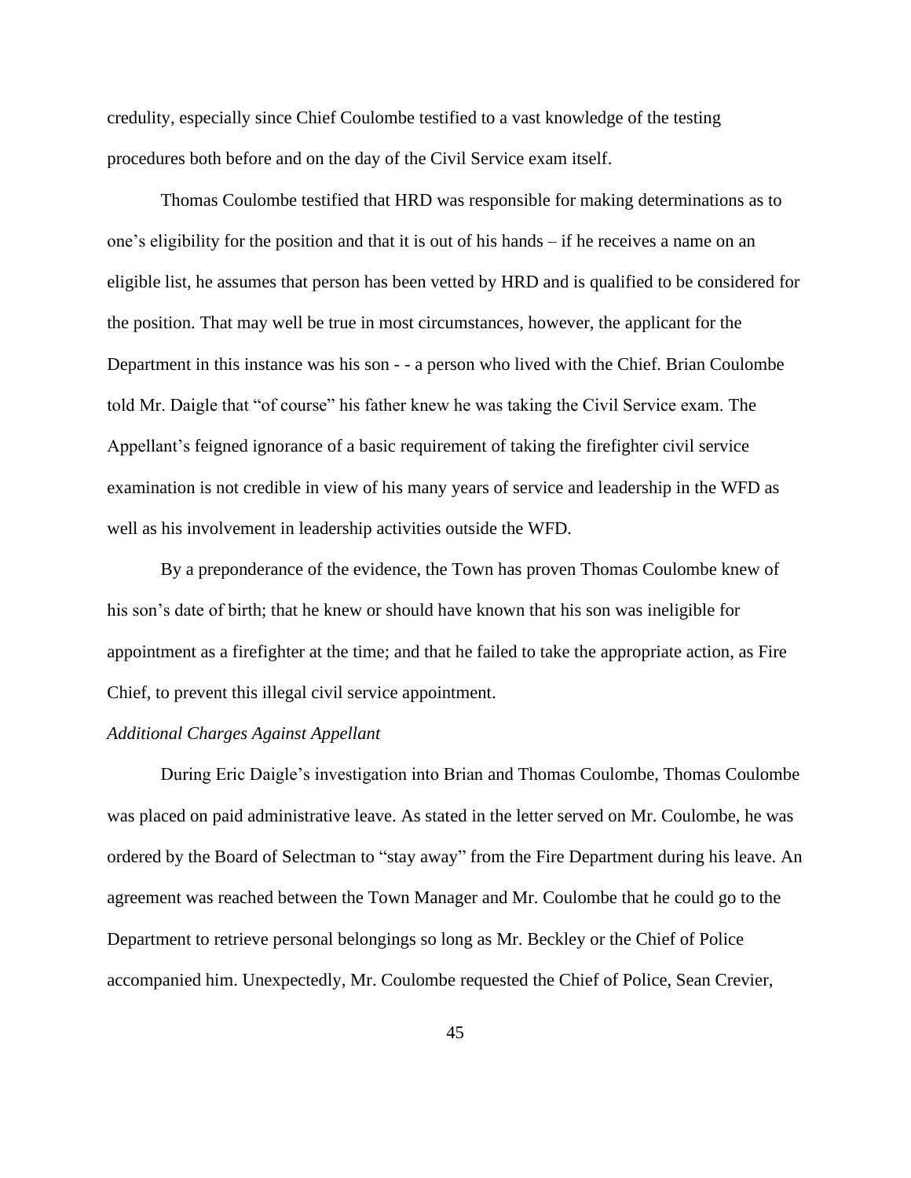credulity, especially since Chief Coulombe testified to a vast knowledge of the testing procedures both before and on the day of the Civil Service exam itself.

Thomas Coulombe testified that HRD was responsible for making determinations as to one's eligibility for the position and that it is out of his hands – if he receives a name on an eligible list, he assumes that person has been vetted by HRD and is qualified to be considered for the position. That may well be true in most circumstances, however, the applicant for the Department in this instance was his son - - a person who lived with the Chief. Brian Coulombe told Mr. Daigle that "of course" his father knew he was taking the Civil Service exam. The Appellant's feigned ignorance of a basic requirement of taking the firefighter civil service examination is not credible in view of his many years of service and leadership in the WFD as well as his involvement in leadership activities outside the WFD.

By a preponderance of the evidence, the Town has proven Thomas Coulombe knew of his son's date of birth; that he knew or should have known that his son was ineligible for appointment as a firefighter at the time; and that he failed to take the appropriate action, as Fire Chief, to prevent this illegal civil service appointment.

*Additional Charges Against Appellant*

During Eric Daigle's investigation into Brian and Thomas Coulombe, Thomas Coulombe was placed on paid administrative leave. As stated in the letter served on Mr. Coulombe, he was ordered by the Board of Selectman to "stay away" from the Fire Department during his leave. An agreement was reached between the Town Manager and Mr. Coulombe that he could go to the Department to retrieve personal belongings so long as Mr. Beckley or the Chief of Police accompanied him. Unexpectedly, Mr. Coulombe requested the Chief of Police, Sean Crevier,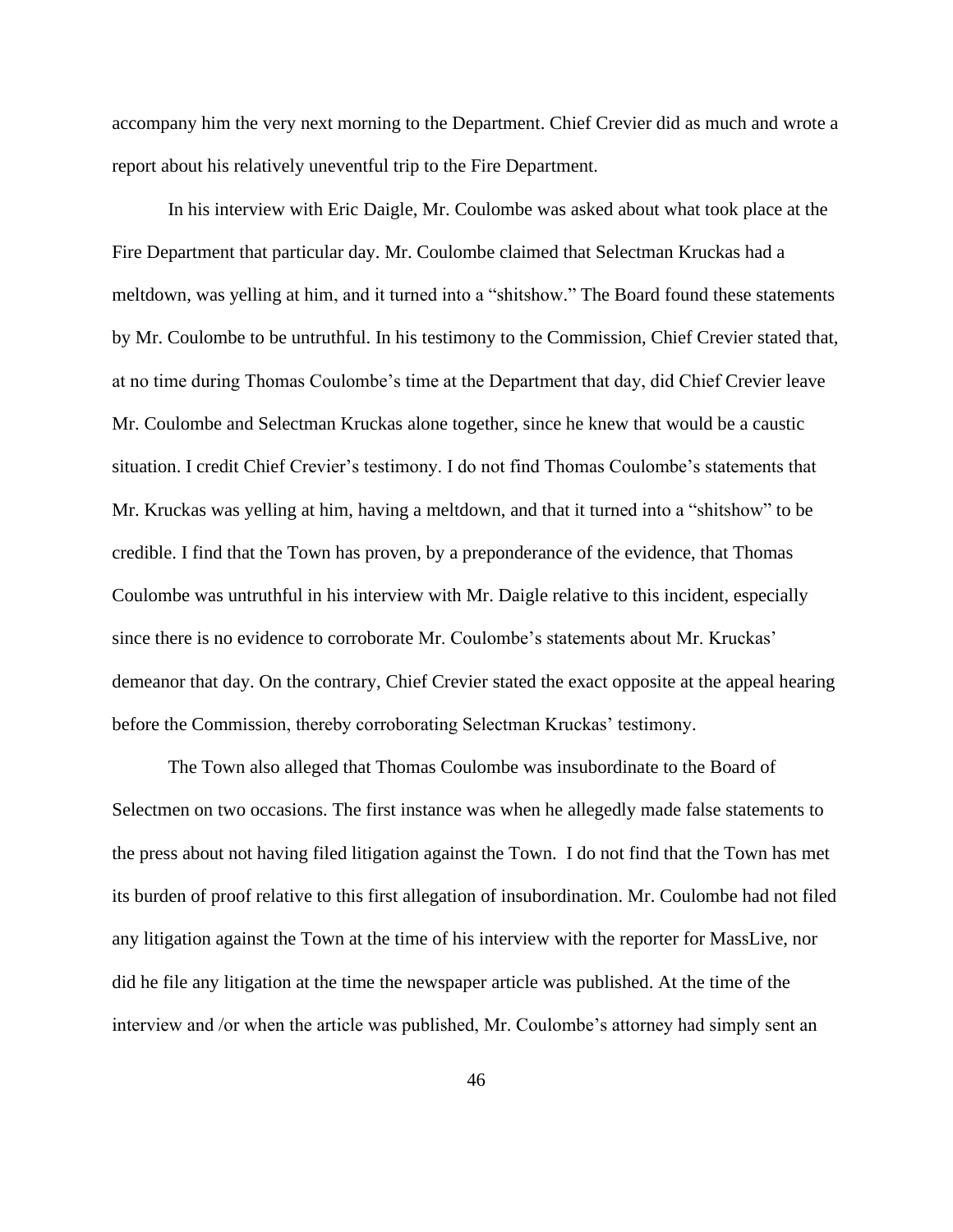accompany him the very next morning to the Department. Chief Crevier did as much and wrote a report about his relatively uneventful trip to the Fire Department.

In his interview with Eric Daigle, Mr. Coulombe was asked about what took place at the Fire Department that particular day. Mr. Coulombe claimed that Selectman Kruckas had a meltdown, was yelling at him, and it turned into a "shitshow." The Board found these statements by Mr. Coulombe to be untruthful. In his testimony to the Commission, Chief Crevier stated that, at no time during Thomas Coulombe's time at the Department that day, did Chief Crevier leave Mr. Coulombe and Selectman Kruckas alone together, since he knew that would be a caustic situation. I credit Chief Crevier's testimony. I do not find Thomas Coulombe's statements that Mr. Kruckas was yelling at him, having a meltdown, and that it turned into a "shitshow" to be credible. I find that the Town has proven, by a preponderance of the evidence, that Thomas Coulombe was untruthful in his interview with Mr. Daigle relative to this incident, especially since there is no evidence to corroborate Mr. Coulombe's statements about Mr. Kruckas' demeanor that day. On the contrary, Chief Crevier stated the exact opposite at the appeal hearing before the Commission, thereby corroborating Selectman Kruckas' testimony.

The Town also alleged that Thomas Coulombe was insubordinate to the Board of Selectmen on two occasions. The first instance was when he allegedly made false statements to the press about not having filed litigation against the Town. I do not find that the Town has met its burden of proof relative to this first allegation of insubordination. Mr. Coulombe had not filed any litigation against the Town at the time of his interview with the reporter for MassLive, nor did he file any litigation at the time the newspaper article was published. At the time of the interview and /or when the article was published, Mr. Coulombe's attorney had simply sent an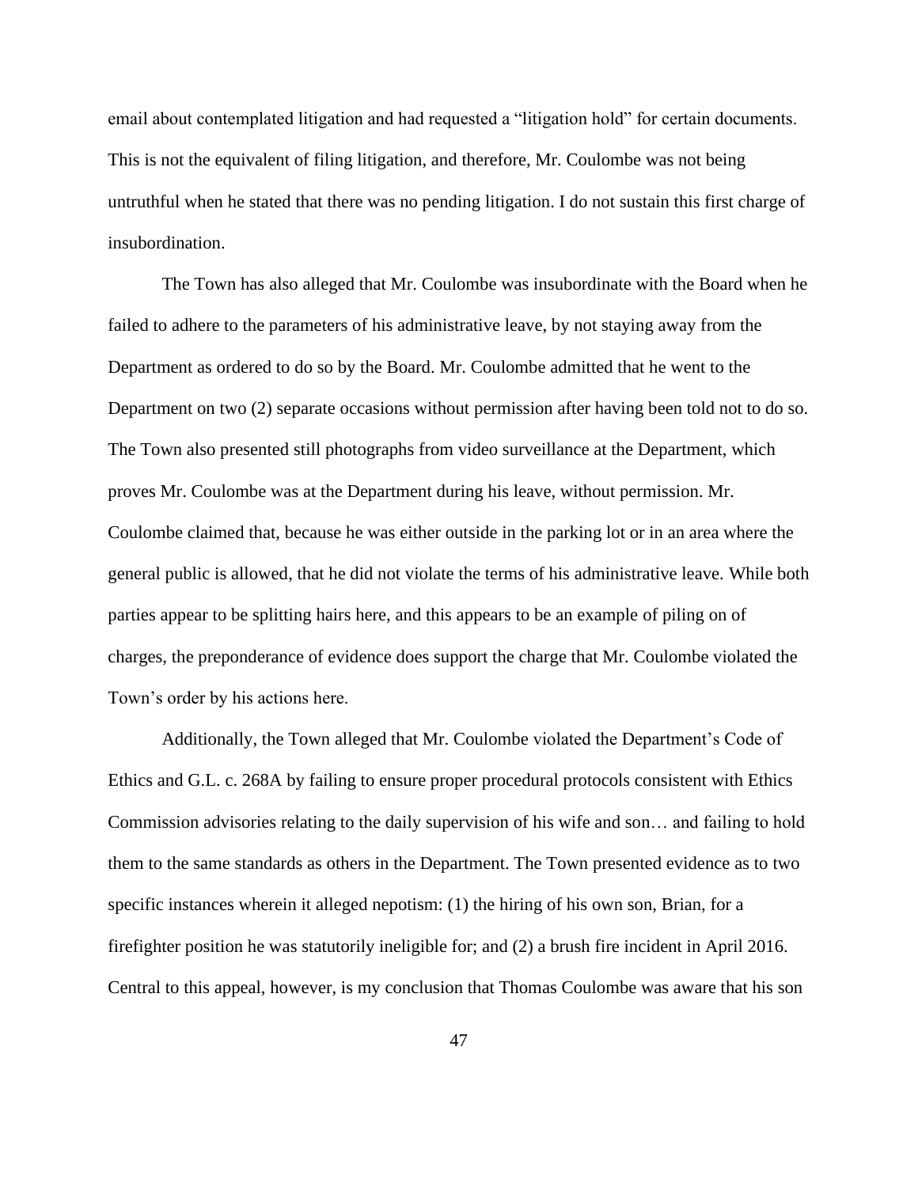email about contemplated litigation and had requested a "litigation hold" for certain documents. This is not the equivalent of filing litigation, and therefore, Mr. Coulombe was not being untruthful when he stated that there was no pending litigation. I do not sustain this first charge of insubordination.

The Town has also alleged that Mr. Coulombe was insubordinate with the Board when he failed to adhere to the parameters of his administrative leave, by not staying away from the Department as ordered to do so by the Board. Mr. Coulombe admitted that he went to the Department on two (2) separate occasions without permission after having been told not to do so. The Town also presented still photographs from video surveillance at the Department, which proves Mr. Coulombe was at the Department during his leave, without permission. Mr. Coulombe claimed that, because he was either outside in the parking lot or in an area where the general public is allowed, that he did not violate the terms of his administrative leave. While both parties appear to be splitting hairs here, and this appears to be an example of piling on of charges, the preponderance of evidence does support the charge that Mr. Coulombe violated the Town's order by his actions here.

Additionally, the Town alleged that Mr. Coulombe violated the Department's Code of Ethics and G.L. c. 268A by failing to ensure proper procedural protocols consistent with Ethics Commission advisories relating to the daily supervision of his wife and son… and failing to hold them to the same standards as others in the Department. The Town presented evidence as to two specific instances wherein it alleged nepotism: (1) the hiring of his own son, Brian, for a firefighter position he was statutorily ineligible for; and (2) a brush fire incident in April 2016. Central to this appeal, however, is my conclusion that Thomas Coulombe was aware that his son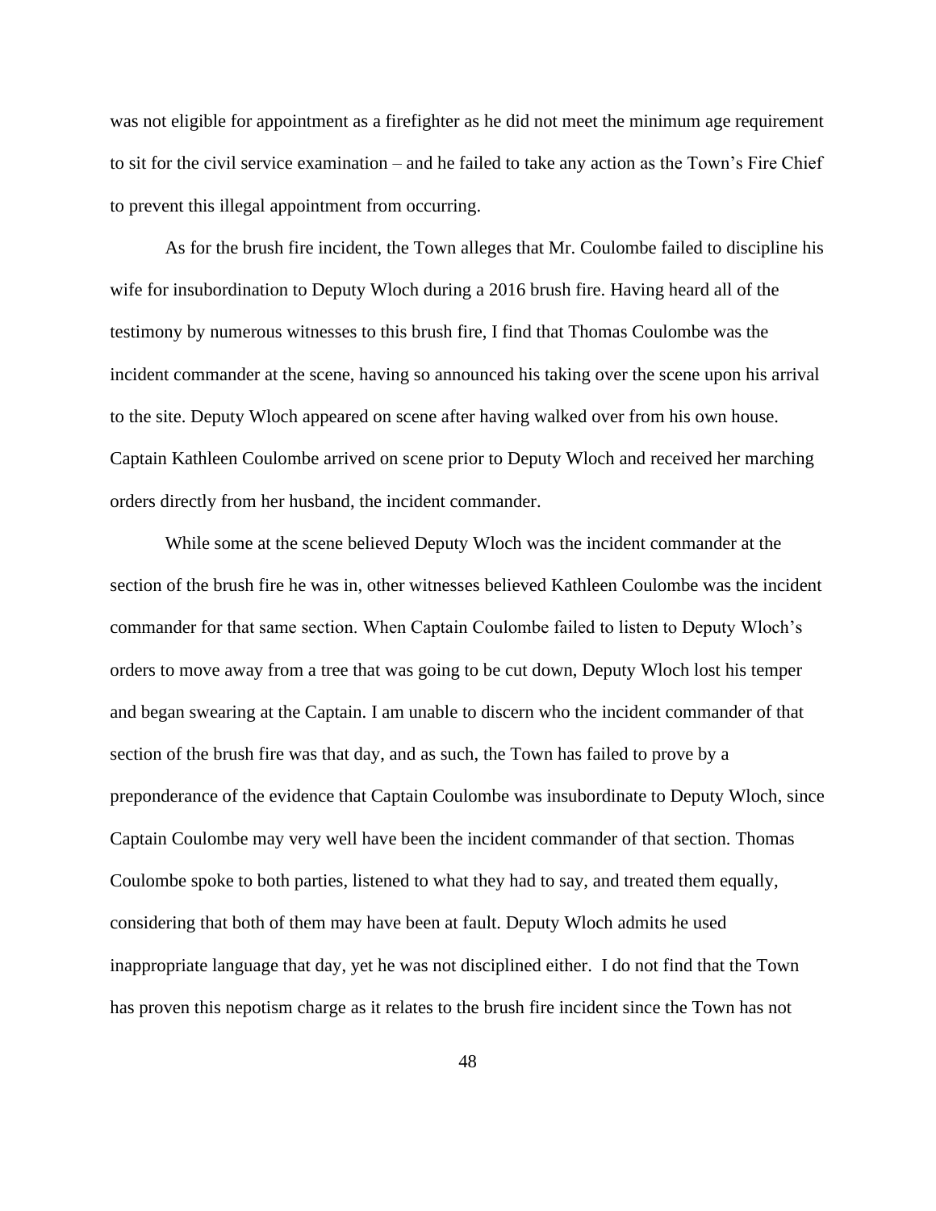was not eligible for appointment as a firefighter as he did not meet the minimum age requirement to sit for the civil service examination – and he failed to take any action as the Town's Fire Chief to prevent this illegal appointment from occurring.

As for the brush fire incident, the Town alleges that Mr. Coulombe failed to discipline his wife for insubordination to Deputy Wloch during a 2016 brush fire. Having heard all of the testimony by numerous witnesses to this brush fire, I find that Thomas Coulombe was the incident commander at the scene, having so announced his taking over the scene upon his arrival to the site. Deputy Wloch appeared on scene after having walked over from his own house. Captain Kathleen Coulombe arrived on scene prior to Deputy Wloch and received her marching orders directly from her husband, the incident commander.

While some at the scene believed Deputy Wloch was the incident commander at the section of the brush fire he was in, other witnesses believed Kathleen Coulombe was the incident commander for that same section. When Captain Coulombe failed to listen to Deputy Wloch's orders to move away from a tree that was going to be cut down, Deputy Wloch lost his temper and began swearing at the Captain. I am unable to discern who the incident commander of that section of the brush fire was that day, and as such, the Town has failed to prove by a preponderance of the evidence that Captain Coulombe was insubordinate to Deputy Wloch, since Captain Coulombe may very well have been the incident commander of that section. Thomas Coulombe spoke to both parties, listened to what they had to say, and treated them equally, considering that both of them may have been at fault. Deputy Wloch admits he used inappropriate language that day, yet he was not disciplined either. I do not find that the Town has proven this nepotism charge as it relates to the brush fire incident since the Town has not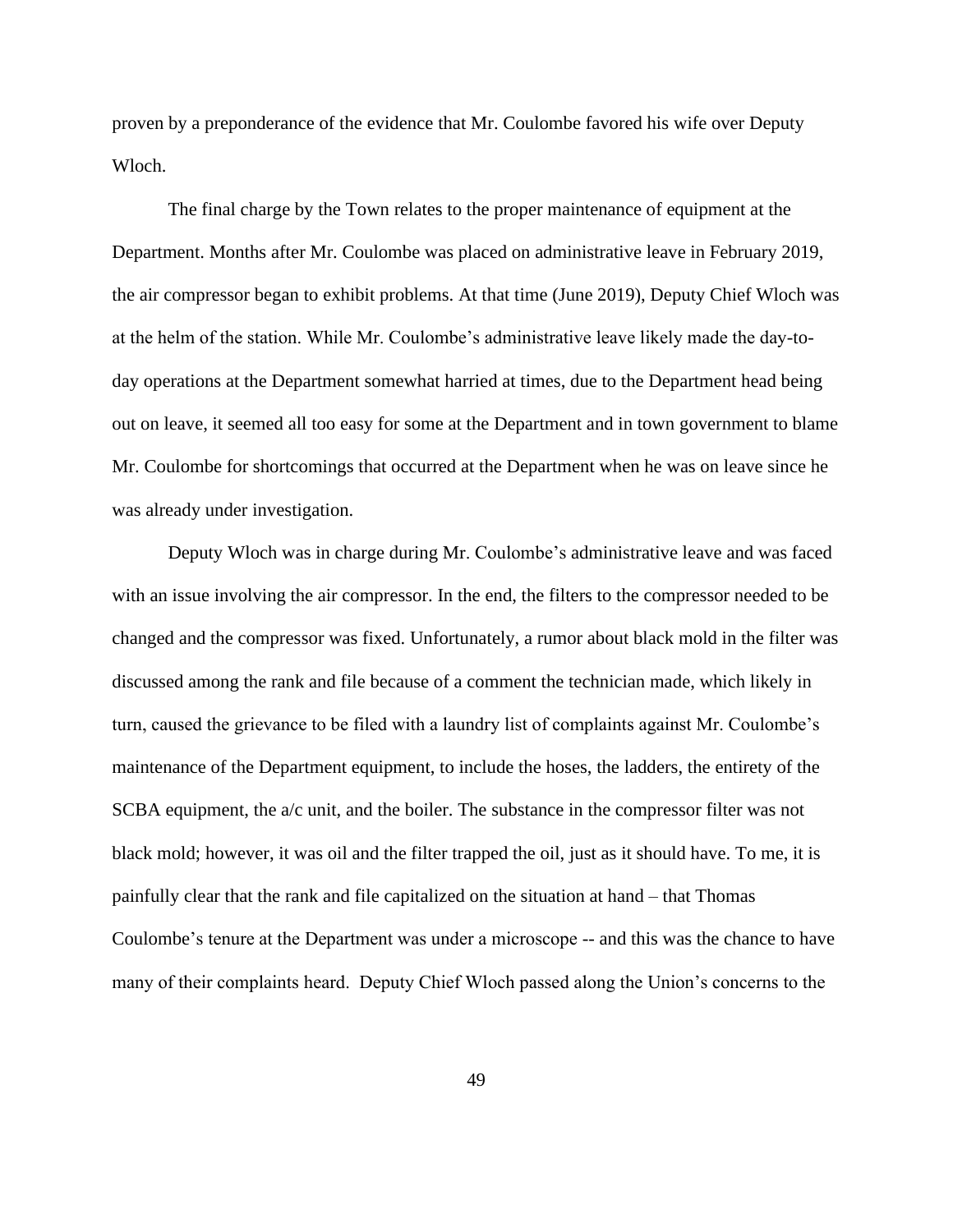proven by a preponderance of the evidence that Mr. Coulombe favored his wife over Deputy Wloch.

The final charge by the Town relates to the proper maintenance of equipment at the Department. Months after Mr. Coulombe was placed on administrative leave in February 2019, the air compressor began to exhibit problems. At that time (June 2019), Deputy Chief Wloch was at the helm of the station. While Mr. Coulombe's administrative leave likely made the day-to-day operations at the Department somewhat harried at times, due to the Department head being out on leave, it seemed all too easy for some at the Department and in town government to blame Mr. Coulombe for shortcomings that occurred at the Department when he was on leave since he was already under investigation.

Deputy Wloch was in charge during Mr. Coulombe's administrative leave and was faced with an issue involving the air compressor. In the end, the filters to the compressor needed to be changed and the compressor was fixed. Unfortunately, a rumor about black mold in the filter was discussed among the rank and file because of a comment the technician made, which likely in turn, caused the grievance to be filed with a laundry list of complaints against Mr. Coulombe's maintenance of the Department equipment, to include the hoses, the ladders, the entirety of the SCBA equipment, the a/c unit, and the boiler. The substance in the compressor filter was not black mold; however, it was oil and the filter trapped the oil, just as it should have. To me, it is painfully clear that the rank and file capitalized on the situation at hand – that Thomas Coulombe's tenure at the Department was under a microscope -- and this was the chance to have many of their complaints heard. Deputy Chief Wloch passed along the Union's concerns to the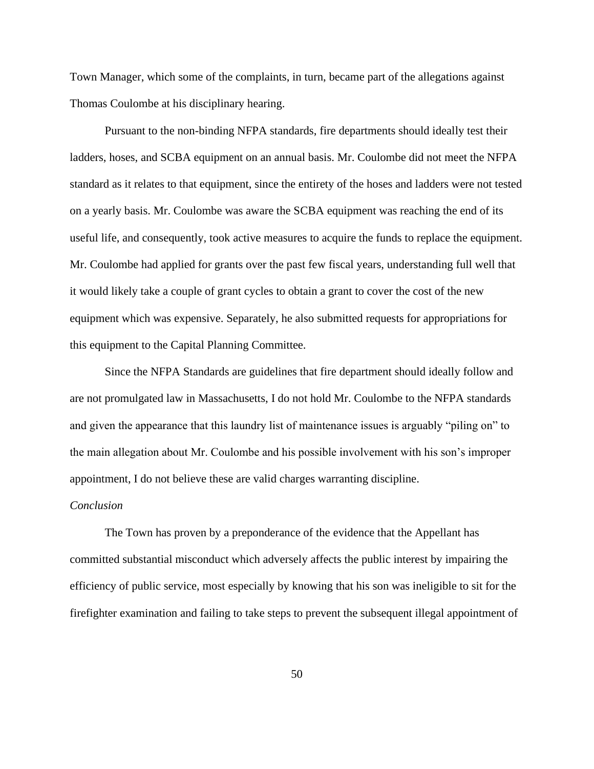Town Manager, which some of the complaints, in turn, became part of the allegations against Thomas Coulombe at his disciplinary hearing.

Pursuant to the non-binding NFPA standards, fire departments should ideally test their ladders, hoses, and SCBA equipment on an annual basis. Mr. Coulombe did not meet the NFPA standard as it relates to that equipment, since the entirety of the hoses and ladders were not tested on a yearly basis. Mr. Coulombe was aware the SCBA equipment was reaching the end of its useful life, and consequently, took active measures to acquire the funds to replace the equipment. Mr. Coulombe had applied for grants over the past few fiscal years, understanding full well that it would likely take a couple of grant cycles to obtain a grant to cover the cost of the new equipment which was expensive. Separately, he also submitted requests for appropriations for this equipment to the Capital Planning Committee.

Since the NFPA Standards are guidelines that fire department should ideally follow and are not promulgated law in Massachusetts, I do not hold Mr. Coulombe to the NFPA standards and given the appearance that this laundry list of maintenance issues is arguably "piling on" to the main allegation about Mr. Coulombe and his possible involvement with his son's improper appointment, I do not believe these are valid charges warranting discipline.

*Conclusion*

The Town has proven by a preponderance of the evidence that the Appellant has committed substantial misconduct which adversely affects the public interest by impairing the efficiency of public service, most especially by knowing that his son was ineligible to sit for the firefighter examination and failing to take steps to prevent the subsequent illegal appointment of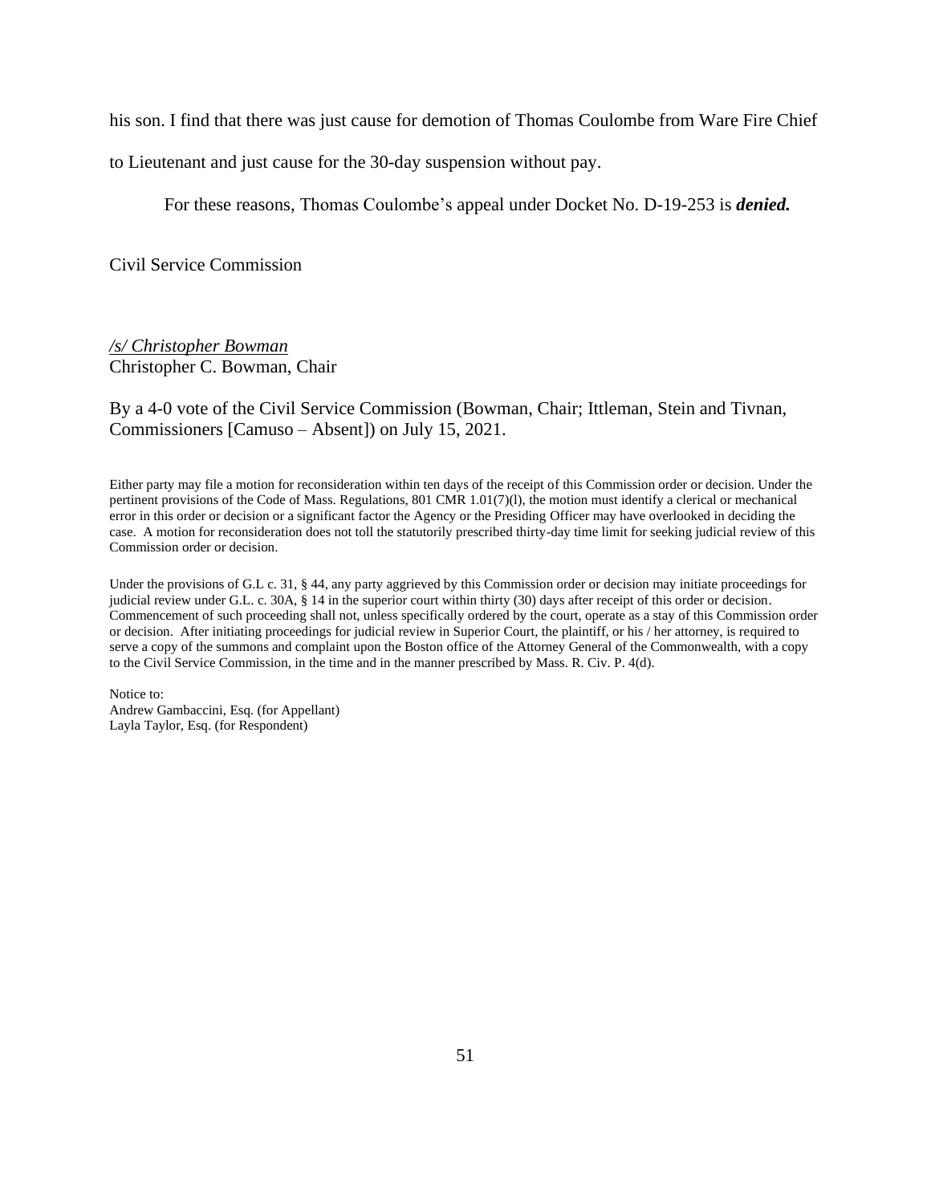his son. I find that there was just cause for demotion of Thomas Coulombe from Ware Fire Chief to Lieutenant and just cause for the 30-day suspension without pay.

For these reasons, Thomas Coulombe's appeal under Docket No. D-19-253 is ***denied.***

Civil Service Commission

*/s/ Christopher Bowman*
Christopher C. Bowman, Chair

By a 4-0 vote of the Civil Service Commission (Bowman, Chair; Ittleman, Stein and Tivnan, Commissioners [Camuso – Absent]) on July 15, 2021.

Either party may file a motion for reconsideration within ten days of the receipt of this Commission order or decision. Under the pertinent provisions of the Code of Mass. Regulations, 801 CMR 1.01(7)(l), the motion must identify a clerical or mechanical error in this order or decision or a significant factor the Agency or the Presiding Officer may have overlooked in deciding the case. A motion for reconsideration does not toll the statutorily prescribed thirty-day time limit for seeking judicial review of this Commission order or decision.

Under the provisions of G.L c. 31, § 44, any party aggrieved by this Commission order or decision may initiate proceedings for judicial review under G.L. c. 30A, § 14 in the superior court within thirty (30) days after receipt of this order or decision. Commencement of such proceeding shall not, unless specifically ordered by the court, operate as a stay of this Commission order or decision. After initiating proceedings for judicial review in Superior Court, the plaintiff, or his / her attorney, is required to serve a copy of the summons and complaint upon the Boston office of the Attorney General of the Commonwealth, with a copy to the Civil Service Commission, in the time and in the manner prescribed by Mass. R. Civ. P. 4(d).

Notice to:
Andrew Gambaccini, Esq. (for Appellant)
Layla Taylor, Esq. (for Respondent)